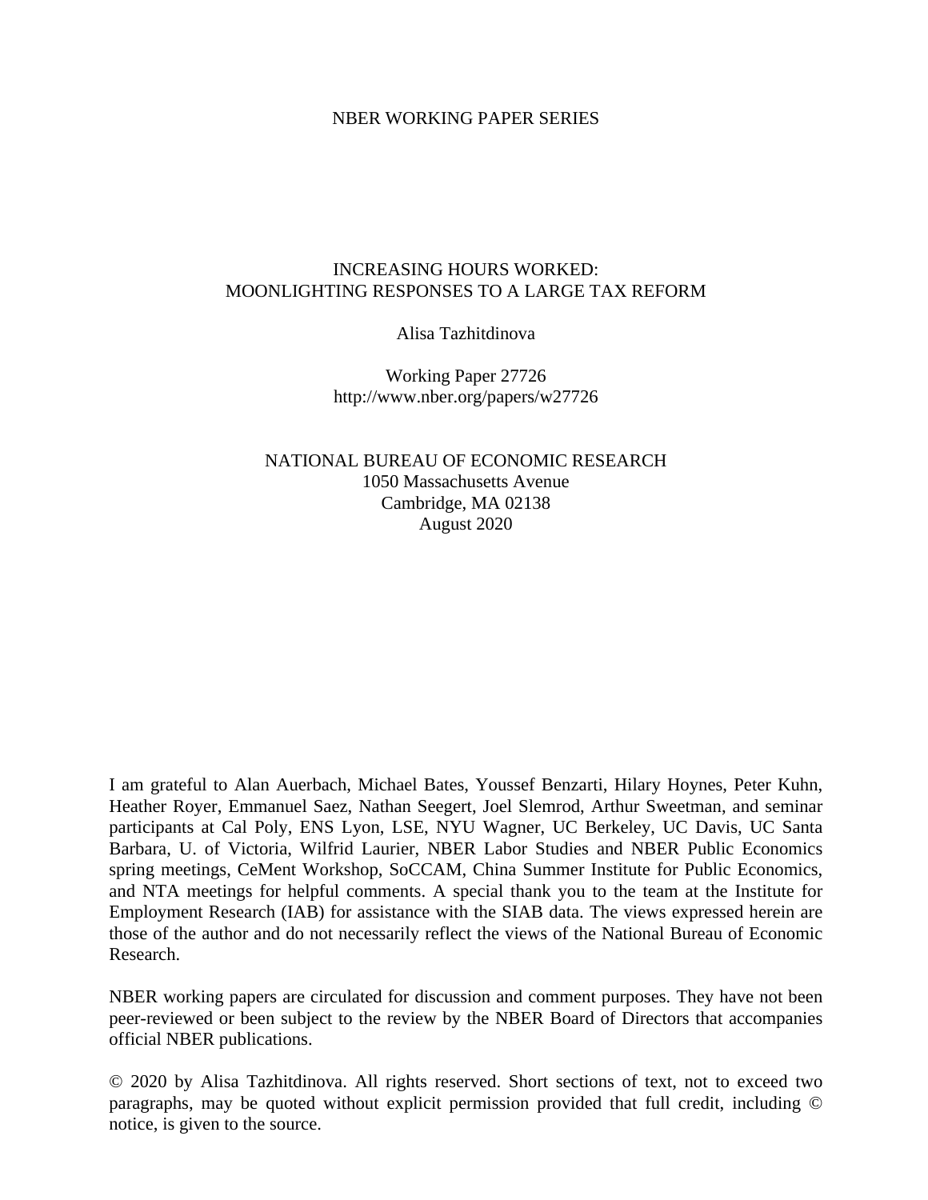NBER WORKING PAPER SERIES

# INCREASING HOURS WORKED: MOONLIGHTING RESPONSES TO A LARGE TAX REFORM

Alisa Tazhitdinova

Working Paper 27726
http://www.nber.org/papers/w27726

NATIONAL BUREAU OF ECONOMIC RESEARCH
1050 Massachusetts Avenue
Cambridge, MA 02138
August 2020

I am grateful to Alan Auerbach, Michael Bates, Youssef Benzarti, Hilary Hoynes, Peter Kuhn, Heather Royer, Emmanuel Saez, Nathan Seegert, Joel Slemrod, Arthur Sweetman, and seminar participants at Cal Poly, ENS Lyon, LSE, NYU Wagner, UC Berkeley, UC Davis, UC Santa Barbara, U. of Victoria, Wilfrid Laurier, NBER Labor Studies and NBER Public Economics spring meetings, CeMent Workshop, SoCCAM, China Summer Institute for Public Economics, and NTA meetings for helpful comments. A special thank you to the team at the Institute for Employment Research (IAB) for assistance with the SIAB data. The views expressed herein are those of the author and do not necessarily reflect the views of the National Bureau of Economic Research.

NBER working papers are circulated for discussion and comment purposes. They have not been peer-reviewed or been subject to the review by the NBER Board of Directors that accompanies official NBER publications.

© 2020 by Alisa Tazhitdinova. All rights reserved. Short sections of text, not to exceed two paragraphs, may be quoted without explicit permission provided that full credit, including © notice, is given to the source.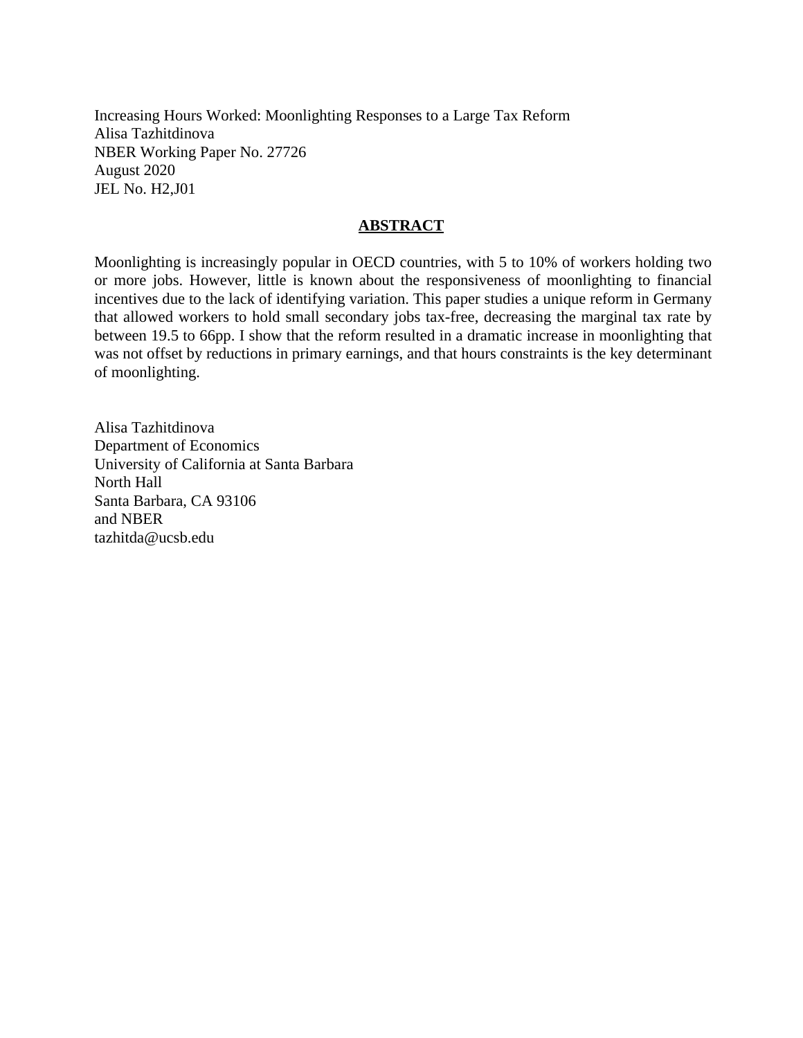Increasing Hours Worked: Moonlighting Responses to a Large Tax Reform
Alisa Tazhitdinova
NBER Working Paper No. 27726
August 2020
JEL No. H2,J01

## **ABSTRACT**

Moonlighting is increasingly popular in OECD countries, with 5 to 10% of workers holding two or more jobs. However, little is known about the responsiveness of moonlighting to financial incentives due to the lack of identifying variation. This paper studies a unique reform in Germany that allowed workers to hold small secondary jobs tax-free, decreasing the marginal tax rate by between 19.5 to 66pp. I show that the reform resulted in a dramatic increase in moonlighting that was not offset by reductions in primary earnings, and that hours constraints is the key determinant of moonlighting.

Alisa Tazhitdinova
Department of Economics
University of California at Santa Barbara
North Hall
Santa Barbara, CA 93106
and NBER
tazhitda@ucsb.edu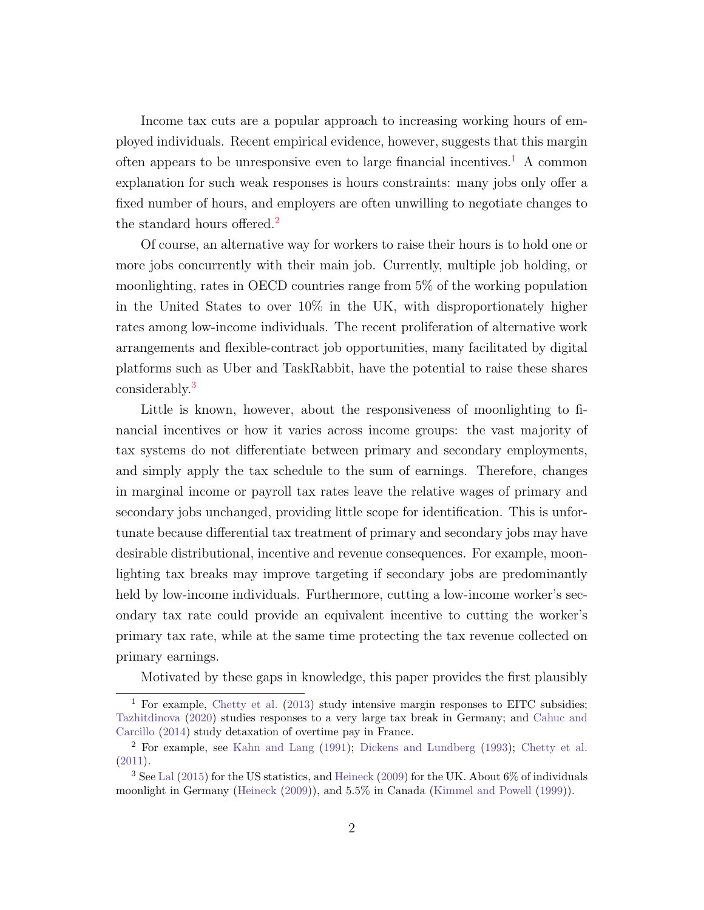Income tax cuts are a popular approach to increasing working hours of employed individuals. Recent empirical evidence, however, suggests that this margin often appears to be unresponsive even to large financial incentives.[1] A common explanation for such weak responses is hours constraints: many jobs only offer a fixed number of hours, and employers are often unwilling to negotiate changes to the standard hours offered.[2]

Of course, an alternative way for workers to raise their hours is to hold one or more jobs concurrently with their main job. Currently, multiple job holding, or moonlighting, rates in OECD countries range from 5% of the working population in the United States to over 10% in the UK, with disproportionately higher rates among low-income individuals. The recent proliferation of alternative work arrangements and flexible-contract job opportunities, many facilitated by digital platforms such as Uber and TaskRabbit, have the potential to raise these shares considerably.[3]

Little is known, however, about the responsiveness of moonlighting to financial incentives or how it varies across income groups: the vast majority of tax systems do not differentiate between primary and secondary employments, and simply apply the tax schedule to the sum of earnings. Therefore, changes in marginal income or payroll tax rates leave the relative wages of primary and secondary jobs unchanged, providing little scope for identification. This is unfortunate because differential tax treatment of primary and secondary jobs may have desirable distributional, incentive and revenue consequences. For example, moonlighting tax breaks may improve targeting if secondary jobs are predominantly held by low-income individuals. Furthermore, cutting a low-income worker's secondary tax rate could provide an equivalent incentive to cutting the worker's primary tax rate, while at the same time protecting the tax revenue collected on primary earnings.

Motivated by these gaps in knowledge, this paper provides the first plausibly

---

[1] For example, Chetty et al. (2013) study intensive margin responses to EITC subsidies; Tazhitdinova (2020) studies responses to a very large tax break in Germany; and Cahuc and Carcillo (2014) study detaxation of overtime pay in France.

[2] For example, see Kahn and Lang (1991); Dickens and Lundberg (1993); Chetty et al. (2011).

[3] See Lal (2015) for the US statistics, and Heineck (2009) for the UK. About 6% of individuals moonlight in Germany (Heineck (2009)), and 5.5% in Canada (Kimmel and Powell (1999)).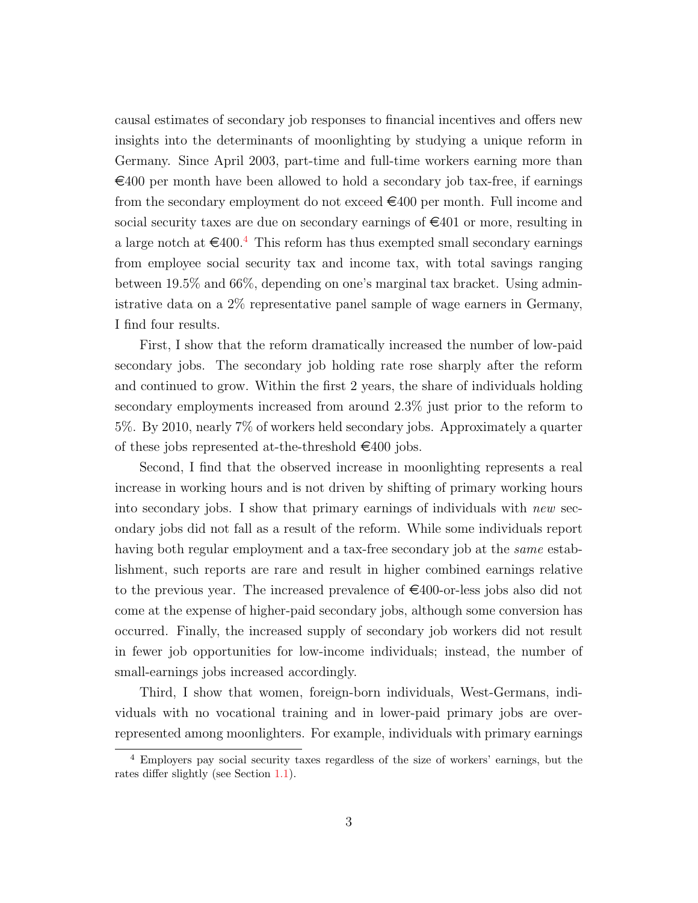causal estimates of secondary job responses to financial incentives and offers new insights into the determinants of moonlighting by studying a unique reform in Germany. Since April 2003, part-time and full-time workers earning more than €400 per month have been allowed to hold a secondary job tax-free, if earnings from the secondary employment do not exceed €400 per month. Full income and social security taxes are due on secondary earnings of €401 or more, resulting in a large notch at €400.[4] This reform has thus exempted small secondary earnings from employee social security tax and income tax, with total savings ranging between 19.5% and 66%, depending on one's marginal tax bracket. Using administrative data on a 2% representative panel sample of wage earners in Germany, I find four results.

First, I show that the reform dramatically increased the number of low-paid secondary jobs. The secondary job holding rate rose sharply after the reform and continued to grow. Within the first 2 years, the share of individuals holding secondary employments increased from around 2.3% just prior to the reform to 5%. By 2010, nearly 7% of workers held secondary jobs. Approximately a quarter of these jobs represented at-the-threshold €400 jobs.

Second, I find that the observed increase in moonlighting represents a real increase in working hours and is not driven by shifting of primary working hours into secondary jobs. I show that primary earnings of individuals with *new* secondary jobs did not fall as a result of the reform. While some individuals report having both regular employment and a tax-free secondary job at the *same* establishment, such reports are rare and result in higher combined earnings relative to the previous year. The increased prevalence of €400-or-less jobs also did not come at the expense of higher-paid secondary jobs, although some conversion has occurred. Finally, the increased supply of secondary job workers did not result in fewer job opportunities for low-income individuals; instead, the number of small-earnings jobs increased accordingly.

Third, I show that women, foreign-born individuals, West-Germans, individuals with no vocational training and in lower-paid primary jobs are over-represented among moonlighters. For example, individuals with primary earnings

[4] Employers pay social security taxes regardless of the size of workers' earnings, but the rates differ slightly (see Section 1.1).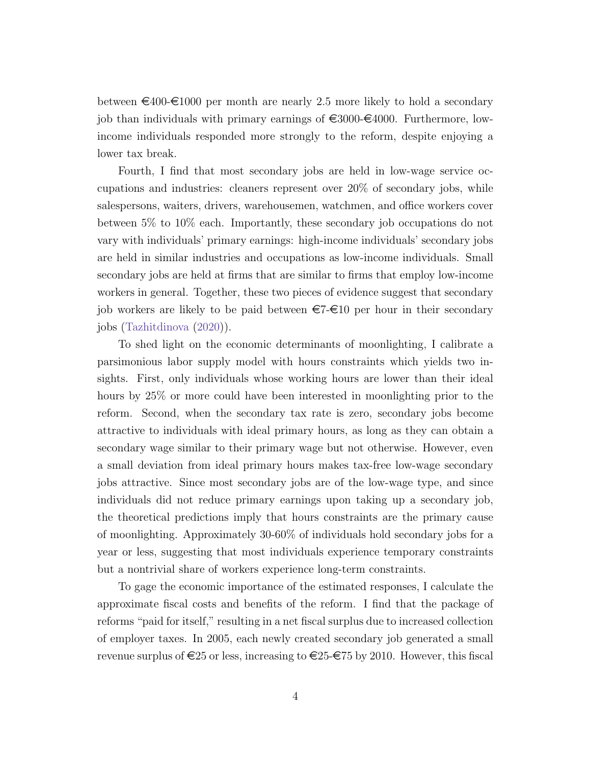between €400-€1000 per month are nearly 2.5 more likely to hold a secondary job than individuals with primary earnings of €3000-€4000. Furthermore, low-income individuals responded more strongly to the reform, despite enjoying a lower tax break.

Fourth, I find that most secondary jobs are held in low-wage service occupations and industries: cleaners represent over 20% of secondary jobs, while salespersons, waiters, drivers, warehousemen, watchmen, and office workers cover between 5% to 10% each. Importantly, these secondary job occupations do not vary with individuals' primary earnings: high-income individuals' secondary jobs are held in similar industries and occupations as low-income individuals. Small secondary jobs are held at firms that are similar to firms that employ low-income workers in general. Together, these two pieces of evidence suggest that secondary job workers are likely to be paid between €7-€10 per hour in their secondary jobs (Tazhitdinova (2020)).

To shed light on the economic determinants of moonlighting, I calibrate a parsimonious labor supply model with hours constraints which yields two insights. First, only individuals whose working hours are lower than their ideal hours by 25% or more could have been interested in moonlighting prior to the reform. Second, when the secondary tax rate is zero, secondary jobs become attractive to individuals with ideal primary hours, as long as they can obtain a secondary wage similar to their primary wage but not otherwise. However, even a small deviation from ideal primary hours makes tax-free low-wage secondary jobs attractive. Since most secondary jobs are of the low-wage type, and since individuals did not reduce primary earnings upon taking up a secondary job, the theoretical predictions imply that hours constraints are the primary cause of moonlighting. Approximately 30-60% of individuals hold secondary jobs for a year or less, suggesting that most individuals experience temporary constraints but a nontrivial share of workers experience long-term constraints.

To gage the economic importance of the estimated responses, I calculate the approximate fiscal costs and benefits of the reform. I find that the package of reforms "paid for itself," resulting in a net fiscal surplus due to increased collection of employer taxes. In 2005, each newly created secondary job generated a small revenue surplus of €25 or less, increasing to €25-€75 by 2010. However, this fiscal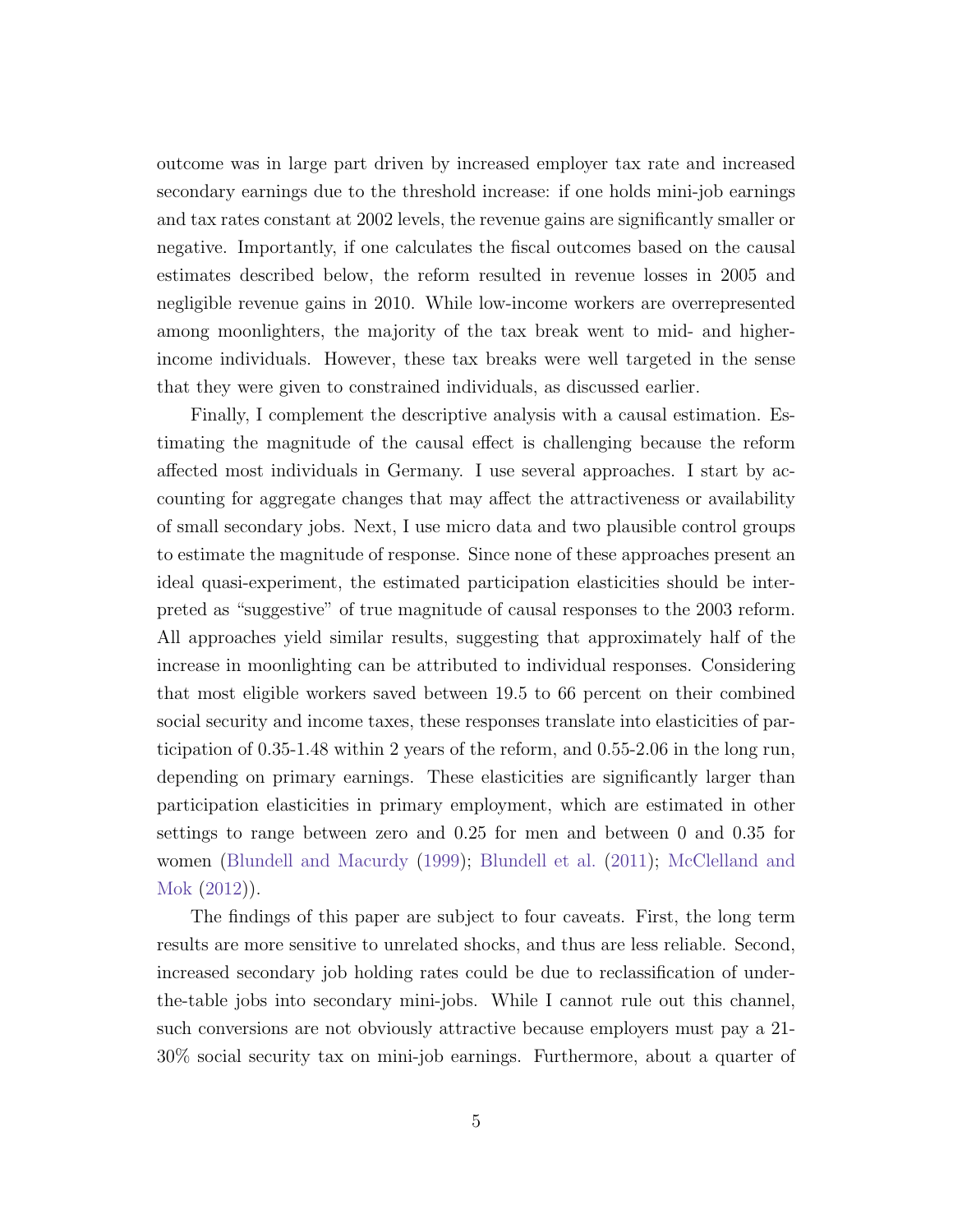outcome was in large part driven by increased employer tax rate and increased secondary earnings due to the threshold increase: if one holds mini-job earnings and tax rates constant at 2002 levels, the revenue gains are significantly smaller or negative. Importantly, if one calculates the fiscal outcomes based on the causal estimates described below, the reform resulted in revenue losses in 2005 and negligible revenue gains in 2010. While low-income workers are overrepresented among moonlighters, the majority of the tax break went to mid- and higher-income individuals. However, these tax breaks were well targeted in the sense that they were given to constrained individuals, as discussed earlier.

Finally, I complement the descriptive analysis with a causal estimation. Estimating the magnitude of the causal effect is challenging because the reform affected most individuals in Germany. I use several approaches. I start by accounting for aggregate changes that may affect the attractiveness or availability of small secondary jobs. Next, I use micro data and two plausible control groups to estimate the magnitude of response. Since none of these approaches present an ideal quasi-experiment, the estimated participation elasticities should be interpreted as "suggestive" of true magnitude of causal responses to the 2003 reform. All approaches yield similar results, suggesting that approximately half of the increase in moonlighting can be attributed to individual responses. Considering that most eligible workers saved between 19.5 to 66 percent on their combined social security and income taxes, these responses translate into elasticities of participation of 0.35-1.48 within 2 years of the reform, and 0.55-2.06 in the long run, depending on primary earnings. These elasticities are significantly larger than participation elasticities in primary employment, which are estimated in other settings to range between zero and 0.25 for men and between 0 and 0.35 for women (Blundell and Macurdy (1999); Blundell et al. (2011); McClelland and Mok (2012)).

The findings of this paper are subject to four caveats. First, the long term results are more sensitive to unrelated shocks, and thus are less reliable. Second, increased secondary job holding rates could be due to reclassification of under-the-table jobs into secondary mini-jobs. While I cannot rule out this channel, such conversions are not obviously attractive because employers must pay a 21-30% social security tax on mini-job earnings. Furthermore, about a quarter of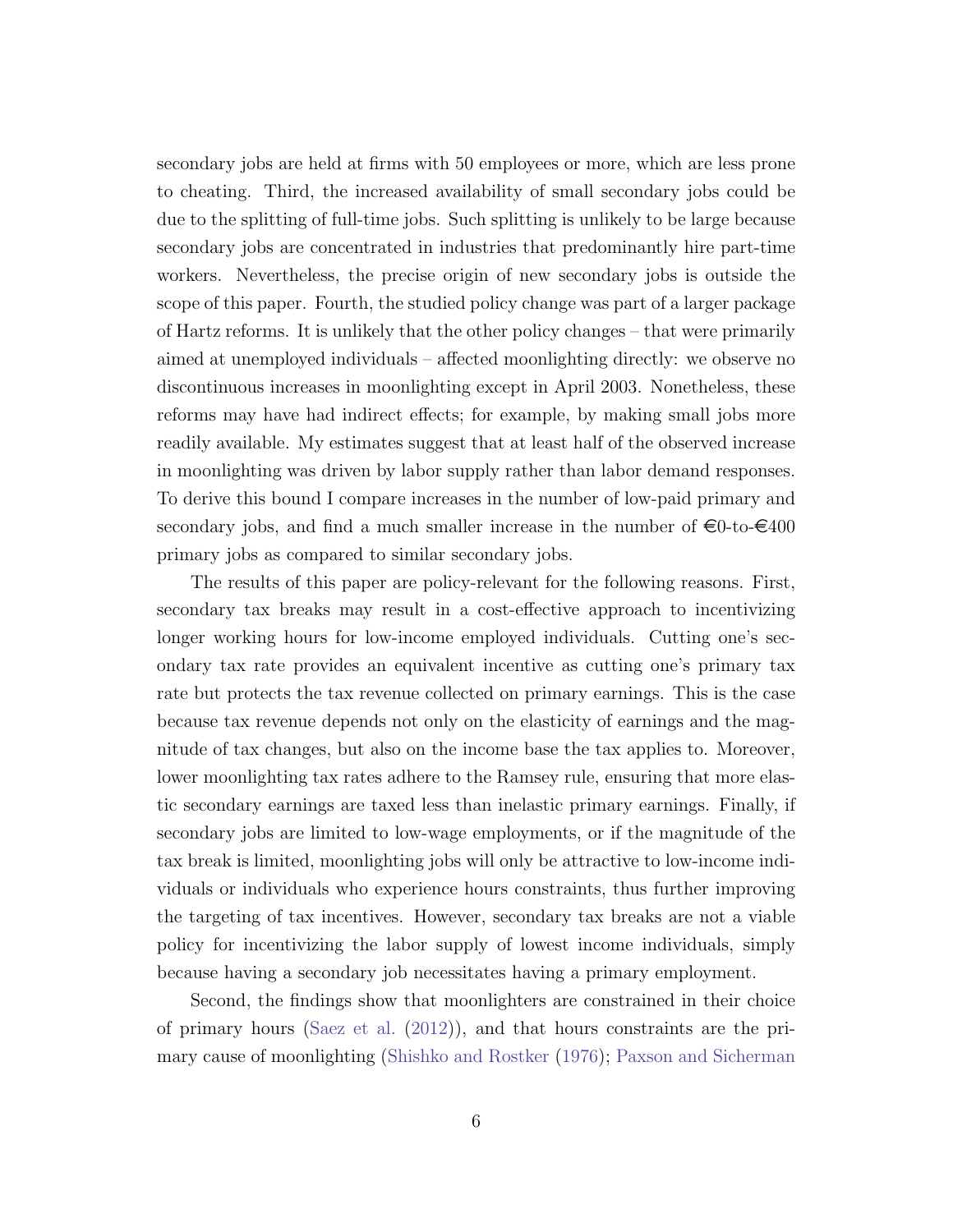secondary jobs are held at firms with 50 employees or more, which are less prone to cheating. Third, the increased availability of small secondary jobs could be due to the splitting of full-time jobs. Such splitting is unlikely to be large because secondary jobs are concentrated in industries that predominantly hire part-time workers. Nevertheless, the precise origin of new secondary jobs is outside the scope of this paper. Fourth, the studied policy change was part of a larger package of Hartz reforms. It is unlikely that the other policy changes – that were primarily aimed at unemployed individuals – affected moonlighting directly: we observe no discontinuous increases in moonlighting except in April 2003. Nonetheless, these reforms may have had indirect effects; for example, by making small jobs more readily available. My estimates suggest that at least half of the observed increase in moonlighting was driven by labor supply rather than labor demand responses. To derive this bound I compare increases in the number of low-paid primary and secondary jobs, and find a much smaller increase in the number of €0-to-€400 primary jobs as compared to similar secondary jobs.

The results of this paper are policy-relevant for the following reasons. First, secondary tax breaks may result in a cost-effective approach to incentivizing longer working hours for low-income employed individuals. Cutting one's secondary tax rate provides an equivalent incentive as cutting one's primary tax rate but protects the tax revenue collected on primary earnings. This is the case because tax revenue depends not only on the elasticity of earnings and the magnitude of tax changes, but also on the income base the tax applies to. Moreover, lower moonlighting tax rates adhere to the Ramsey rule, ensuring that more elastic secondary earnings are taxed less than inelastic primary earnings. Finally, if secondary jobs are limited to low-wage employments, or if the magnitude of the tax break is limited, moonlighting jobs will only be attractive to low-income individuals or individuals who experience hours constraints, thus further improving the targeting of tax incentives. However, secondary tax breaks are not a viable policy for incentivizing the labor supply of lowest income individuals, simply because having a secondary job necessitates having a primary employment.

Second, the findings show that moonlighters are constrained in their choice of primary hours (Saez et al. (2012)), and that hours constraints are the primary cause of moonlighting (Shishko and Rostker (1976); Paxson and Sicherman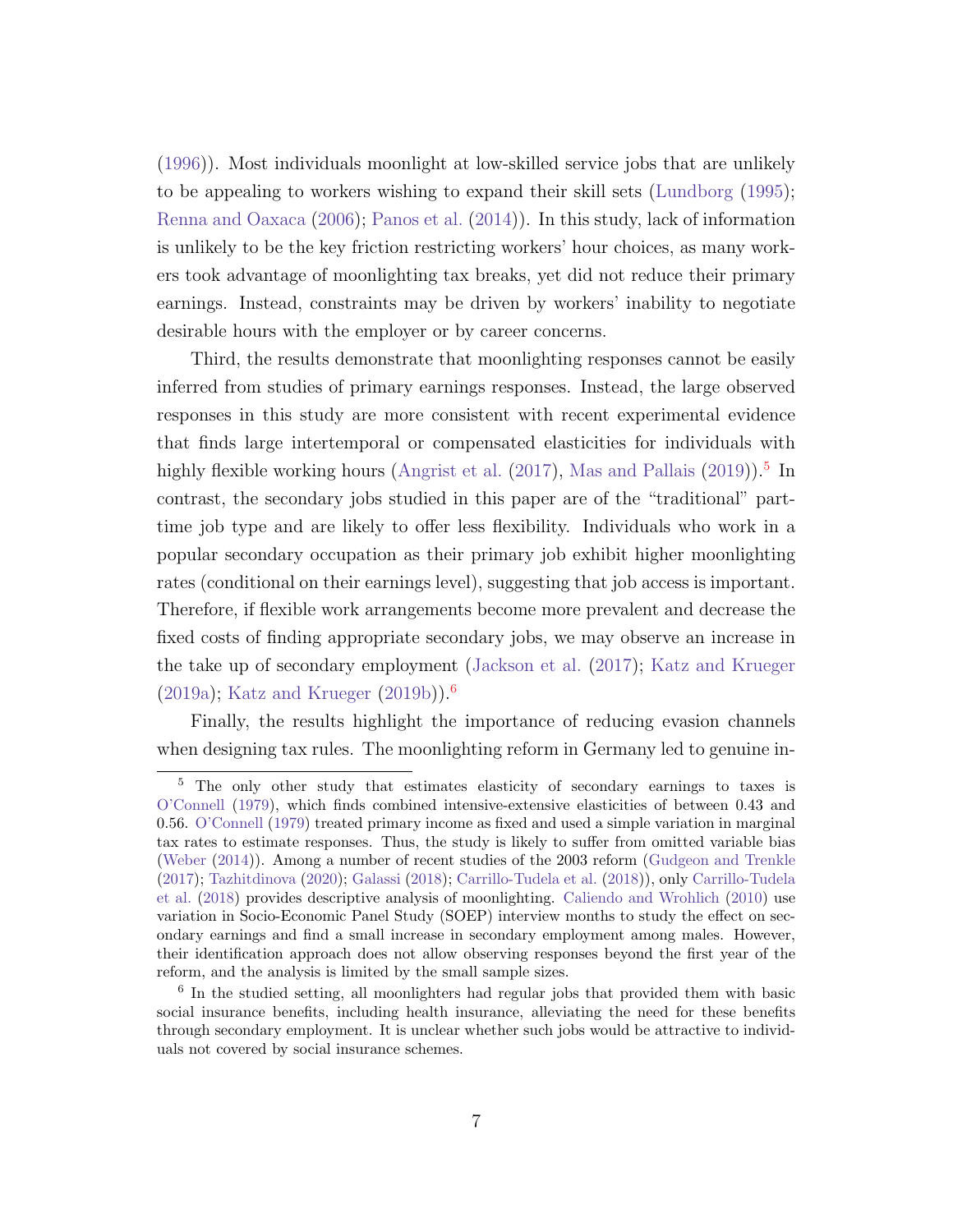(1996)). Most individuals moonlight at low-skilled service jobs that are unlikely to be appealing to workers wishing to expand their skill sets (Lundborg (1995); Renna and Oaxaca (2006); Panos et al. (2014)). In this study, lack of information is unlikely to be the key friction restricting workers' hour choices, as many workers took advantage of moonlighting tax breaks, yet did not reduce their primary earnings. Instead, constraints may be driven by workers' inability to negotiate desirable hours with the employer or by career concerns.

Third, the results demonstrate that moonlighting responses cannot be easily inferred from studies of primary earnings responses. Instead, the large observed responses in this study are more consistent with recent experimental evidence that finds large intertemporal or compensated elasticities for individuals with highly flexible working hours (Angrist et al. (2017), Mas and Pallais (2019)).[5] In contrast, the secondary jobs studied in this paper are of the "traditional" part-time job type and are likely to offer less flexibility. Individuals who work in a popular secondary occupation as their primary job exhibit higher moonlighting rates (conditional on their earnings level), suggesting that job access is important. Therefore, if flexible work arrangements become more prevalent and decrease the fixed costs of finding appropriate secondary jobs, we may observe an increase in the take up of secondary employment (Jackson et al. (2017); Katz and Krueger (2019a); Katz and Krueger (2019b)).[6]

Finally, the results highlight the importance of reducing evasion channels when designing tax rules. The moonlighting reform in Germany led to genuine in-

---

[5] The only other study that estimates elasticity of secondary earnings to taxes is O'Connell (1979), which finds combined intensive-extensive elasticities of between 0.43 and 0.56. O'Connell (1979) treated primary income as fixed and used a simple variation in marginal tax rates to estimate responses. Thus, the study is likely to suffer from omitted variable bias (Weber (2014)). Among a number of recent studies of the 2003 reform (Gudgeon and Trenkle (2017); Tazhitdinova (2020); Galassi (2018); Carrillo-Tudela et al. (2018)), only Carrillo-Tudela et al. (2018) provides descriptive analysis of moonlighting. Caliendo and Wrohlich (2010) use variation in Socio-Economic Panel Study (SOEP) interview months to study the effect on secondary earnings and find a small increase in secondary employment among males. However, their identification approach does not allow observing responses beyond the first year of the reform, and the analysis is limited by the small sample sizes.

[6] In the studied setting, all moonlighters had regular jobs that provided them with basic social insurance benefits, including health insurance, alleviating the need for these benefits through secondary employment. It is unclear whether such jobs would be attractive to individuals not covered by social insurance schemes.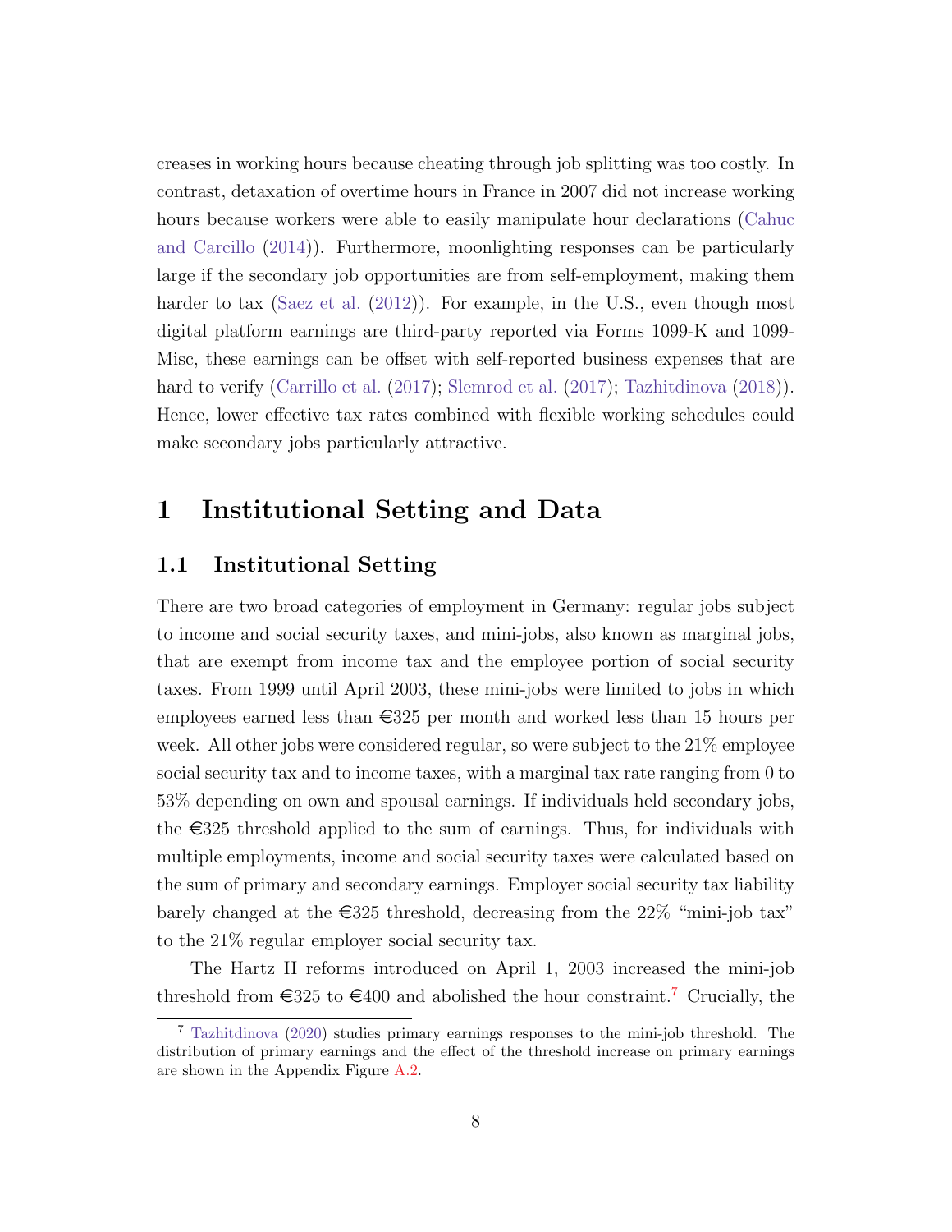creases in working hours because cheating through job splitting was too costly. In contrast, detaxation of overtime hours in France in 2007 did not increase working hours because workers were able to easily manipulate hour declarations (Cahuc and Carcillo (2014)). Furthermore, moonlighting responses can be particularly large if the secondary job opportunities are from self-employment, making them harder to tax (Saez et al. (2012)). For example, in the U.S., even though most digital platform earnings are third-party reported via Forms 1099-K and 1099-Misc, these earnings can be offset with self-reported business expenses that are hard to verify (Carrillo et al. (2017); Slemrod et al. (2017); Tazhitdinova (2018)). Hence, lower effective tax rates combined with flexible working schedules could make secondary jobs particularly attractive.

# 1 Institutional Setting and Data

## 1.1 Institutional Setting

There are two broad categories of employment in Germany: regular jobs subject to income and social security taxes, and mini-jobs, also known as marginal jobs, that are exempt from income tax and the employee portion of social security taxes. From 1999 until April 2003, these mini-jobs were limited to jobs in which employees earned less than €325 per month and worked less than 15 hours per week. All other jobs were considered regular, so were subject to the 21% employee social security tax and to income taxes, with a marginal tax rate ranging from 0 to 53% depending on own and spousal earnings. If individuals held secondary jobs, the €325 threshold applied to the sum of earnings. Thus, for individuals with multiple employments, income and social security taxes were calculated based on the sum of primary and secondary earnings. Employer social security tax liability barely changed at the €325 threshold, decreasing from the 22% "mini-job tax" to the 21% regular employer social security tax.

The Hartz II reforms introduced on April 1, 2003 increased the mini-job threshold from €325 to €400 and abolished the hour constraint.[7] Crucially, the

[7] Tazhitdinova (2020) studies primary earnings responses to the mini-job threshold. The distribution of primary earnings and the effect of the threshold increase on primary earnings are shown in the Appendix Figure A.2.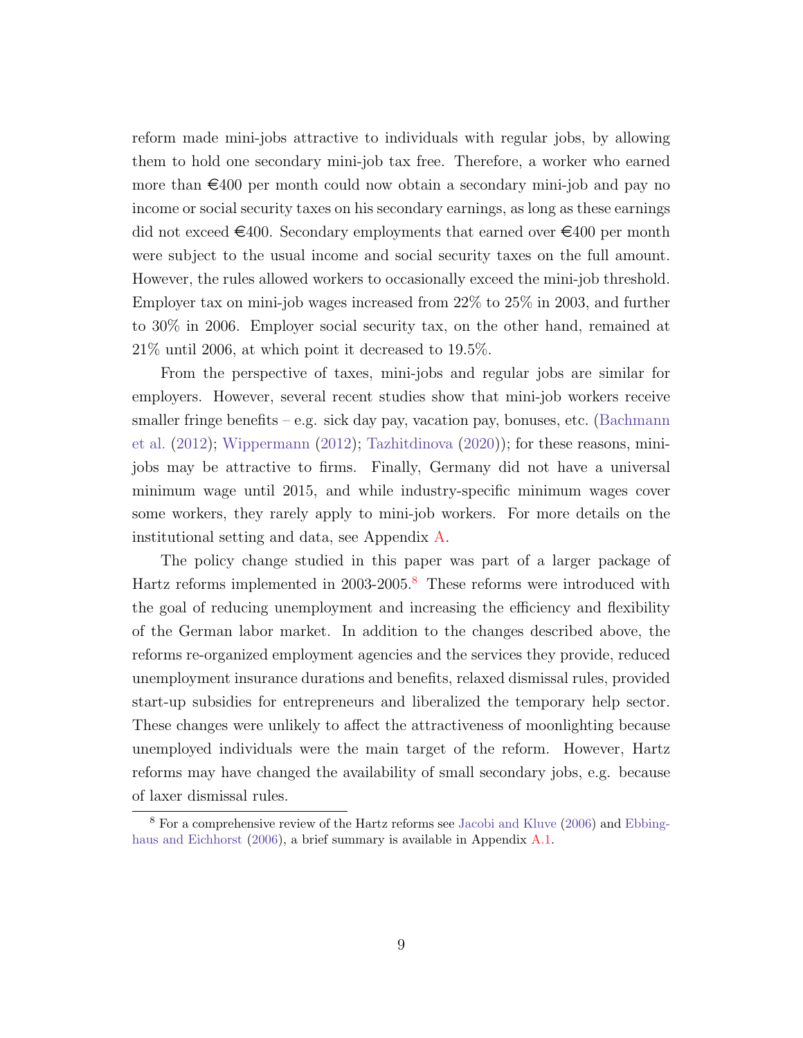reform made mini-jobs attractive to individuals with regular jobs, by allowing them to hold one secondary mini-job tax free. Therefore, a worker who earned more than €400 per month could now obtain a secondary mini-job and pay no income or social security taxes on his secondary earnings, as long as these earnings did not exceed €400. Secondary employments that earned over €400 per month were subject to the usual income and social security taxes on the full amount. However, the rules allowed workers to occasionally exceed the mini-job threshold. Employer tax on mini-job wages increased from 22% to 25% in 2003, and further to 30% in 2006. Employer social security tax, on the other hand, remained at 21% until 2006, at which point it decreased to 19.5%.

From the perspective of taxes, mini-jobs and regular jobs are similar for employers. However, several recent studies show that mini-job workers receive smaller fringe benefits – e.g. sick day pay, vacation pay, bonuses, etc. (Bachmann et al. (2012); Wippermann (2012); Tazhitdinova (2020)); for these reasons, mini-jobs may be attractive to firms. Finally, Germany did not have a universal minimum wage until 2015, and while industry-specific minimum wages cover some workers, they rarely apply to mini-job workers. For more details on the institutional setting and data, see Appendix A.

The policy change studied in this paper was part of a larger package of Hartz reforms implemented in 2003-2005.[8] These reforms were introduced with the goal of reducing unemployment and increasing the efficiency and flexibility of the German labor market. In addition to the changes described above, the reforms re-organized employment agencies and the services they provide, reduced unemployment insurance durations and benefits, relaxed dismissal rules, provided start-up subsidies for entrepreneurs and liberalized the temporary help sector. These changes were unlikely to affect the attractiveness of moonlighting because unemployed individuals were the main target of the reform. However, Hartz reforms may have changed the availability of small secondary jobs, e.g. because of laxer dismissal rules.

[8] For a comprehensive review of the Hartz reforms see Jacobi and Kluve (2006) and Ebbinghaus and Eichhorst (2006), a brief summary is available in Appendix A.1.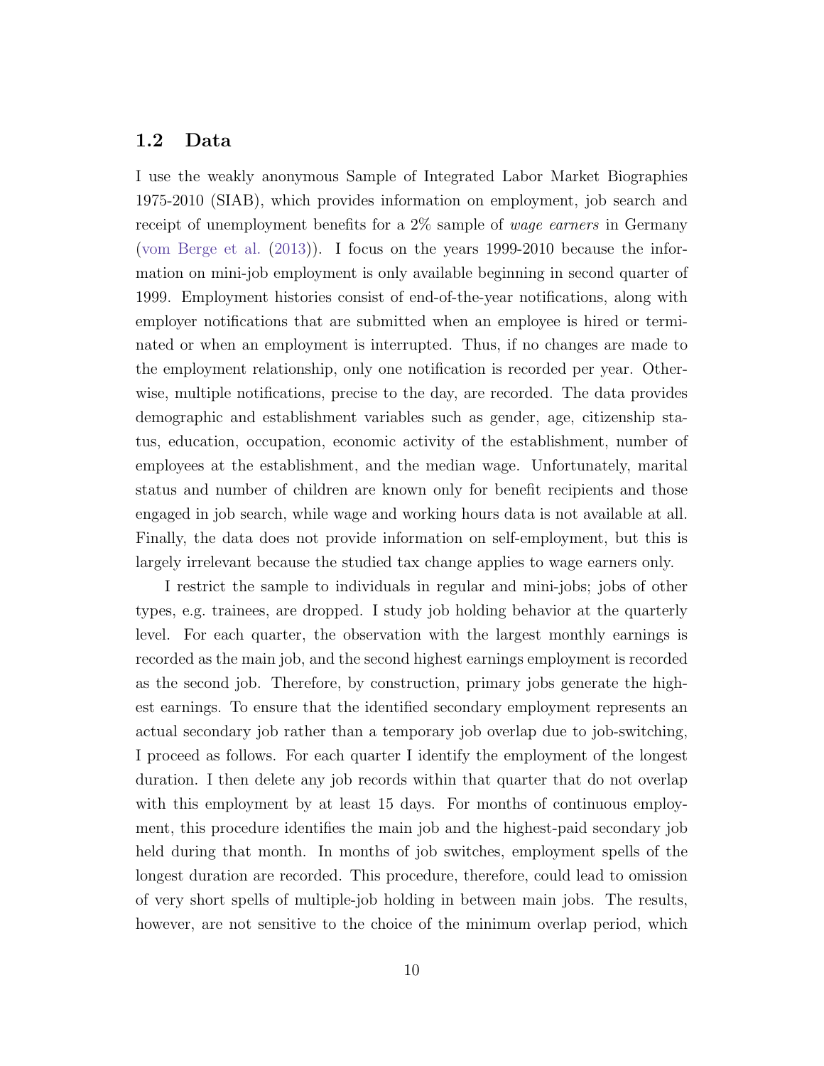## 1.2 Data

I use the weakly anonymous Sample of Integrated Labor Market Biographies 1975-2010 (SIAB), which provides information on employment, job search and receipt of unemployment benefits for a 2% sample of *wage earners* in Germany (vom Berge et al. (2013)). I focus on the years 1999-2010 because the information on mini-job employment is only available beginning in second quarter of 1999. Employment histories consist of end-of-the-year notifications, along with employer notifications that are submitted when an employee is hired or terminated or when an employment is interrupted. Thus, if no changes are made to the employment relationship, only one notification is recorded per year. Otherwise, multiple notifications, precise to the day, are recorded. The data provides demographic and establishment variables such as gender, age, citizenship status, education, occupation, economic activity of the establishment, number of employees at the establishment, and the median wage. Unfortunately, marital status and number of children are known only for benefit recipients and those engaged in job search, while wage and working hours data is not available at all. Finally, the data does not provide information on self-employment, but this is largely irrelevant because the studied tax change applies to wage earners only.

I restrict the sample to individuals in regular and mini-jobs; jobs of other types, e.g. trainees, are dropped. I study job holding behavior at the quarterly level. For each quarter, the observation with the largest monthly earnings is recorded as the main job, and the second highest earnings employment is recorded as the second job. Therefore, by construction, primary jobs generate the highest earnings. To ensure that the identified secondary employment represents an actual secondary job rather than a temporary job overlap due to job-switching, I proceed as follows. For each quarter I identify the employment of the longest duration. I then delete any job records within that quarter that do not overlap with this employment by at least 15 days. For months of continuous employment, this procedure identifies the main job and the highest-paid secondary job held during that month. In months of job switches, employment spells of the longest duration are recorded. This procedure, therefore, could lead to omission of very short spells of multiple-job holding in between main jobs. The results, however, are not sensitive to the choice of the minimum overlap period, which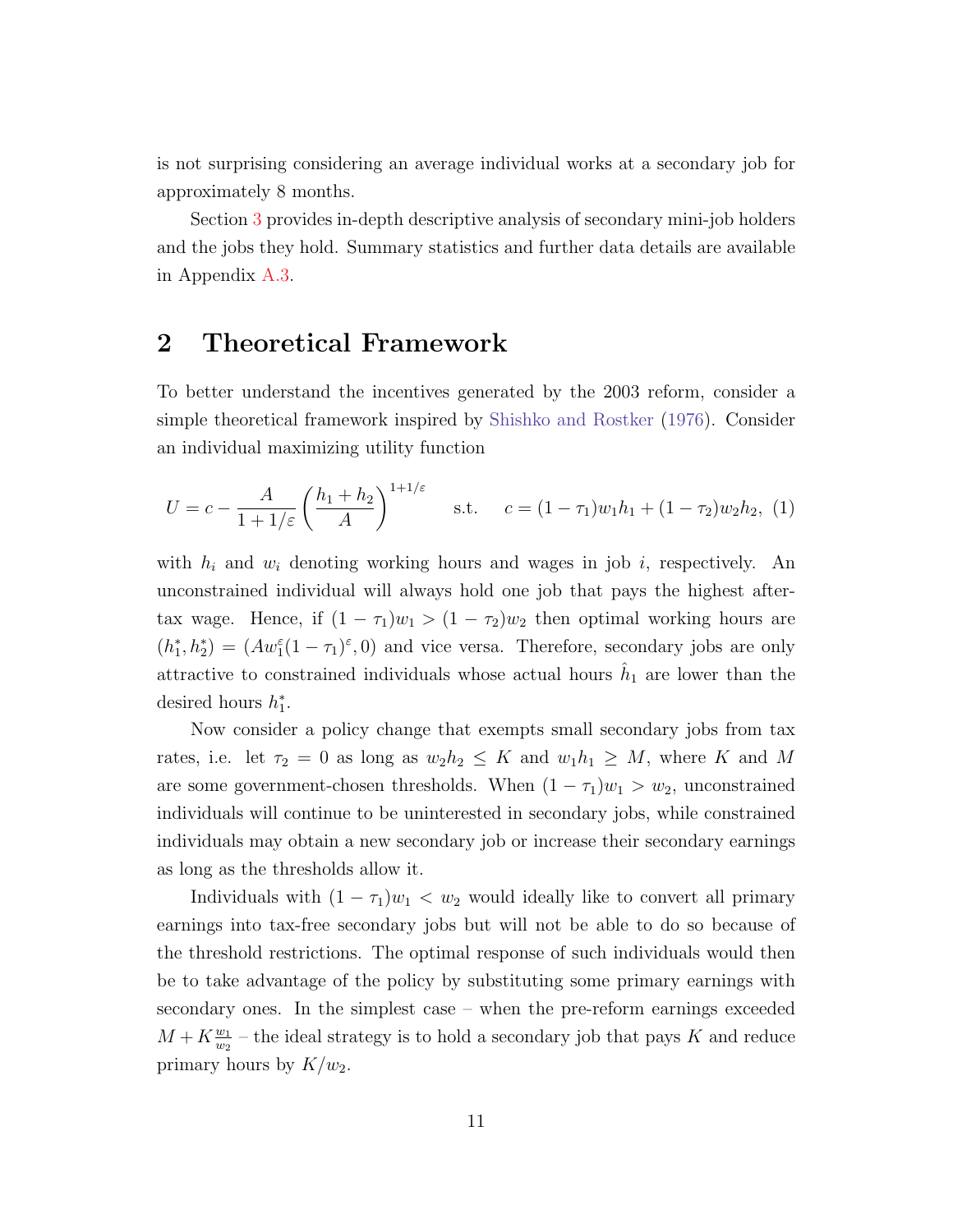is not surprising considering an average individual works at a secondary job for approximately 8 months.

Section 3 provides in-depth descriptive analysis of secondary mini-job holders and the jobs they hold. Summary statistics and further data details are available in Appendix A.3.

## 2 Theoretical Framework

To better understand the incentives generated by the 2003 reform, consider a simple theoretical framework inspired by Shishko and Rostker (1976). Consider an individual maximizing utility function

$$U = c - \frac{A}{1+1/\varepsilon}\left(\frac{h_1+h_2}{A}\right)^{1+1/\varepsilon} \qquad \text{s.t.} \quad c = (1-\tau_1)w_1h_1 + (1-\tau_2)w_2h_2, \tag{1}$$

with $h_i$ and $w_i$ denoting working hours and wages in job $i$, respectively. An unconstrained individual will always hold one job that pays the highest after-tax wage. Hence, if $(1-\tau_1)w_1 > (1-\tau_2)w_2$ then optimal working hours are $(h_1^*, h_2^*) = (Aw_1^\varepsilon(1-\tau_1)^\varepsilon, 0)$ and vice versa. Therefore, secondary jobs are only attractive to constrained individuals whose actual hours $\hat{h}_1$ are lower than the desired hours $h_1^*$.

Now consider a policy change that exempts small secondary jobs from tax rates, i.e. let $\tau_2 = 0$ as long as $w_2h_2 \leq K$ and $w_1h_1 \geq M$, where $K$ and $M$ are some government-chosen thresholds. When $(1-\tau_1)w_1 > w_2$, unconstrained individuals will continue to be uninterested in secondary jobs, while constrained individuals may obtain a new secondary job or increase their secondary earnings as long as the thresholds allow it.

Individuals with $(1-\tau_1)w_1 < w_2$ would ideally like to convert all primary earnings into tax-free secondary jobs but will not be able to do so because of the threshold restrictions. The optimal response of such individuals would then be to take advantage of the policy by substituting some primary earnings with secondary ones. In the simplest case – when the pre-reform earnings exceeded $M + K\frac{w_1}{w_2}$ – the ideal strategy is to hold a secondary job that pays $K$ and reduce primary hours by $K/w_2$.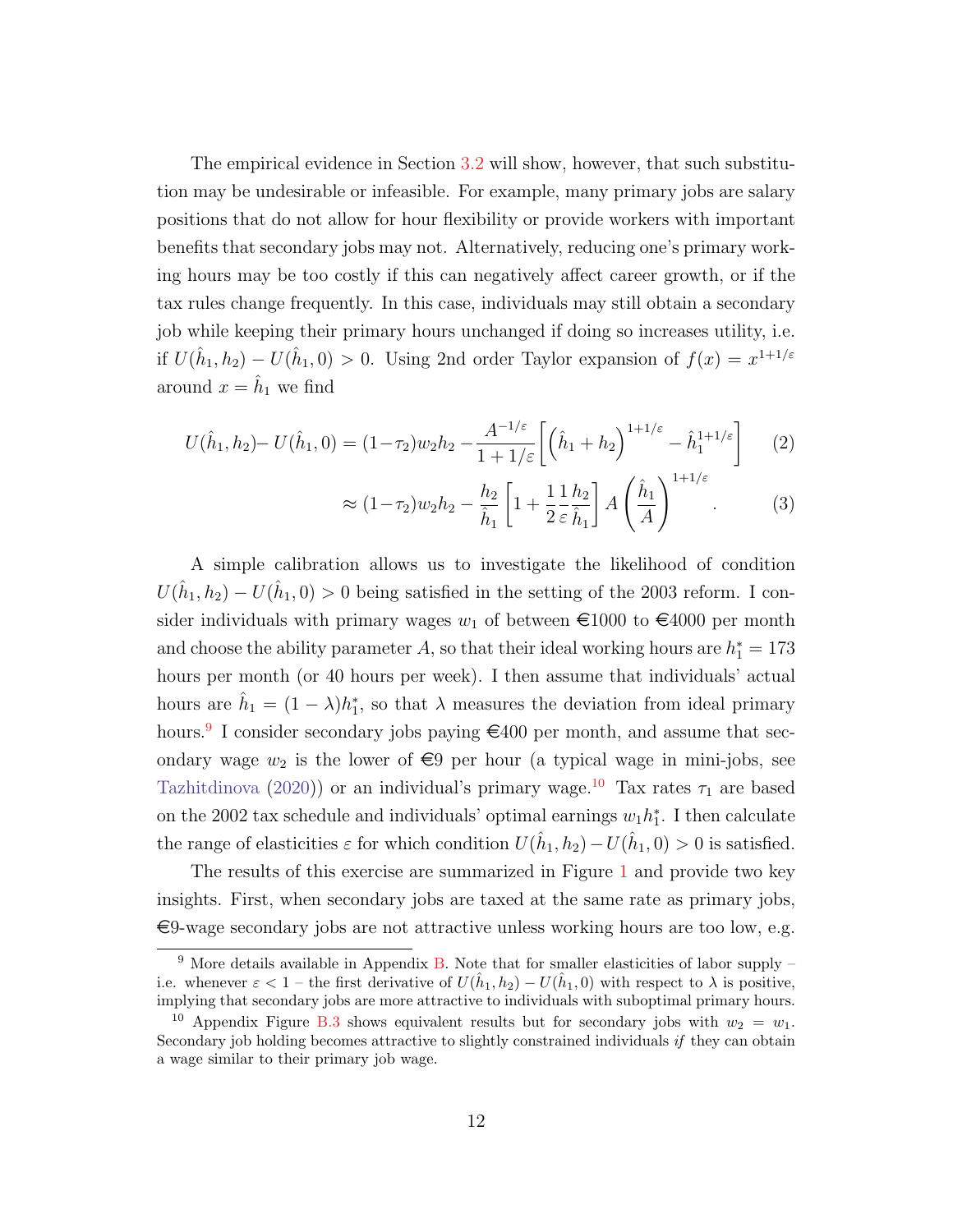The empirical evidence in Section 3.2 will show, however, that such substitution may be undesirable or infeasible. For example, many primary jobs are salary positions that do not allow for hour flexibility or provide workers with important benefits that secondary jobs may not. Alternatively, reducing one's primary working hours may be too costly if this can negatively affect career growth, or if the tax rules change frequently. In this case, individuals may still obtain a secondary job while keeping their primary hours unchanged if doing so increases utility, i.e. if $U(\hat{h}_1, h_2) - U(\hat{h}_1, 0) > 0$. Using 2nd order Taylor expansion of $f(x) = x^{1+1/\varepsilon}$ around $x = \hat{h}_1$ we find

$$U(\hat{h}_1, h_2) - U(\hat{h}_1, 0) = (1-\tau_2) w_2 h_2 - \frac{A^{-1/\varepsilon}}{1+1/\varepsilon}\left[\left(\hat{h}_1 + h_2\right)^{1+1/\varepsilon} - \hat{h}_1^{1+1/\varepsilon}\right] \quad (2)$$

$$\approx (1-\tau_2) w_2 h_2 - \frac{h_2}{\hat{h}_1}\left[1 + \frac{1}{2}\frac{1}{\varepsilon}\frac{h_2}{\hat{h}_1}\right] A \left(\frac{\hat{h}_1}{A}\right)^{1+1/\varepsilon}. \quad (3)$$

A simple calibration allows us to investigate the likelihood of condition $U(\hat{h}_1, h_2) - U(\hat{h}_1, 0) > 0$ being satisfied in the setting of the 2003 reform. I consider individuals with primary wages $w_1$ of between €1000 to €4000 per month and choose the ability parameter $A$, so that their ideal working hours are $h_1^* = 173$ hours per month (or 40 hours per week). I then assume that individuals' actual hours are $\hat{h}_1 = (1-\lambda)h_1^*$, so that $\lambda$ measures the deviation from ideal primary hours.[9] I consider secondary jobs paying €400 per month, and assume that secondary wage $w_2$ is the lower of €9 per hour (a typical wage in mini-jobs, see Tazhitdinova (2020)) or an individual's primary wage.[10] Tax rates $\tau_1$ are based on the 2002 tax schedule and individuals' optimal earnings $w_1 h_1^*$. I then calculate the range of elasticities $\varepsilon$ for which condition $U(\hat{h}_1, h_2) - U(\hat{h}_1, 0) > 0$ is satisfied.

The results of this exercise are summarized in Figure 1 and provide two key insights. First, when secondary jobs are taxed at the same rate as primary jobs, €9-wage secondary jobs are not attractive unless working hours are too low, e.g.

[9] More details available in Appendix B. Note that for smaller elasticities of labor supply – i.e. whenever $\varepsilon < 1$ – the first derivative of $U(\hat{h}_1, h_2) - U(\hat{h}_1, 0)$ with respect to $\lambda$ is positive, implying that secondary jobs are more attractive to individuals with suboptimal primary hours.

[10] Appendix Figure B.3 shows equivalent results but for secondary jobs with $w_2 = w_1$. Secondary job holding becomes attractive to slightly constrained individuals *if* they can obtain a wage similar to their primary job wage.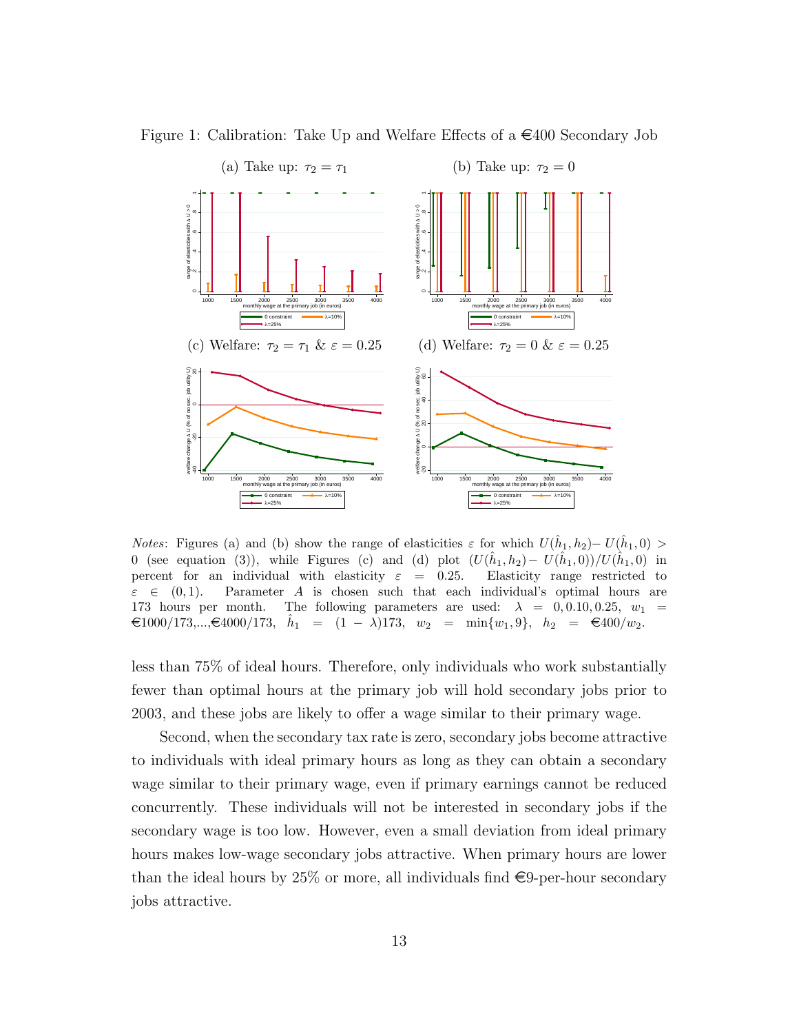Figure 1: Calibration: Take Up and Welfare Effects of a €400 Secondary Job

(a) Take up: $\tau_2 = \tau_1$

(b) Take up: $\tau_2 = 0$

(c) Welfare: $\tau_2 = \tau_1$ & $\varepsilon = 0.25$

(d) Welfare: $\tau_2 = 0$ & $\varepsilon = 0.25$

*Notes*: Figures (a) and (b) show the range of elasticities $\varepsilon$ for which $U(\hat{h}_1, h_2) - U(\hat{h}_1, 0) > 0$ (see equation (3)), while Figures (c) and (d) plot $(U(\hat{h}_1, h_2) - U(\hat{h}_1, 0))/U(\hat{h}_1, 0)$ in percent for an individual with elasticity $\varepsilon = 0.25$. Elasticity range restricted to $\varepsilon \in (0, 1)$. Parameter $A$ is chosen such that each individual's optimal hours are 173 hours per month. The following parameters are used: $\lambda = 0, 0.10, 0.25$, $w_1 =$ €1000/173,...,€4000/173, $\hat{h}_1 = (1 - \lambda)173$, $w_2 = \min\{w_1, 9\}$, $h_2 =$ €$400/w_2$.

less than 75% of ideal hours. Therefore, only individuals who work substantially fewer than optimal hours at the primary job will hold secondary jobs prior to 2003, and these jobs are likely to offer a wage similar to their primary wage.

Second, when the secondary tax rate is zero, secondary jobs become attractive to individuals with ideal primary hours as long as they can obtain a secondary wage similar to their primary wage, even if primary earnings cannot be reduced concurrently. These individuals will not be interested in secondary jobs if the secondary wage is too low. However, even a small deviation from ideal primary hours makes low-wage secondary jobs attractive. When primary hours are lower than the ideal hours by 25% or more, all individuals find €9-per-hour secondary jobs attractive.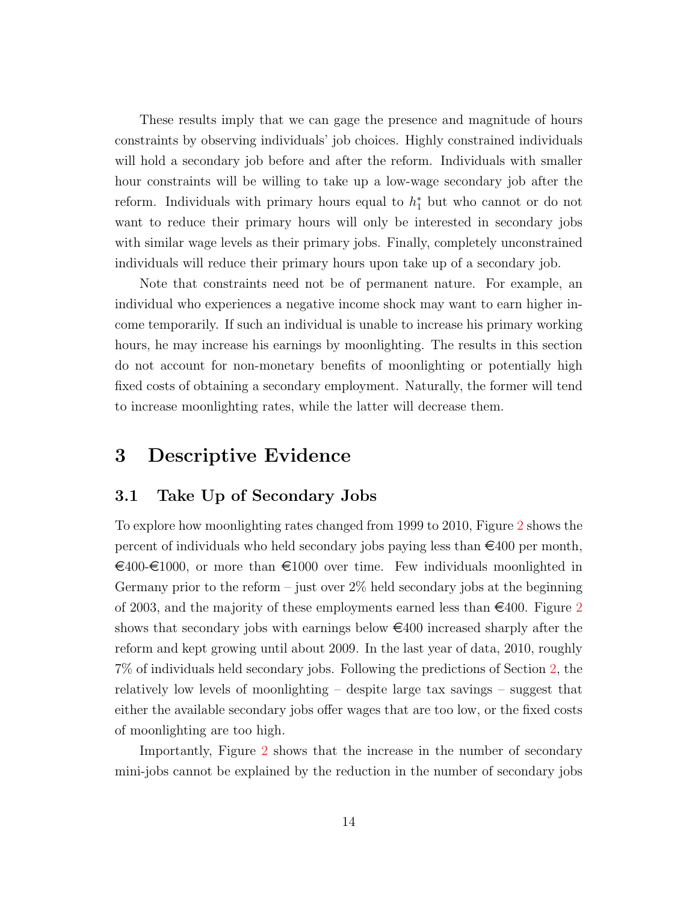These results imply that we can gage the presence and magnitude of hours constraints by observing individuals' job choices. Highly constrained individuals will hold a secondary job before and after the reform. Individuals with smaller hour constraints will be willing to take up a low-wage secondary job after the reform. Individuals with primary hours equal to $h_1^*$ but who cannot or do not want to reduce their primary hours will only be interested in secondary jobs with similar wage levels as their primary jobs. Finally, completely unconstrained individuals will reduce their primary hours upon take up of a secondary job.

Note that constraints need not be of permanent nature. For example, an individual who experiences a negative income shock may want to earn higher income temporarily. If such an individual is unable to increase his primary working hours, he may increase his earnings by moonlighting. The results in this section do not account for non-monetary benefits of moonlighting or potentially high fixed costs of obtaining a secondary employment. Naturally, the former will tend to increase moonlighting rates, while the latter will decrease them.

# 3 Descriptive Evidence

## 3.1 Take Up of Secondary Jobs

To explore how moonlighting rates changed from 1999 to 2010, Figure 2 shows the percent of individuals who held secondary jobs paying less than €400 per month, €400-€1000, or more than €1000 over time. Few individuals moonlighted in Germany prior to the reform – just over 2% held secondary jobs at the beginning of 2003, and the majority of these employments earned less than €400. Figure 2 shows that secondary jobs with earnings below €400 increased sharply after the reform and kept growing until about 2009. In the last year of data, 2010, roughly 7% of individuals held secondary jobs. Following the predictions of Section 2, the relatively low levels of moonlighting – despite large tax savings – suggest that either the available secondary jobs offer wages that are too low, or the fixed costs of moonlighting are too high.

Importantly, Figure 2 shows that the increase in the number of secondary mini-jobs cannot be explained by the reduction in the number of secondary jobs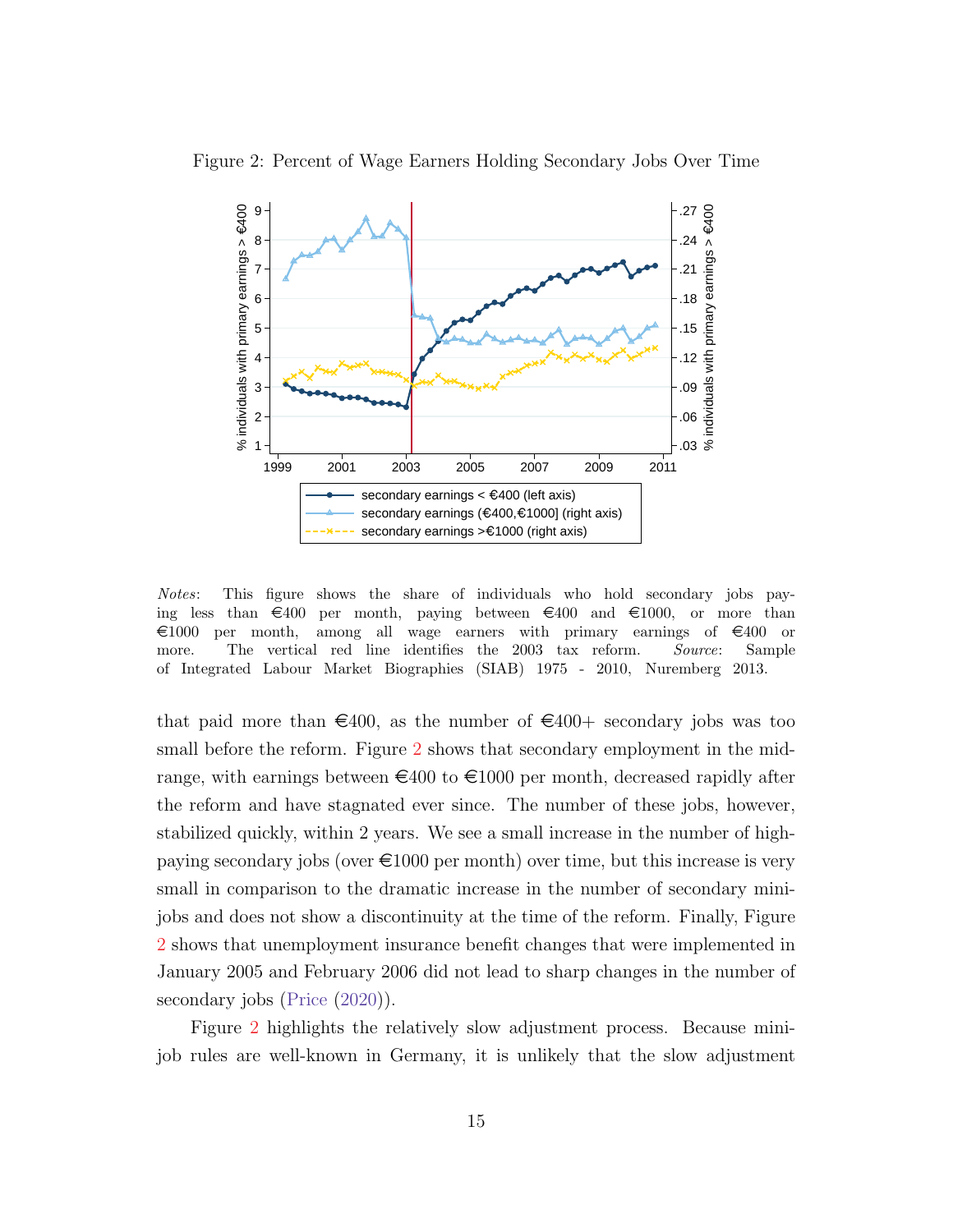Figure 2: Percent of Wage Earners Holding Secondary Jobs Over Time

*Notes*: This figure shows the share of individuals who hold secondary jobs paying less than €400 per month, paying between €400 and €1000, or more than €1000 per month, among all wage earners with primary earnings of €400 or more. The vertical red line identifies the 2003 tax reform. *Source*: Sample of Integrated Labour Market Biographies (SIAB) 1975 - 2010, Nuremberg 2013.

that paid more than €400, as the number of €400+ secondary jobs was too small before the reform. Figure 2 shows that secondary employment in the mid-range, with earnings between €400 to €1000 per month, decreased rapidly after the reform and have stagnated ever since. The number of these jobs, however, stabilized quickly, within 2 years. We see a small increase in the number of high-paying secondary jobs (over €1000 per month) over time, but this increase is very small in comparison to the dramatic increase in the number of secondary mini-jobs and does not show a discontinuity at the time of the reform. Finally, Figure 2 shows that unemployment insurance benefit changes that were implemented in January 2005 and February 2006 did not lead to sharp changes in the number of secondary jobs (Price (2020)).

Figure 2 highlights the relatively slow adjustment process. Because mini-job rules are well-known in Germany, it is unlikely that the slow adjustment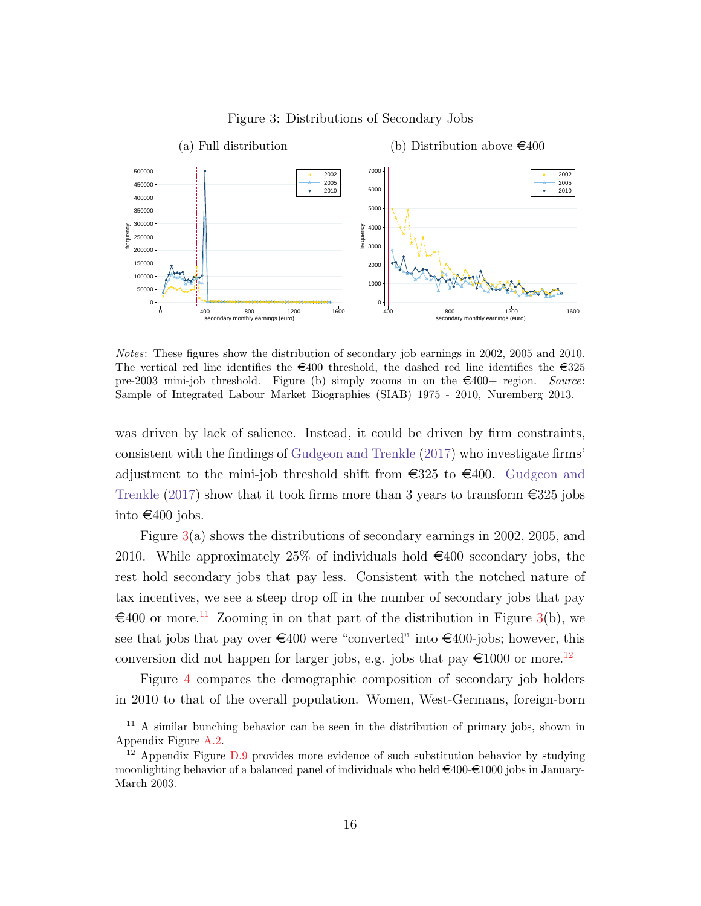Figure 3: Distributions of Secondary Jobs

(a) Full distribution

(b) Distribution above €400

*Notes*: These figures show the distribution of secondary job earnings in 2002, 2005 and 2010. The vertical red line identifies the €400 threshold, the dashed red line identifies the €325 pre-2003 mini-job threshold. Figure (b) simply zooms in on the €400+ region. *Source*: Sample of Integrated Labour Market Biographies (SIAB) 1975 - 2010, Nuremberg 2013.

was driven by lack of salience. Instead, it could be driven by firm constraints, consistent with the findings of Gudgeon and Trenkle (2017) who investigate firms' adjustment to the mini-job threshold shift from €325 to €400. Gudgeon and Trenkle (2017) show that it took firms more than 3 years to transform €325 jobs into €400 jobs.

Figure 3(a) shows the distributions of secondary earnings in 2002, 2005, and 2010. While approximately 25% of individuals hold €400 secondary jobs, the rest hold secondary jobs that pay less. Consistent with the notched nature of tax incentives, we see a steep drop off in the number of secondary jobs that pay €400 or more.[11] Zooming in on that part of the distribution in Figure 3(b), we see that jobs that pay over €400 were "converted" into €400-jobs; however, this conversion did not happen for larger jobs, e.g. jobs that pay €1000 or more.[12]

Figure 4 compares the demographic composition of secondary job holders in 2010 to that of the overall population. Women, West-Germans, foreign-born

[11] A similar bunching behavior can be seen in the distribution of primary jobs, shown in Appendix Figure A.2.

[12] Appendix Figure D.9 provides more evidence of such substitution behavior by studying moonlighting behavior of a balanced panel of individuals who held €400-€1000 jobs in January-March 2003.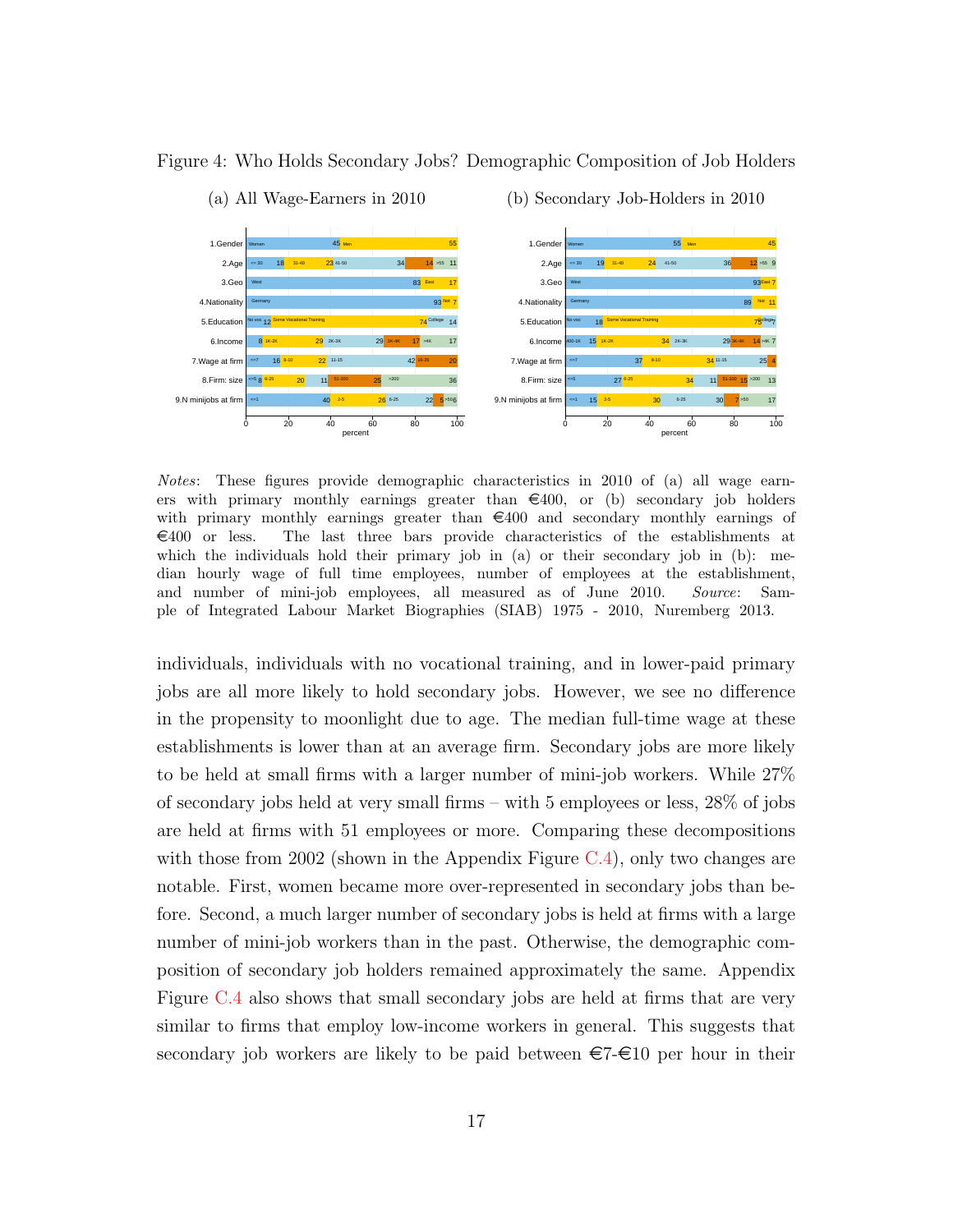Figure 4: Who Holds Secondary Jobs? Demographic Composition of Job Holders

(a) All Wage-Earners in 2010

(b) Secondary Job-Holders in 2010

*Notes*: These figures provide demographic characteristics in 2010 of (a) all wage earners with primary monthly earnings greater than €400, or (b) secondary job holders with primary monthly earnings greater than €400 and secondary monthly earnings of €400 or less. The last three bars provide characteristics of the establishments at which the individuals hold their primary job in (a) or their secondary job in (b): median hourly wage of full time employees, number of employees at the establishment, and number of mini-job employees, all measured as of June 2010. *Source*: Sample of Integrated Labour Market Biographies (SIAB) 1975 - 2010, Nuremberg 2013.

individuals, individuals with no vocational training, and in lower-paid primary jobs are all more likely to hold secondary jobs. However, we see no difference in the propensity to moonlight due to age. The median full-time wage at these establishments is lower than at an average firm. Secondary jobs are more likely to be held at small firms with a larger number of mini-job workers. While 27% of secondary jobs held at very small firms – with 5 employees or less, 28% of jobs are held at firms with 51 employees or more. Comparing these decompositions with those from 2002 (shown in the Appendix Figure C.4), only two changes are notable. First, women became more over-represented in secondary jobs than before. Second, a much larger number of secondary jobs is held at firms with a large number of mini-job workers than in the past. Otherwise, the demographic composition of secondary job holders remained approximately the same. Appendix Figure C.4 also shows that small secondary jobs are held at firms that are very similar to firms that employ low-income workers in general. This suggests that secondary job workers are likely to be paid between €7-€10 per hour in their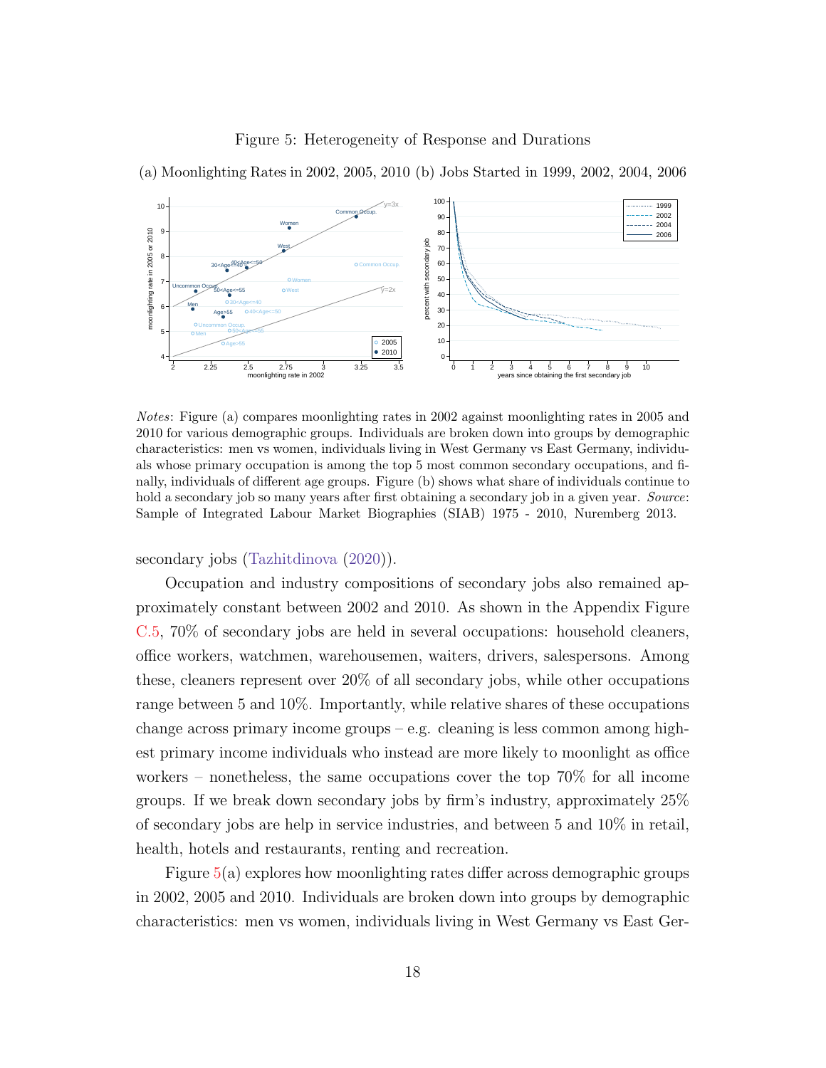Figure 5: Heterogeneity of Response and Durations

(a) Moonlighting Rates in 2002, 2005, 2010 (b) Jobs Started in 1999, 2002, 2004, 2006

*Notes*: Figure (a) compares moonlighting rates in 2002 against moonlighting rates in 2005 and 2010 for various demographic groups. Individuals are broken down into groups by demographic characteristics: men vs women, individuals living in West Germany vs East Germany, individuals whose primary occupation is among the top 5 most common secondary occupations, and finally, individuals of different age groups. Figure (b) shows what share of individuals continue to hold a secondary job so many years after first obtaining a secondary job in a given year. *Source*: Sample of Integrated Labour Market Biographies (SIAB) 1975 - 2010, Nuremberg 2013.

secondary jobs (Tazhitdinova (2020)).

Occupation and industry compositions of secondary jobs also remained approximately constant between 2002 and 2010. As shown in the Appendix Figure C.5, 70% of secondary jobs are held in several occupations: household cleaners, office workers, watchmen, warehousemen, waiters, drivers, salespersons. Among these, cleaners represent over 20% of all secondary jobs, while other occupations range between 5 and 10%. Importantly, while relative shares of these occupations change across primary income groups – e.g. cleaning is less common among highest primary income individuals who instead are more likely to moonlight as office workers – nonetheless, the same occupations cover the top 70% for all income groups. If we break down secondary jobs by firm's industry, approximately 25% of secondary jobs are help in service industries, and between 5 and 10% in retail, health, hotels and restaurants, renting and recreation.

Figure 5(a) explores how moonlighting rates differ across demographic groups in 2002, 2005 and 2010. Individuals are broken down into groups by demographic characteristics: men vs women, individuals living in West Germany vs East Ger-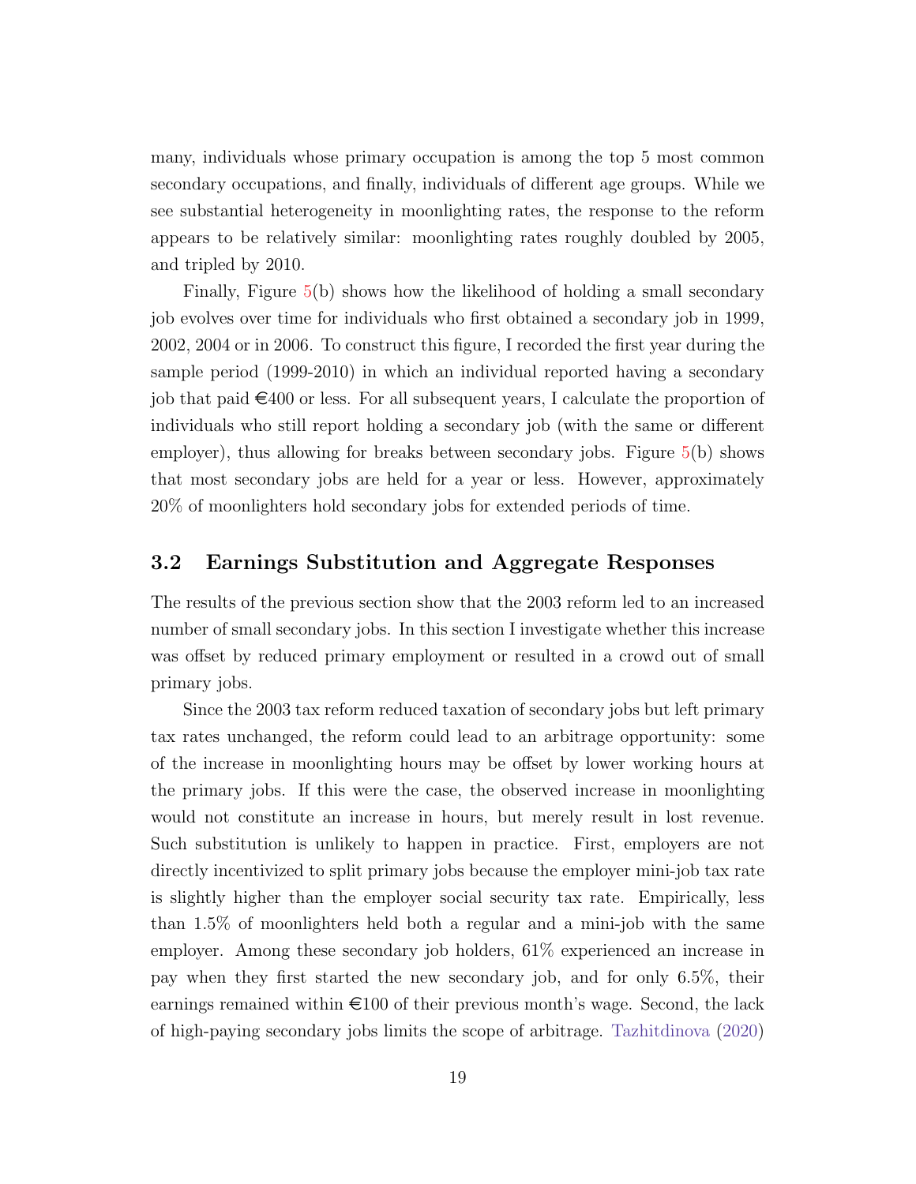many, individuals whose primary occupation is among the top 5 most common secondary occupations, and finally, individuals of different age groups. While we see substantial heterogeneity in moonlighting rates, the response to the reform appears to be relatively similar: moonlighting rates roughly doubled by 2005, and tripled by 2010.

Finally, Figure 5(b) shows how the likelihood of holding a small secondary job evolves over time for individuals who first obtained a secondary job in 1999, 2002, 2004 or in 2006. To construct this figure, I recorded the first year during the sample period (1999-2010) in which an individual reported having a secondary job that paid €400 or less. For all subsequent years, I calculate the proportion of individuals who still report holding a secondary job (with the same or different employer), thus allowing for breaks between secondary jobs. Figure 5(b) shows that most secondary jobs are held for a year or less. However, approximately 20% of moonlighters hold secondary jobs for extended periods of time.

## 3.2 Earnings Substitution and Aggregate Responses

The results of the previous section show that the 2003 reform led to an increased number of small secondary jobs. In this section I investigate whether this increase was offset by reduced primary employment or resulted in a crowd out of small primary jobs.

Since the 2003 tax reform reduced taxation of secondary jobs but left primary tax rates unchanged, the reform could lead to an arbitrage opportunity: some of the increase in moonlighting hours may be offset by lower working hours at the primary jobs. If this were the case, the observed increase in moonlighting would not constitute an increase in hours, but merely result in lost revenue. Such substitution is unlikely to happen in practice. First, employers are not directly incentivized to split primary jobs because the employer mini-job tax rate is slightly higher than the employer social security tax rate. Empirically, less than 1.5% of moonlighters held both a regular and a mini-job with the same employer. Among these secondary job holders, 61% experienced an increase in pay when they first started the new secondary job, and for only 6.5%, their earnings remained within €100 of their previous month's wage. Second, the lack of high-paying secondary jobs limits the scope of arbitrage. Tazhitdinova (2020)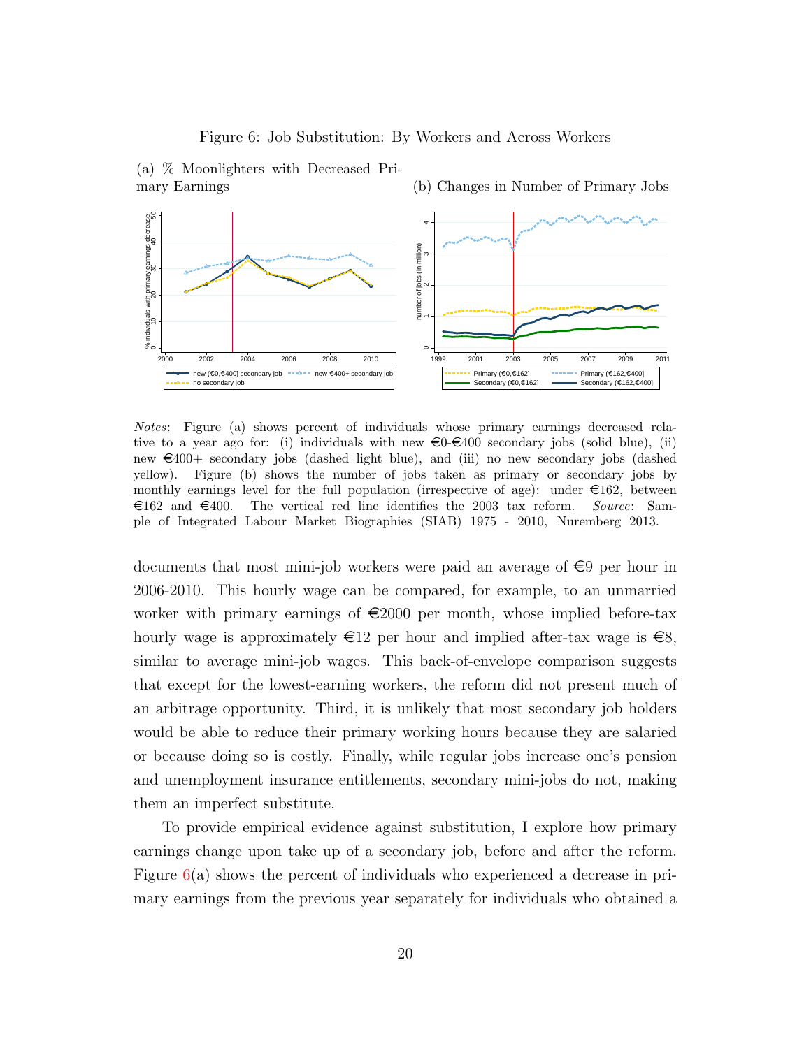Figure 6: Job Substitution: By Workers and Across Workers

(a) % Moonlighters with Decreased Primary Earnings

(b) Changes in Number of Primary Jobs

*Notes*: Figure (a) shows percent of individuals whose primary earnings decreased relative to a year ago for: (i) individuals with new €0-€400 secondary jobs (solid blue), (ii) new €400+ secondary jobs (dashed light blue), and (iii) no new secondary jobs (dashed yellow). Figure (b) shows the number of jobs taken as primary or secondary jobs by monthly earnings level for the full population (irrespective of age): under €162, between €162 and €400. The vertical red line identifies the 2003 tax reform. *Source*: Sample of Integrated Labour Market Biographies (SIAB) 1975 - 2010, Nuremberg 2013.

documents that most mini-job workers were paid an average of €9 per hour in 2006-2010. This hourly wage can be compared, for example, to an unmarried worker with primary earnings of €2000 per month, whose implied before-tax hourly wage is approximately €12 per hour and implied after-tax wage is €8, similar to average mini-job wages. This back-of-envelope comparison suggests that except for the lowest-earning workers, the reform did not present much of an arbitrage opportunity. Third, it is unlikely that most secondary job holders would be able to reduce their primary working hours because they are salaried or because doing so is costly. Finally, while regular jobs increase one's pension and unemployment insurance entitlements, secondary mini-jobs do not, making them an imperfect substitute.

To provide empirical evidence against substitution, I explore how primary earnings change upon take up of a secondary job, before and after the reform. Figure 6(a) shows the percent of individuals who experienced a decrease in primary earnings from the previous year separately for individuals who obtained a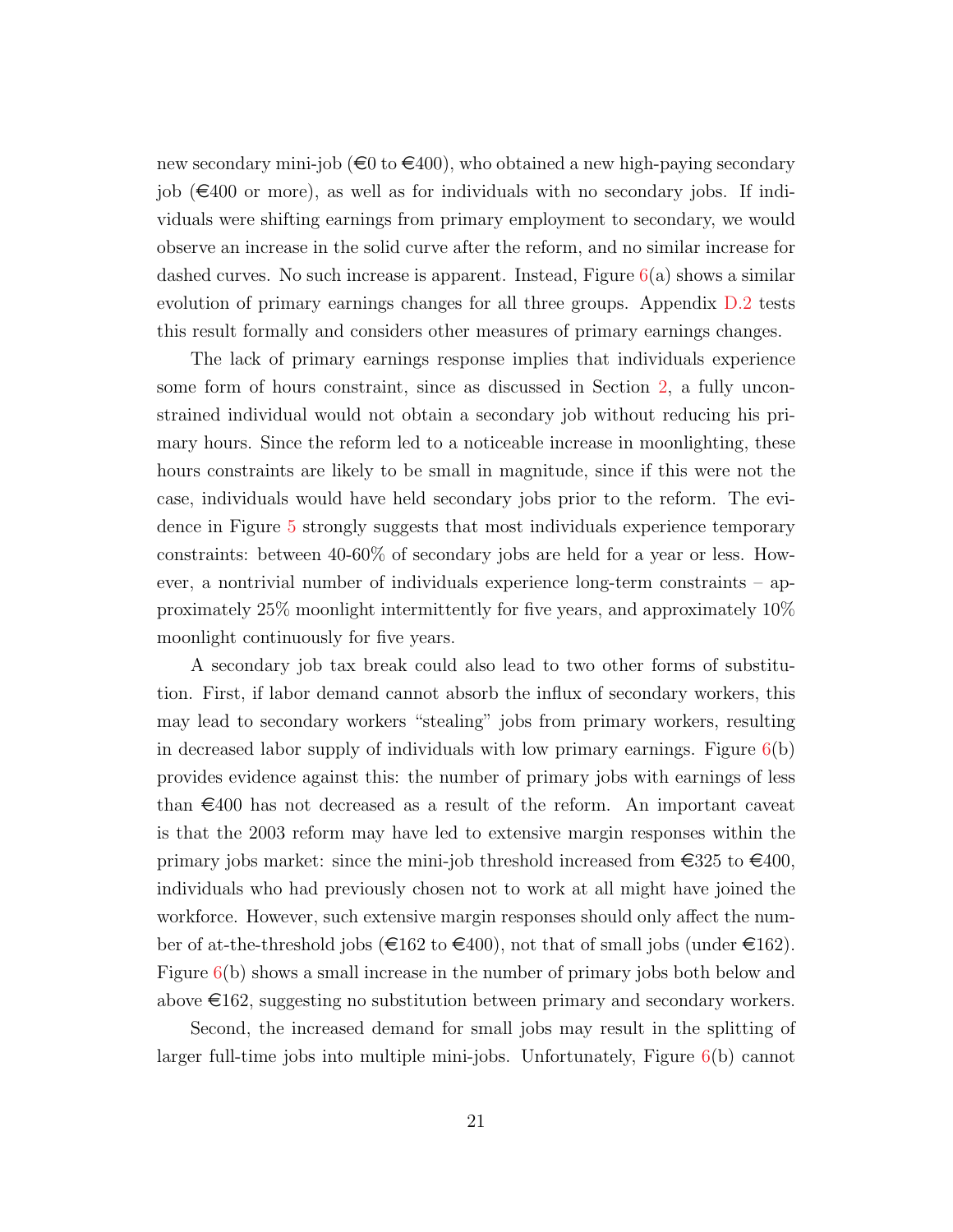new secondary mini-job (€0 to €400), who obtained a new high-paying secondary job (€400 or more), as well as for individuals with no secondary jobs. If individuals were shifting earnings from primary employment to secondary, we would observe an increase in the solid curve after the reform, and no similar increase for dashed curves. No such increase is apparent. Instead, Figure 6(a) shows a similar evolution of primary earnings changes for all three groups. Appendix D.2 tests this result formally and considers other measures of primary earnings changes.

The lack of primary earnings response implies that individuals experience some form of hours constraint, since as discussed in Section 2, a fully unconstrained individual would not obtain a secondary job without reducing his primary hours. Since the reform led to a noticeable increase in moonlighting, these hours constraints are likely to be small in magnitude, since if this were not the case, individuals would have held secondary jobs prior to the reform. The evidence in Figure 5 strongly suggests that most individuals experience temporary constraints: between 40-60% of secondary jobs are held for a year or less. However, a nontrivial number of individuals experience long-term constraints – approximately 25% moonlight intermittently for five years, and approximately 10% moonlight continuously for five years.

A secondary job tax break could also lead to two other forms of substitution. First, if labor demand cannot absorb the influx of secondary workers, this may lead to secondary workers "stealing" jobs from primary workers, resulting in decreased labor supply of individuals with low primary earnings. Figure 6(b) provides evidence against this: the number of primary jobs with earnings of less than €400 has not decreased as a result of the reform. An important caveat is that the 2003 reform may have led to extensive margin responses within the primary jobs market: since the mini-job threshold increased from €325 to €400, individuals who had previously chosen not to work at all might have joined the workforce. However, such extensive margin responses should only affect the number of at-the-threshold jobs (€162 to €400), not that of small jobs (under €162). Figure 6(b) shows a small increase in the number of primary jobs both below and above €162, suggesting no substitution between primary and secondary workers.

Second, the increased demand for small jobs may result in the splitting of larger full-time jobs into multiple mini-jobs. Unfortunately, Figure 6(b) cannot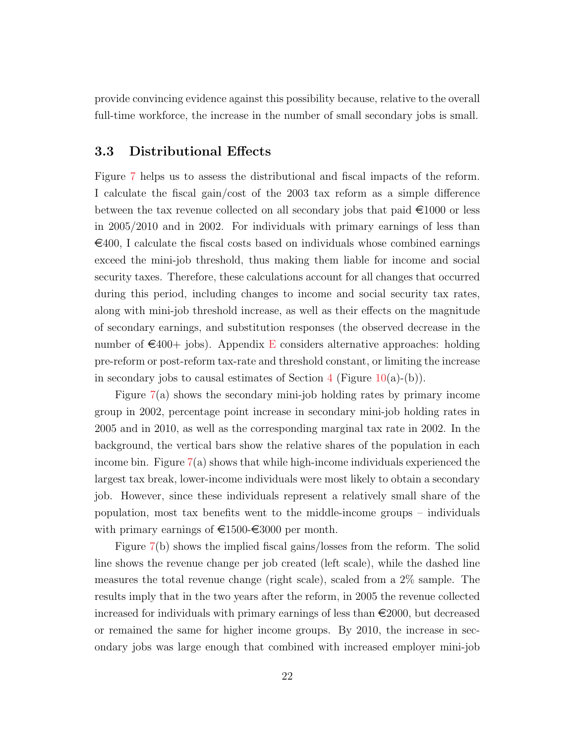provide convincing evidence against this possibility because, relative to the overall full-time workforce, the increase in the number of small secondary jobs is small.

### 3.3 Distributional Effects

Figure 7 helps us to assess the distributional and fiscal impacts of the reform. I calculate the fiscal gain/cost of the 2003 tax reform as a simple difference between the tax revenue collected on all secondary jobs that paid €1000 or less in 2005/2010 and in 2002. For individuals with primary earnings of less than €400, I calculate the fiscal costs based on individuals whose combined earnings exceed the mini-job threshold, thus making them liable for income and social security taxes. Therefore, these calculations account for all changes that occurred during this period, including changes to income and social security tax rates, along with mini-job threshold increase, as well as their effects on the magnitude of secondary earnings, and substitution responses (the observed decrease in the number of €400+ jobs). Appendix E considers alternative approaches: holding pre-reform or post-reform tax-rate and threshold constant, or limiting the increase in secondary jobs to causal estimates of Section 4 (Figure 10(a)-(b)).

Figure 7(a) shows the secondary mini-job holding rates by primary income group in 2002, percentage point increase in secondary mini-job holding rates in 2005 and in 2010, as well as the corresponding marginal tax rate in 2002. In the background, the vertical bars show the relative shares of the population in each income bin. Figure 7(a) shows that while high-income individuals experienced the largest tax break, lower-income individuals were most likely to obtain a secondary job. However, since these individuals represent a relatively small share of the population, most tax benefits went to the middle-income groups – individuals with primary earnings of €1500-€3000 per month.

Figure 7(b) shows the implied fiscal gains/losses from the reform. The solid line shows the revenue change per job created (left scale), while the dashed line measures the total revenue change (right scale), scaled from a 2% sample. The results imply that in the two years after the reform, in 2005 the revenue collected increased for individuals with primary earnings of less than €2000, but decreased or remained the same for higher income groups. By 2010, the increase in secondary jobs was large enough that combined with increased employer mini-job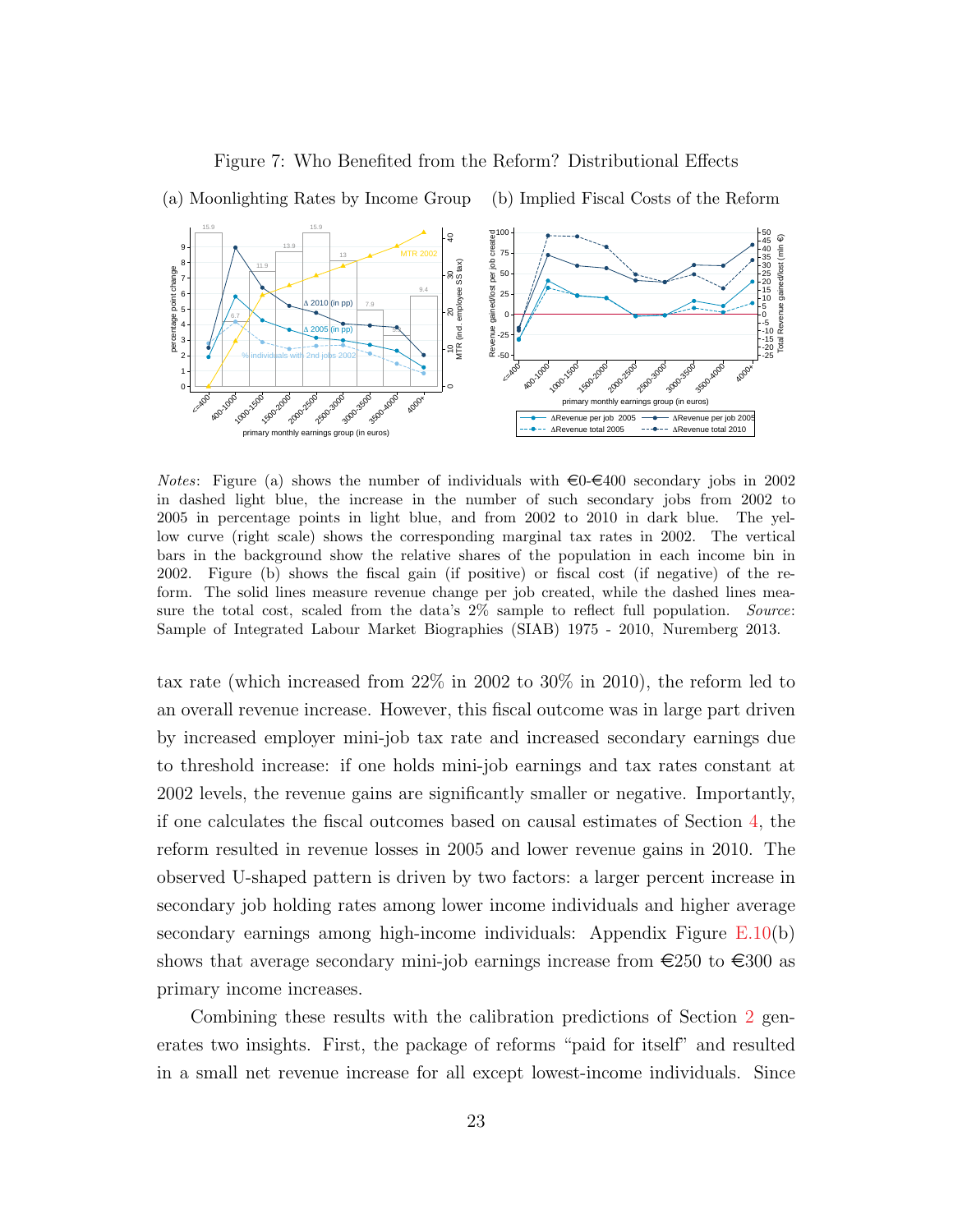Figure 7: Who Benefited from the Reform? Distributional Effects

(a) Moonlighting Rates by Income Group (b) Implied Fiscal Costs of the Reform

*Notes*: Figure (a) shows the number of individuals with €0-€400 secondary jobs in 2002 in dashed light blue, the increase in the number of such secondary jobs from 2002 to 2005 in percentage points in light blue, and from 2002 to 2010 in dark blue. The yellow curve (right scale) shows the corresponding marginal tax rates in 2002. The vertical bars in the background show the relative shares of the population in each income bin in 2002. Figure (b) shows the fiscal gain (if positive) or fiscal cost (if negative) of the reform. The solid lines measure revenue change per job created, while the dashed lines measure the total cost, scaled from the data's 2% sample to reflect full population. *Source*: Sample of Integrated Labour Market Biographies (SIAB) 1975 - 2010, Nuremberg 2013.

tax rate (which increased from 22% in 2002 to 30% in 2010), the reform led to an overall revenue increase. However, this fiscal outcome was in large part driven by increased employer mini-job tax rate and increased secondary earnings due to threshold increase: if one holds mini-job earnings and tax rates constant at 2002 levels, the revenue gains are significantly smaller or negative. Importantly, if one calculates the fiscal outcomes based on causal estimates of Section 4, the reform resulted in revenue losses in 2005 and lower revenue gains in 2010. The observed U-shaped pattern is driven by two factors: a larger percent increase in secondary job holding rates among lower income individuals and higher average secondary earnings among high-income individuals: Appendix Figure E.10(b) shows that average secondary mini-job earnings increase from €250 to €300 as primary income increases.

Combining these results with the calibration predictions of Section 2 generates two insights. First, the package of reforms "paid for itself" and resulted in a small net revenue increase for all except lowest-income individuals. Since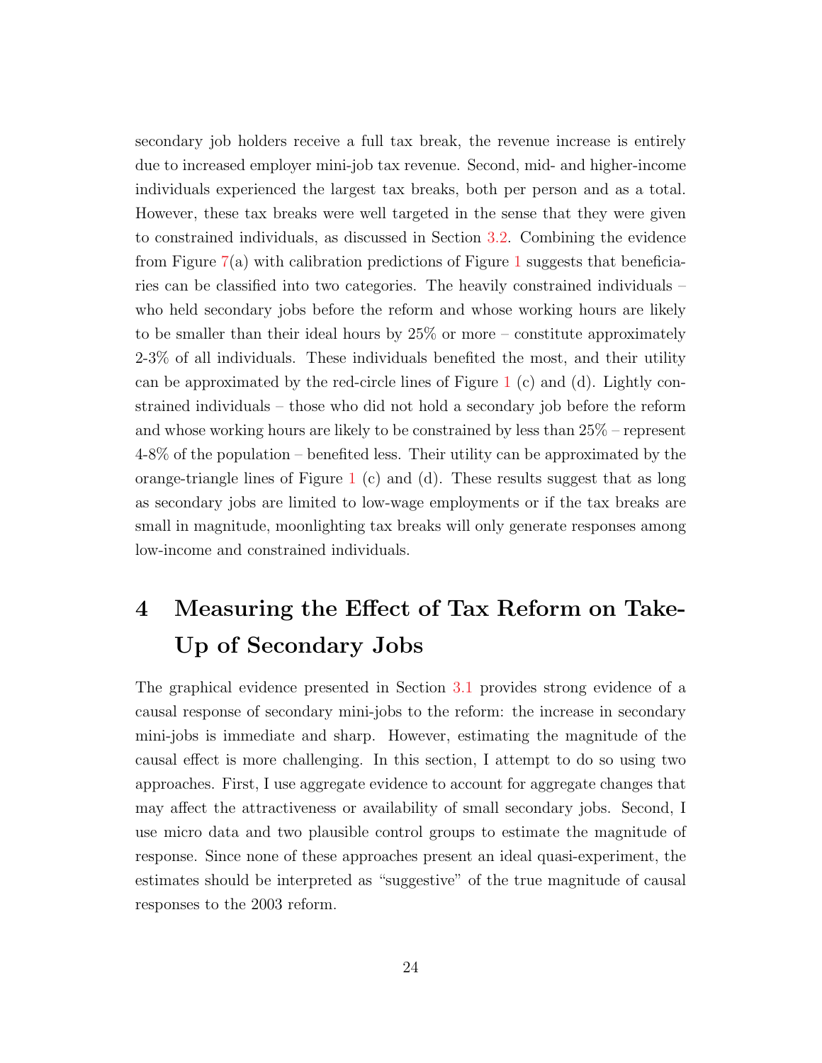secondary job holders receive a full tax break, the revenue increase is entirely due to increased employer mini-job tax revenue. Second, mid- and higher-income individuals experienced the largest tax breaks, both per person and as a total. However, these tax breaks were well targeted in the sense that they were given to constrained individuals, as discussed in Section 3.2. Combining the evidence from Figure 7(a) with calibration predictions of Figure 1 suggests that beneficiaries can be classified into two categories. The heavily constrained individuals – who held secondary jobs before the reform and whose working hours are likely to be smaller than their ideal hours by 25% or more – constitute approximately 2-3% of all individuals. These individuals benefited the most, and their utility can be approximated by the red-circle lines of Figure 1 (c) and (d). Lightly constrained individuals – those who did not hold a secondary job before the reform and whose working hours are likely to be constrained by less than 25% – represent 4-8% of the population – benefited less. Their utility can be approximated by the orange-triangle lines of Figure 1 (c) and (d). These results suggest that as long as secondary jobs are limited to low-wage employments or if the tax breaks are small in magnitude, moonlighting tax breaks will only generate responses among low-income and constrained individuals.

# 4 Measuring the Effect of Tax Reform on Take-Up of Secondary Jobs

The graphical evidence presented in Section 3.1 provides strong evidence of a causal response of secondary mini-jobs to the reform: the increase in secondary mini-jobs is immediate and sharp. However, estimating the magnitude of the causal effect is more challenging. In this section, I attempt to do so using two approaches. First, I use aggregate evidence to account for aggregate changes that may affect the attractiveness or availability of small secondary jobs. Second, I use micro data and two plausible control groups to estimate the magnitude of response. Since none of these approaches present an ideal quasi-experiment, the estimates should be interpreted as "suggestive" of the true magnitude of causal responses to the 2003 reform.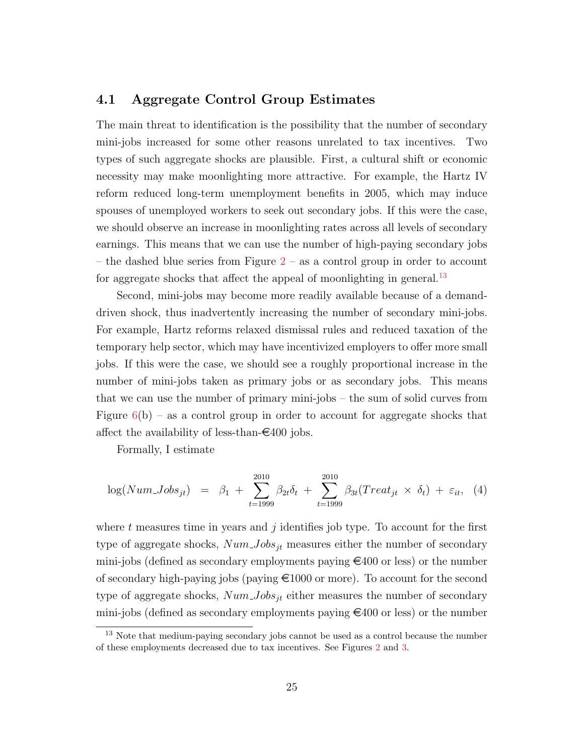## 4.1 Aggregate Control Group Estimates

The main threat to identification is the possibility that the number of secondary mini-jobs increased for some other reasons unrelated to tax incentives. Two types of such aggregate shocks are plausible. First, a cultural shift or economic necessity may make moonlighting more attractive. For example, the Hartz IV reform reduced long-term unemployment benefits in 2005, which may induce spouses of unemployed workers to seek out secondary jobs. If this were the case, we should observe an increase in moonlighting rates across all levels of secondary earnings. This means that we can use the number of high-paying secondary jobs – the dashed blue series from Figure 2 – as a control group in order to account for aggregate shocks that affect the appeal of moonlighting in general.[13]

Second, mini-jobs may become more readily available because of a demand-driven shock, thus inadvertently increasing the number of secondary mini-jobs. For example, Hartz reforms relaxed dismissal rules and reduced taxation of the temporary help sector, which may have incentivized employers to offer more small jobs. If this were the case, we should see a roughly proportional increase in the number of mini-jobs taken as primary jobs or as secondary jobs. This means that we can use the number of primary mini-jobs – the sum of solid curves from Figure 6(b) – as a control group in order to account for aggregate shocks that affect the availability of less-than-€400 jobs.

Formally, I estimate

$$\log(Num\_Jobs_{jt}) \;=\; \beta_1 + \sum_{t=1999}^{2010} \beta_{2t}\delta_t + \sum_{t=1999}^{2010} \beta_{3t}(Treat_{jt} \times \delta_t) + \varepsilon_{it}, \quad (4)$$

where $t$ measures time in years and $j$ identifies job type. To account for the first type of aggregate shocks, $Num\_Jobs_{jt}$ measures either the number of secondary mini-jobs (defined as secondary employments paying €400 or less) or the number of secondary high-paying jobs (paying €1000 or more). To account for the second type of aggregate shocks, $Num\_Jobs_{jt}$ either measures the number of secondary mini-jobs (defined as secondary employments paying €400 or less) or the number

[13] Note that medium-paying secondary jobs cannot be used as a control because the number of these employments decreased due to tax incentives. See Figures 2 and 3.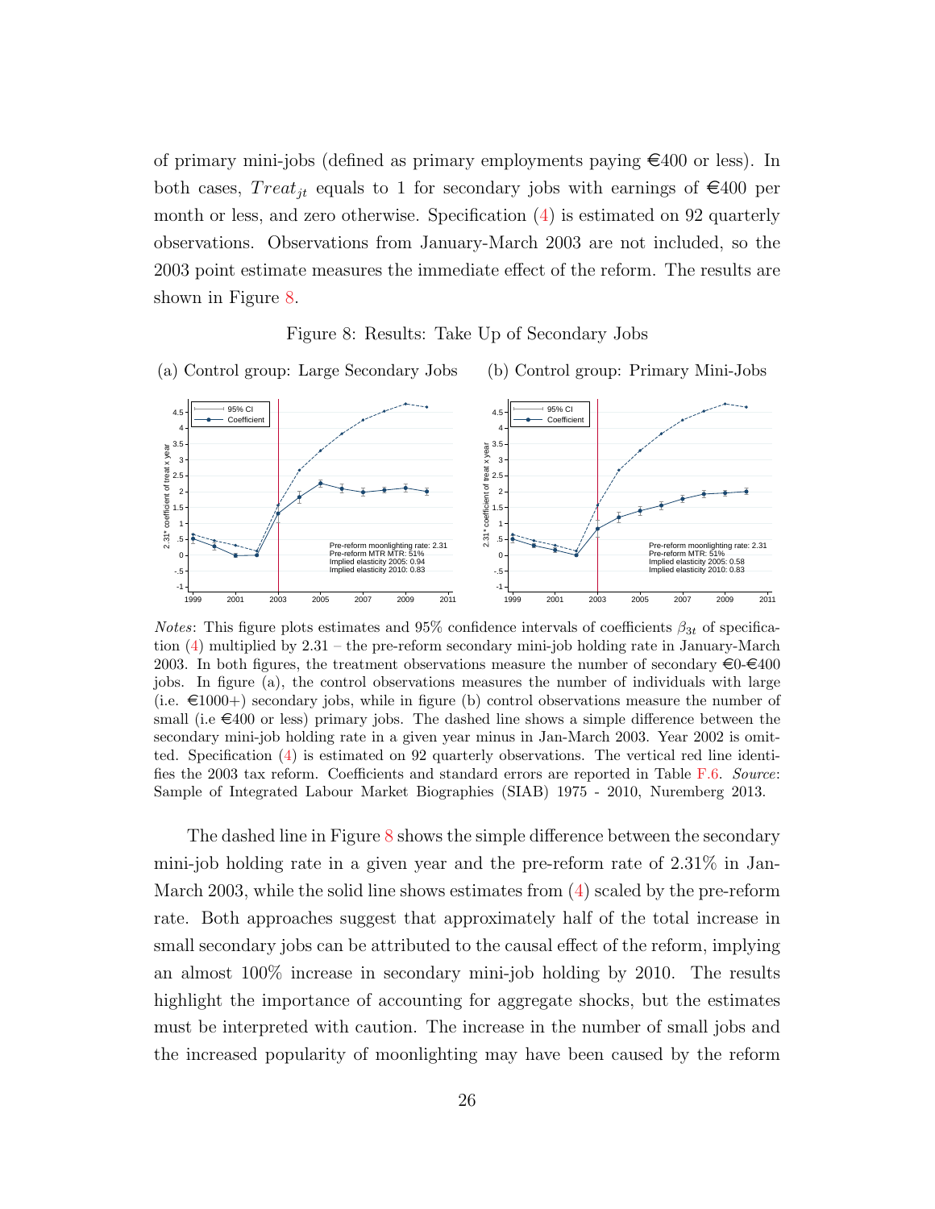of primary mini-jobs (defined as primary employments paying €400 or less). In both cases, $Treat_{jt}$ equals to 1 for secondary jobs with earnings of €400 per month or less, and zero otherwise. Specification (4) is estimated on 92 quarterly observations. Observations from January-March 2003 are not included, so the 2003 point estimate measures the immediate effect of the reform. The results are shown in Figure 8.

Figure 8: Results: Take Up of Secondary Jobs

(a) Control group: Large Secondary Jobs (b) Control group: Primary Mini-Jobs

*Notes*: This figure plots estimates and 95% confidence intervals of coefficients $\beta_{3t}$ of specification (4) multiplied by 2.31 – the pre-reform secondary mini-job holding rate in January-March 2003. In both figures, the treatment observations measure the number of secondary €0-€400 jobs. In figure (a), the control observations measures the number of individuals with large (i.e. €1000+) secondary jobs, while in figure (b) control observations measure the number of small (i.e €400 or less) primary jobs. The dashed line shows a simple difference between the secondary mini-job holding rate in a given year minus in Jan-March 2003. Year 2002 is omitted. Specification (4) is estimated on 92 quarterly observations. The vertical red line identifies the 2003 tax reform. Coefficients and standard errors are reported in Table F.6. *Source*: Sample of Integrated Labour Market Biographies (SIAB) 1975 - 2010, Nuremberg 2013.

The dashed line in Figure 8 shows the simple difference between the secondary mini-job holding rate in a given year and the pre-reform rate of 2.31% in Jan-March 2003, while the solid line shows estimates from (4) scaled by the pre-reform rate. Both approaches suggest that approximately half of the total increase in small secondary jobs can be attributed to the causal effect of the reform, implying an almost 100% increase in secondary mini-job holding by 2010. The results highlight the importance of accounting for aggregate shocks, but the estimates must be interpreted with caution. The increase in the number of small jobs and the increased popularity of moonlighting may have been caused by the reform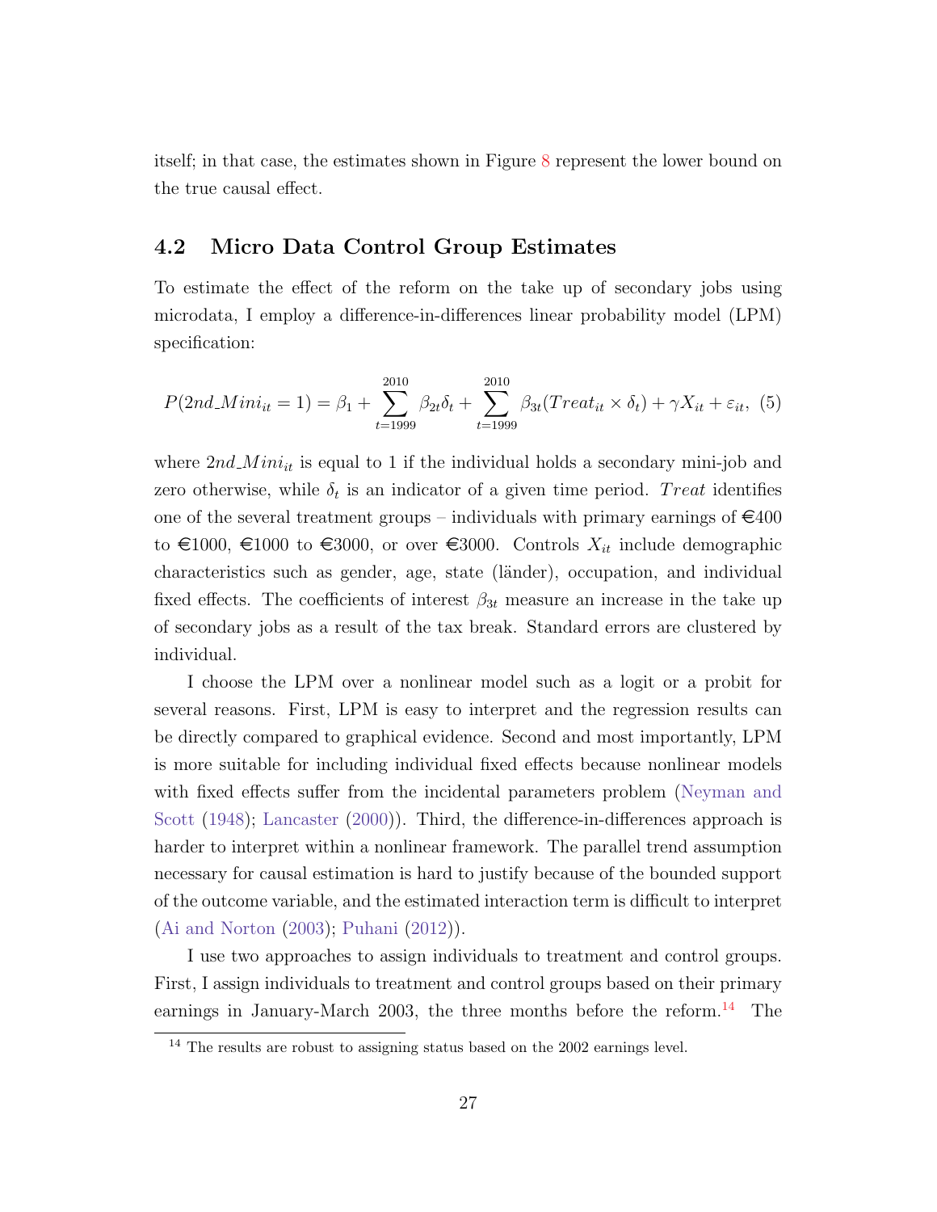itself; in that case, the estimates shown in Figure 8 represent the lower bound on the true causal effect.

## 4.2 Micro Data Control Group Estimates

To estimate the effect of the reform on the take up of secondary jobs using microdata, I employ a difference-in-differences linear probability model (LPM) specification:

$$P(2nd\_Mini_{it} = 1) = \beta_1 + \sum_{t=1999}^{2010} \beta_{2t}\delta_t + \sum_{t=1999}^{2010} \beta_{3t}(Treat_{it} \times \delta_t) + \gamma X_{it} + \varepsilon_{it}, \quad (5)$$

where $2nd\_Mini_{it}$ is equal to 1 if the individual holds a secondary mini-job and zero otherwise, while $\delta_t$ is an indicator of a given time period. $Treat$ identifies one of the several treatment groups – individuals with primary earnings of €400 to €1000, €1000 to €3000, or over €3000. Controls $X_{it}$ include demographic characteristics such as gender, age, state (länder), occupation, and individual fixed effects. The coefficients of interest $\beta_{3t}$ measure an increase in the take up of secondary jobs as a result of the tax break. Standard errors are clustered by individual.

I choose the LPM over a nonlinear model such as a logit or a probit for several reasons. First, LPM is easy to interpret and the regression results can be directly compared to graphical evidence. Second and most importantly, LPM is more suitable for including individual fixed effects because nonlinear models with fixed effects suffer from the incidental parameters problem (Neyman and Scott (1948); Lancaster (2000)). Third, the difference-in-differences approach is harder to interpret within a nonlinear framework. The parallel trend assumption necessary for causal estimation is hard to justify because of the bounded support of the outcome variable, and the estimated interaction term is difficult to interpret (Ai and Norton (2003); Puhani (2012)).

I use two approaches to assign individuals to treatment and control groups. First, I assign individuals to treatment and control groups based on their primary earnings in January-March 2003, the three months before the reform.[14] The

[14] The results are robust to assigning status based on the 2002 earnings level.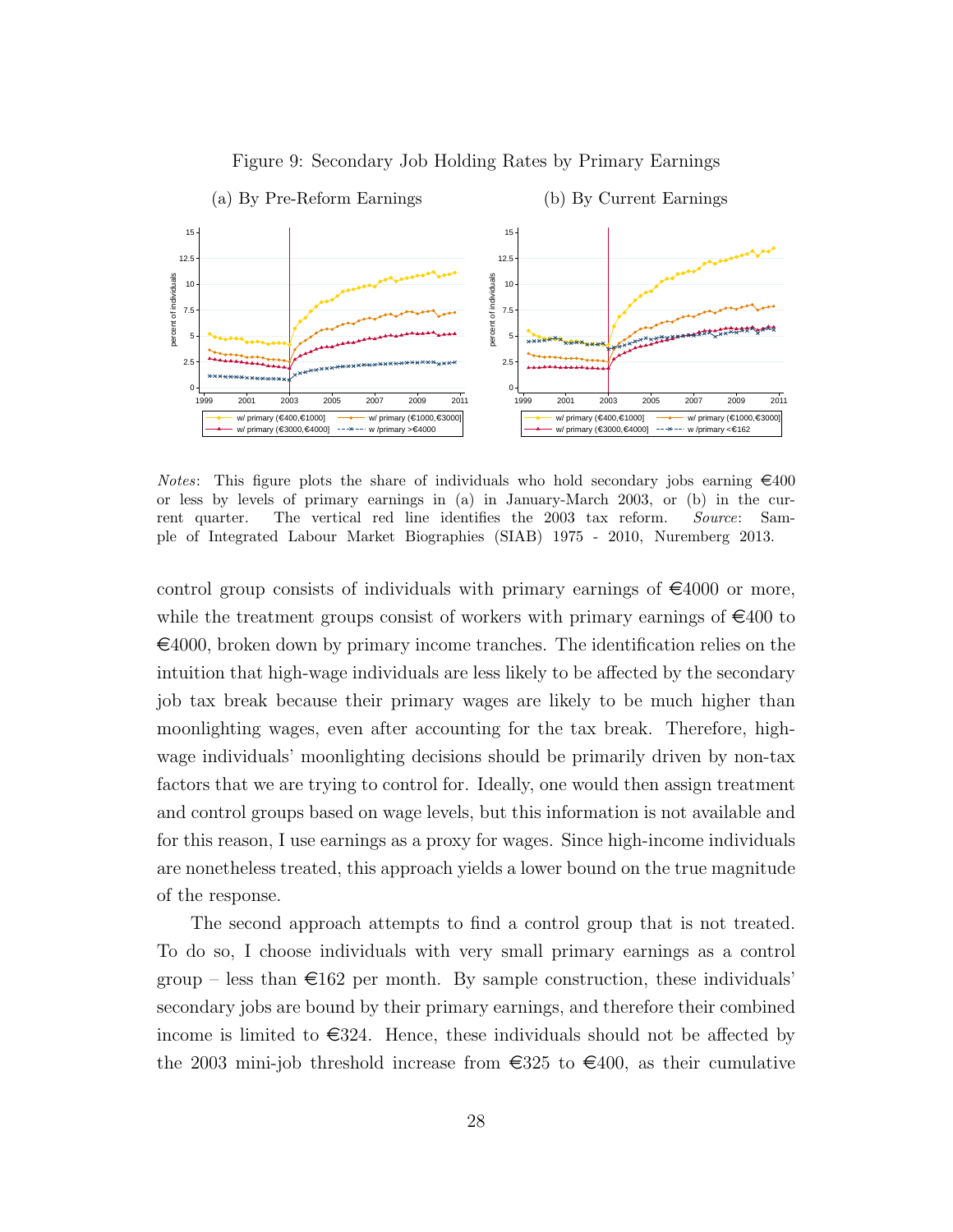Figure 9: Secondary Job Holding Rates by Primary Earnings

(a) By Pre-Reform Earnings

(b) By Current Earnings

*Notes*: This figure plots the share of individuals who hold secondary jobs earning €400 or less by levels of primary earnings in (a) in January-March 2003, or (b) in the current quarter. The vertical red line identifies the 2003 tax reform. *Source*: Sample of Integrated Labour Market Biographies (SIAB) 1975 - 2010, Nuremberg 2013.

control group consists of individuals with primary earnings of €4000 or more, while the treatment groups consist of workers with primary earnings of €400 to €4000, broken down by primary income tranches. The identification relies on the intuition that high-wage individuals are less likely to be affected by the secondary job tax break because their primary wages are likely to be much higher than moonlighting wages, even after accounting for the tax break. Therefore, high-wage individuals' moonlighting decisions should be primarily driven by non-tax factors that we are trying to control for. Ideally, one would then assign treatment and control groups based on wage levels, but this information is not available and for this reason, I use earnings as a proxy for wages. Since high-income individuals are nonetheless treated, this approach yields a lower bound on the true magnitude of the response.

The second approach attempts to find a control group that is not treated. To do so, I choose individuals with very small primary earnings as a control group – less than €162 per month. By sample construction, these individuals' secondary jobs are bound by their primary earnings, and therefore their combined income is limited to €324. Hence, these individuals should not be affected by the 2003 mini-job threshold increase from €325 to €400, as their cumulative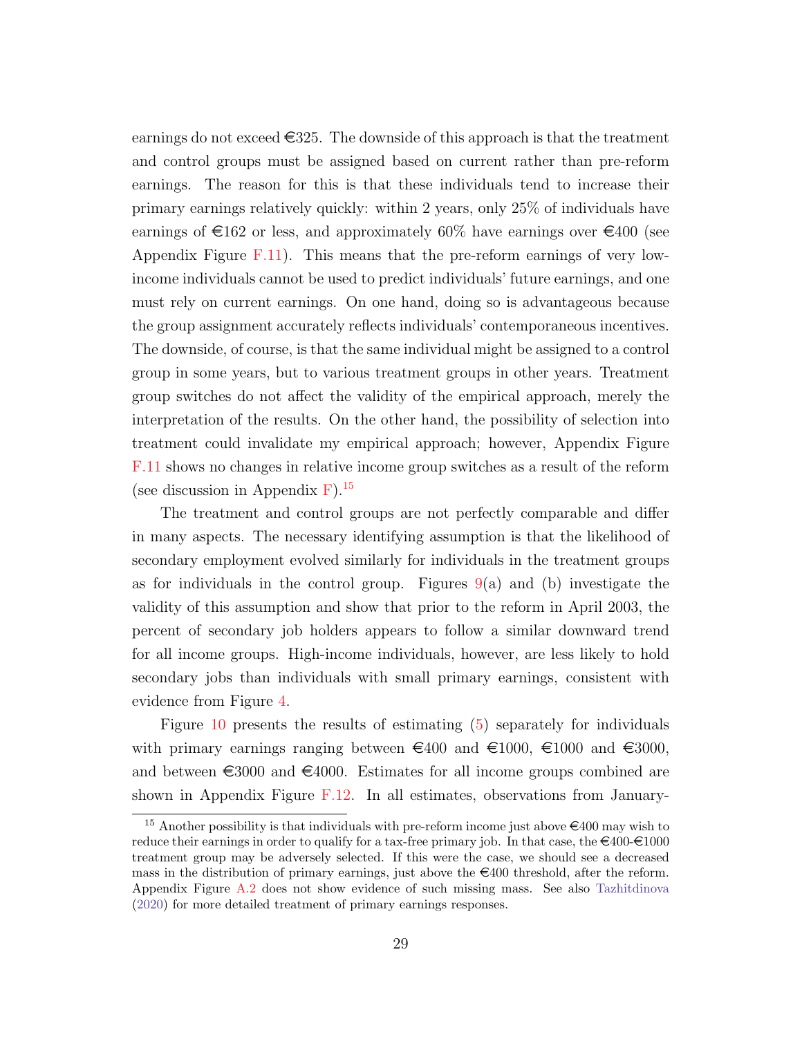earnings do not exceed €325. The downside of this approach is that the treatment and control groups must be assigned based on current rather than pre-reform earnings. The reason for this is that these individuals tend to increase their primary earnings relatively quickly: within 2 years, only 25% of individuals have earnings of €162 or less, and approximately 60% have earnings over €400 (see Appendix Figure F.11). This means that the pre-reform earnings of very low-income individuals cannot be used to predict individuals' future earnings, and one must rely on current earnings. On one hand, doing so is advantageous because the group assignment accurately reflects individuals' contemporaneous incentives. The downside, of course, is that the same individual might be assigned to a control group in some years, but to various treatment groups in other years. Treatment group switches do not affect the validity of the empirical approach, merely the interpretation of the results. On the other hand, the possibility of selection into treatment could invalidate my empirical approach; however, Appendix Figure F.11 shows no changes in relative income group switches as a result of the reform (see discussion in Appendix F).[15]

The treatment and control groups are not perfectly comparable and differ in many aspects. The necessary identifying assumption is that the likelihood of secondary employment evolved similarly for individuals in the treatment groups as for individuals in the control group. Figures 9(a) and (b) investigate the validity of this assumption and show that prior to the reform in April 2003, the percent of secondary job holders appears to follow a similar downward trend for all income groups. High-income individuals, however, are less likely to hold secondary jobs than individuals with small primary earnings, consistent with evidence from Figure 4.

Figure 10 presents the results of estimating (5) separately for individuals with primary earnings ranging between €400 and €1000, €1000 and €3000, and between €3000 and €4000. Estimates for all income groups combined are shown in Appendix Figure F.12. In all estimates, observations from January-

[15] Another possibility is that individuals with pre-reform income just above €400 may wish to reduce their earnings in order to qualify for a tax-free primary job. In that case, the €400-€1000 treatment group may be adversely selected. If this were the case, we should see a decreased mass in the distribution of primary earnings, just above the €400 threshold, after the reform. Appendix Figure A.2 does not show evidence of such missing mass. See also Tazhitdinova (2020) for more detailed treatment of primary earnings responses.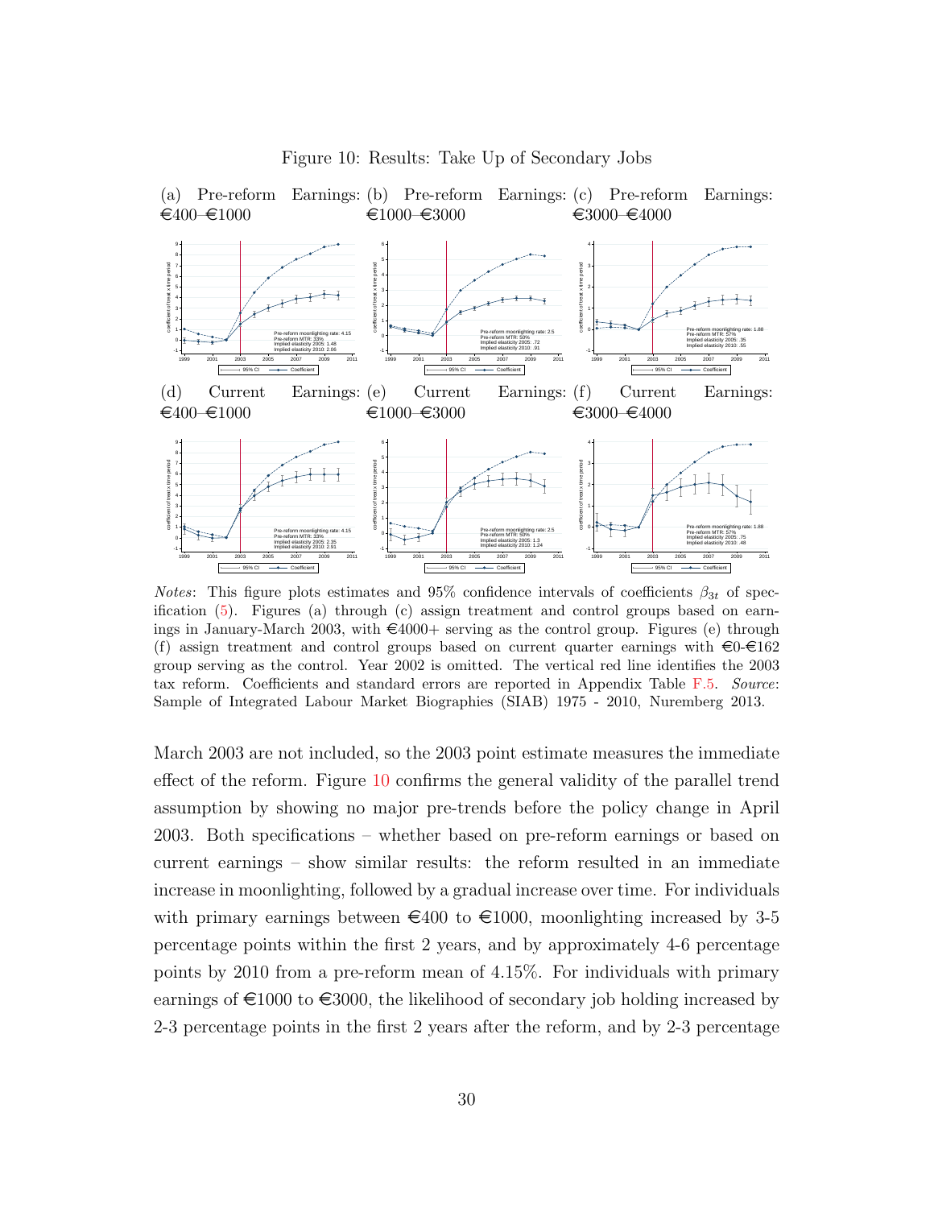Figure 10: Results: Take Up of Secondary Jobs

(a) Pre-reform Earnings: €400–€1000

(b) Pre-reform Earnings: €1000–€3000

(c) Pre-reform Earnings: €3000–€4000

(d) Current Earnings: €400–€1000

(e) Current Earnings: €1000–€3000

(f) Current Earnings: €3000–€4000

*Notes*: This figure plots estimates and 95% confidence intervals of coefficients $\beta_{3t}$ of specification (5). Figures (a) through (c) assign treatment and control groups based on earnings in January-March 2003, with €4000+ serving as the control group. Figures (e) through (f) assign treatment and control groups based on current quarter earnings with €0-€162 group serving as the control. Year 2002 is omitted. The vertical red line identifies the 2003 tax reform. Coefficients and standard errors are reported in Appendix Table F.5. *Source*: Sample of Integrated Labour Market Biographies (SIAB) 1975 - 2010, Nuremberg 2013.

March 2003 are not included, so the 2003 point estimate measures the immediate effect of the reform. Figure 10 confirms the general validity of the parallel trend assumption by showing no major pre-trends before the policy change in April 2003. Both specifications – whether based on pre-reform earnings or based on current earnings – show similar results: the reform resulted in an immediate increase in moonlighting, followed by a gradual increase over time. For individuals with primary earnings between €400 to €1000, moonlighting increased by 3-5 percentage points within the first 2 years, and by approximately 4-6 percentage points by 2010 from a pre-reform mean of 4.15%. For individuals with primary earnings of €1000 to €3000, the likelihood of secondary job holding increased by 2-3 percentage points in the first 2 years after the reform, and by 2-3 percentage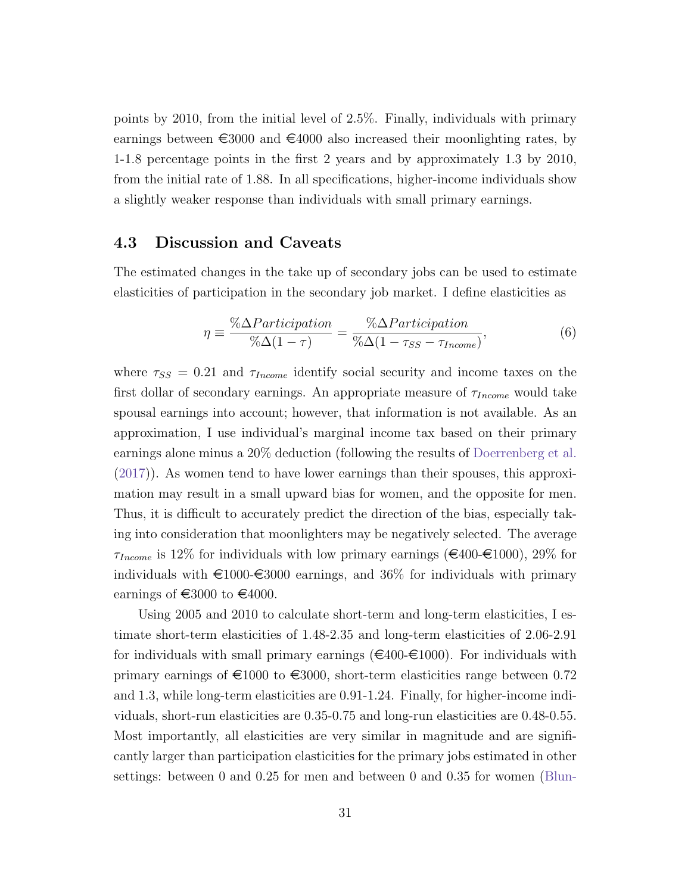points by 2010, from the initial level of 2.5%. Finally, individuals with primary earnings between €3000 and €4000 also increased their moonlighting rates, by 1-1.8 percentage points in the first 2 years and by approximately 1.3 by 2010, from the initial rate of 1.88. In all specifications, higher-income individuals show a slightly weaker response than individuals with small primary earnings.

### 4.3 Discussion and Caveats

The estimated changes in the take up of secondary jobs can be used to estimate elasticities of participation in the secondary job market. I define elasticities as

$$\eta \equiv \frac{\%\Delta Participation}{\%\Delta(1-\tau)} = \frac{\%\Delta Participation}{\%\Delta(1-\tau_{SS}-\tau_{Income})}, \tag{6}$$

where $\tau_{SS} = 0.21$ and $\tau_{Income}$ identify social security and income taxes on the first dollar of secondary earnings. An appropriate measure of $\tau_{Income}$ would take spousal earnings into account; however, that information is not available. As an approximation, I use individual's marginal income tax based on their primary earnings alone minus a 20% deduction (following the results of Doerrenberg et al. (2017)). As women tend to have lower earnings than their spouses, this approximation may result in a small upward bias for women, and the opposite for men. Thus, it is difficult to accurately predict the direction of the bias, especially taking into consideration that moonlighters may be negatively selected. The average $\tau_{Income}$ is 12% for individuals with low primary earnings (€400-€1000), 29% for individuals with €1000-€3000 earnings, and 36% for individuals with primary earnings of €3000 to €4000.

Using 2005 and 2010 to calculate short-term and long-term elasticities, I estimate short-term elasticities of 1.48-2.35 and long-term elasticities of 2.06-2.91 for individuals with small primary earnings (€400-€1000). For individuals with primary earnings of €1000 to €3000, short-term elasticities range between 0.72 and 1.3, while long-term elasticities are 0.91-1.24. Finally, for higher-income individuals, short-run elasticities are 0.35-0.75 and long-run elasticities are 0.48-0.55. Most importantly, all elasticities are very similar in magnitude and are significantly larger than participation elasticities for the primary jobs estimated in other settings: between 0 and 0.25 for men and between 0 and 0.35 for women (Blun-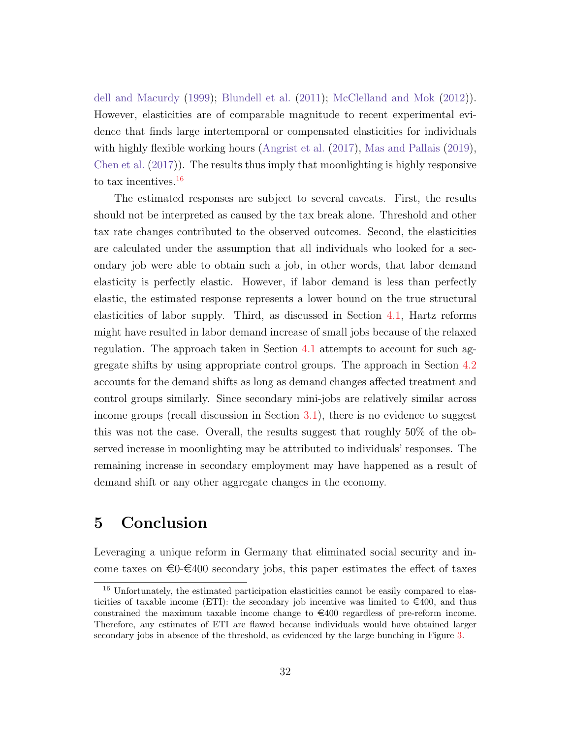dell and Macurdy (1999); Blundell et al. (2011); McClelland and Mok (2012)). However, elasticities are of comparable magnitude to recent experimental evidence that finds large intertemporal or compensated elasticities for individuals with highly flexible working hours (Angrist et al. (2017), Mas and Pallais (2019), Chen et al. (2017)). The results thus imply that moonlighting is highly responsive to tax incentives.[16]

The estimated responses are subject to several caveats. First, the results should not be interpreted as caused by the tax break alone. Threshold and other tax rate changes contributed to the observed outcomes. Second, the elasticities are calculated under the assumption that all individuals who looked for a secondary job were able to obtain such a job, in other words, that labor demand elasticity is perfectly elastic. However, if labor demand is less than perfectly elastic, the estimated response represents a lower bound on the true structural elasticities of labor supply. Third, as discussed in Section 4.1, Hartz reforms might have resulted in labor demand increase of small jobs because of the relaxed regulation. The approach taken in Section 4.1 attempts to account for such aggregate shifts by using appropriate control groups. The approach in Section 4.2 accounts for the demand shifts as long as demand changes affected treatment and control groups similarly. Since secondary mini-jobs are relatively similar across income groups (recall discussion in Section 3.1), there is no evidence to suggest this was not the case. Overall, the results suggest that roughly 50% of the observed increase in moonlighting may be attributed to individuals' responses. The remaining increase in secondary employment may have happened as a result of demand shift or any other aggregate changes in the economy.

# 5 Conclusion

Leveraging a unique reform in Germany that eliminated social security and income taxes on €0-€400 secondary jobs, this paper estimates the effect of taxes

[16] Unfortunately, the estimated participation elasticities cannot be easily compared to elasticities of taxable income (ETI): the secondary job incentive was limited to €400, and thus constrained the maximum taxable income change to €400 regardless of pre-reform income. Therefore, any estimates of ETI are flawed because individuals would have obtained larger secondary jobs in absence of the threshold, as evidenced by the large bunching in Figure 3.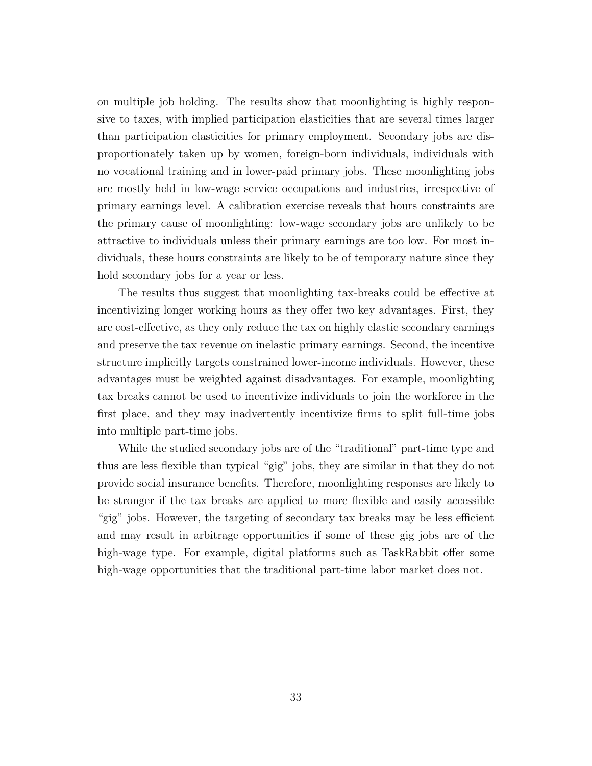on multiple job holding. The results show that moonlighting is highly responsive to taxes, with implied participation elasticities that are several times larger than participation elasticities for primary employment. Secondary jobs are disproportionately taken up by women, foreign-born individuals, individuals with no vocational training and in lower-paid primary jobs. These moonlighting jobs are mostly held in low-wage service occupations and industries, irrespective of primary earnings level. A calibration exercise reveals that hours constraints are the primary cause of moonlighting: low-wage secondary jobs are unlikely to be attractive to individuals unless their primary earnings are too low. For most individuals, these hours constraints are likely to be of temporary nature since they hold secondary jobs for a year or less.

The results thus suggest that moonlighting tax-breaks could be effective at incentivizing longer working hours as they offer two key advantages. First, they are cost-effective, as they only reduce the tax on highly elastic secondary earnings and preserve the tax revenue on inelastic primary earnings. Second, the incentive structure implicitly targets constrained lower-income individuals. However, these advantages must be weighted against disadvantages. For example, moonlighting tax breaks cannot be used to incentivize individuals to join the workforce in the first place, and they may inadvertently incentivize firms to split full-time jobs into multiple part-time jobs.

While the studied secondary jobs are of the "traditional" part-time type and thus are less flexible than typical "gig" jobs, they are similar in that they do not provide social insurance benefits. Therefore, moonlighting responses are likely to be stronger if the tax breaks are applied to more flexible and easily accessible "gig" jobs. However, the targeting of secondary tax breaks may be less efficient and may result in arbitrage opportunities if some of these gig jobs are of the high-wage type. For example, digital platforms such as TaskRabbit offer some high-wage opportunities that the traditional part-time labor market does not.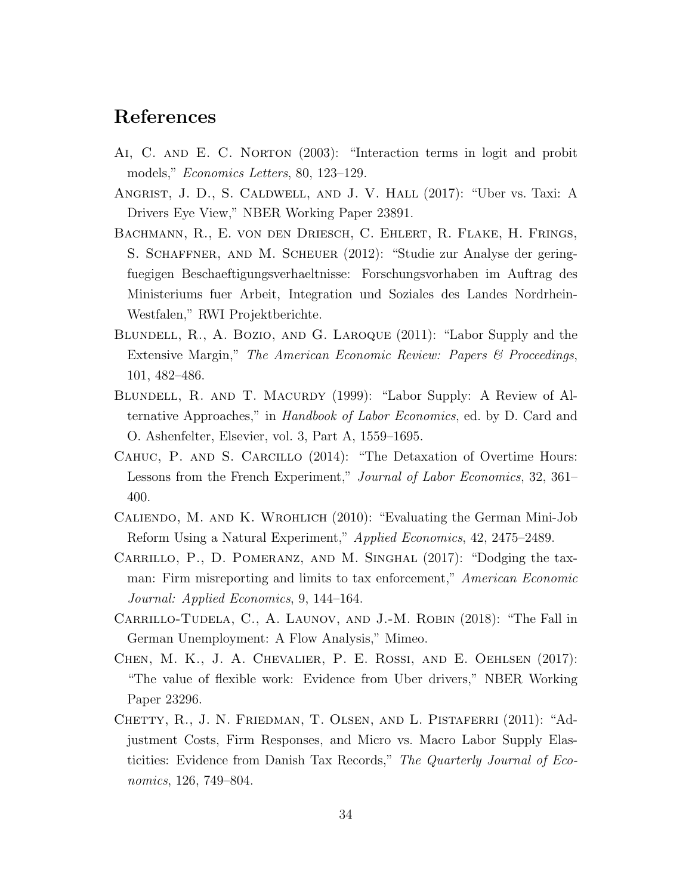# References

Ai, C. and E. C. Norton (2003): "Interaction terms in logit and probit models," *Economics Letters*, 80, 123–129.

Angrist, J. D., S. Caldwell, and J. V. Hall (2017): "Uber vs. Taxi: A Drivers Eye View," NBER Working Paper 23891.

Bachmann, R., E. von den Driesch, C. Ehlert, R. Flake, H. Frings, S. Schaffner, and M. Scheuer (2012): "Studie zur Analyse der geringfuegigen Beschaeftigungsverhaeltnisse: Forschungsvorhaben im Auftrag des Ministeriums fuer Arbeit, Integration und Soziales des Landes Nordrhein-Westfalen," RWI Projektberichte.

Blundell, R., A. Bozio, and G. Laroque (2011): "Labor Supply and the Extensive Margin," *The American Economic Review: Papers & Proceedings*, 101, 482–486.

Blundell, R. and T. Macurdy (1999): "Labor Supply: A Review of Alternative Approaches," in *Handbook of Labor Economics*, ed. by D. Card and O. Ashenfelter, Elsevier, vol. 3, Part A, 1559–1695.

Cahuc, P. and S. Carcillo (2014): "The Detaxation of Overtime Hours: Lessons from the French Experiment," *Journal of Labor Economics*, 32, 361–400.

Caliendo, M. and K. Wrohlich (2010): "Evaluating the German Mini-Job Reform Using a Natural Experiment," *Applied Economics*, 42, 2475–2489.

Carrillo, P., D. Pomeranz, and M. Singhal (2017): "Dodging the taxman: Firm misreporting and limits to tax enforcement," *American Economic Journal: Applied Economics*, 9, 144–164.

Carrillo-Tudela, C., A. Launov, and J.-M. Robin (2018): "The Fall in German Unemployment: A Flow Analysis," Mimeo.

Chen, M. K., J. A. Chevalier, P. E. Rossi, and E. Oehlsen (2017): "The value of flexible work: Evidence from Uber drivers," NBER Working Paper 23296.

Chetty, R., J. N. Friedman, T. Olsen, and L. Pistaferri (2011): "Adjustment Costs, Firm Responses, and Micro vs. Macro Labor Supply Elasticities: Evidence from Danish Tax Records," *The Quarterly Journal of Economics*, 126, 749–804.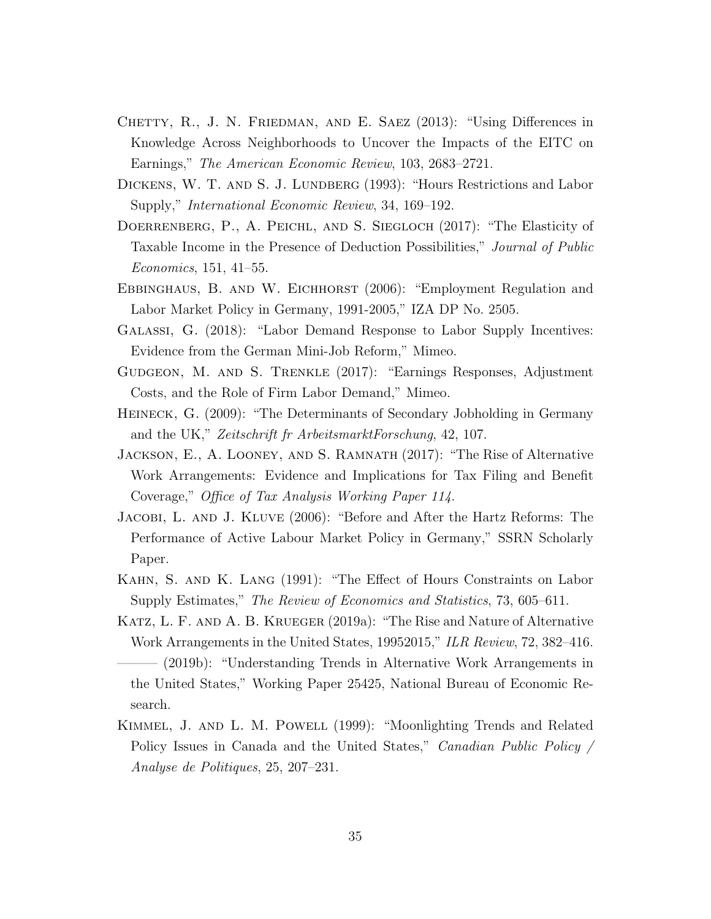Chetty, R., J. N. Friedman, and E. Saez (2013): "Using Differences in Knowledge Across Neighborhoods to Uncover the Impacts of the EITC on Earnings," *The American Economic Review*, 103, 2683–2721.

Dickens, W. T. and S. J. Lundberg (1993): "Hours Restrictions and Labor Supply," *International Economic Review*, 34, 169–192.

Doerrenberg, P., A. Peichl, and S. Siegloch (2017): "The Elasticity of Taxable Income in the Presence of Deduction Possibilities," *Journal of Public Economics*, 151, 41–55.

Ebbinghaus, B. and W. Eichhorst (2006): "Employment Regulation and Labor Market Policy in Germany, 1991-2005," IZA DP No. 2505.

Galassi, G. (2018): "Labor Demand Response to Labor Supply Incentives: Evidence from the German Mini-Job Reform," Mimeo.

Gudgeon, M. and S. Trenkle (2017): "Earnings Responses, Adjustment Costs, and the Role of Firm Labor Demand," Mimeo.

Heineck, G. (2009): "The Determinants of Secondary Jobholding in Germany and the UK," *Zeitschrift fr ArbeitsmarktForschung*, 42, 107.

Jackson, E., A. Looney, and S. Ramnath (2017): "The Rise of Alternative Work Arrangements: Evidence and Implications for Tax Filing and Benefit Coverage," *Office of Tax Analysis Working Paper 114*.

Jacobi, L. and J. Kluve (2006): "Before and After the Hartz Reforms: The Performance of Active Labour Market Policy in Germany," SSRN Scholarly Paper.

Kahn, S. and K. Lang (1991): "The Effect of Hours Constraints on Labor Supply Estimates," *The Review of Economics and Statistics*, 73, 605–611.

Katz, L. F. and A. B. Krueger (2019a): "The Rise and Nature of Alternative Work Arrangements in the United States, 19952015," *ILR Review*, 72, 382–416.

——— (2019b): "Understanding Trends in Alternative Work Arrangements in the United States," Working Paper 25425, National Bureau of Economic Research.

Kimmel, J. and L. M. Powell (1999): "Moonlighting Trends and Related Policy Issues in Canada and the United States," *Canadian Public Policy / Analyse de Politiques*, 25, 207–231.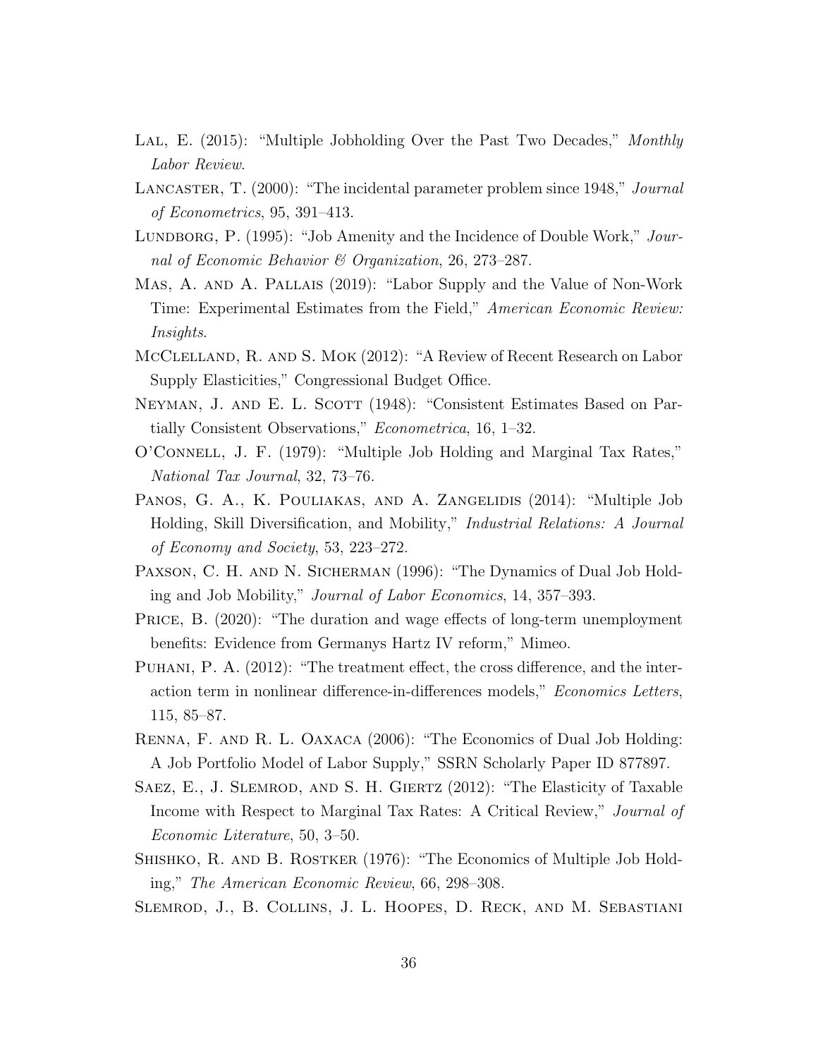Lal, E. (2015): "Multiple Jobholding Over the Past Two Decades," *Monthly Labor Review*.

Lancaster, T. (2000): "The incidental parameter problem since 1948," *Journal of Econometrics*, 95, 391–413.

Lundborg, P. (1995): "Job Amenity and the Incidence of Double Work," *Journal of Economic Behavior & Organization*, 26, 273–287.

Mas, A. and A. Pallais (2019): "Labor Supply and the Value of Non-Work Time: Experimental Estimates from the Field," *American Economic Review: Insights*.

McClelland, R. and S. Mok (2012): "A Review of Recent Research on Labor Supply Elasticities," Congressional Budget Office.

Neyman, J. and E. L. Scott (1948): "Consistent Estimates Based on Partially Consistent Observations," *Econometrica*, 16, 1–32.

O'Connell, J. F. (1979): "Multiple Job Holding and Marginal Tax Rates," *National Tax Journal*, 32, 73–76.

Panos, G. A., K. Pouliakas, and A. Zangelidis (2014): "Multiple Job Holding, Skill Diversification, and Mobility," *Industrial Relations: A Journal of Economy and Society*, 53, 223–272.

Paxson, C. H. and N. Sicherman (1996): "The Dynamics of Dual Job Holding and Job Mobility," *Journal of Labor Economics*, 14, 357–393.

Price, B. (2020): "The duration and wage effects of long-term unemployment benefits: Evidence from Germanys Hartz IV reform," Mimeo.

Puhani, P. A. (2012): "The treatment effect, the cross difference, and the interaction term in nonlinear difference-in-differences models," *Economics Letters*, 115, 85–87.

Renna, F. and R. L. Oaxaca (2006): "The Economics of Dual Job Holding: A Job Portfolio Model of Labor Supply," SSRN Scholarly Paper ID 877897.

Saez, E., J. Slemrod, and S. H. Giertz (2012): "The Elasticity of Taxable Income with Respect to Marginal Tax Rates: A Critical Review," *Journal of Economic Literature*, 50, 3–50.

Shishko, R. and B. Rostker (1976): "The Economics of Multiple Job Holding," *The American Economic Review*, 66, 298–308.

Slemrod, J., B. Collins, J. L. Hoopes, D. Reck, and M. Sebastiani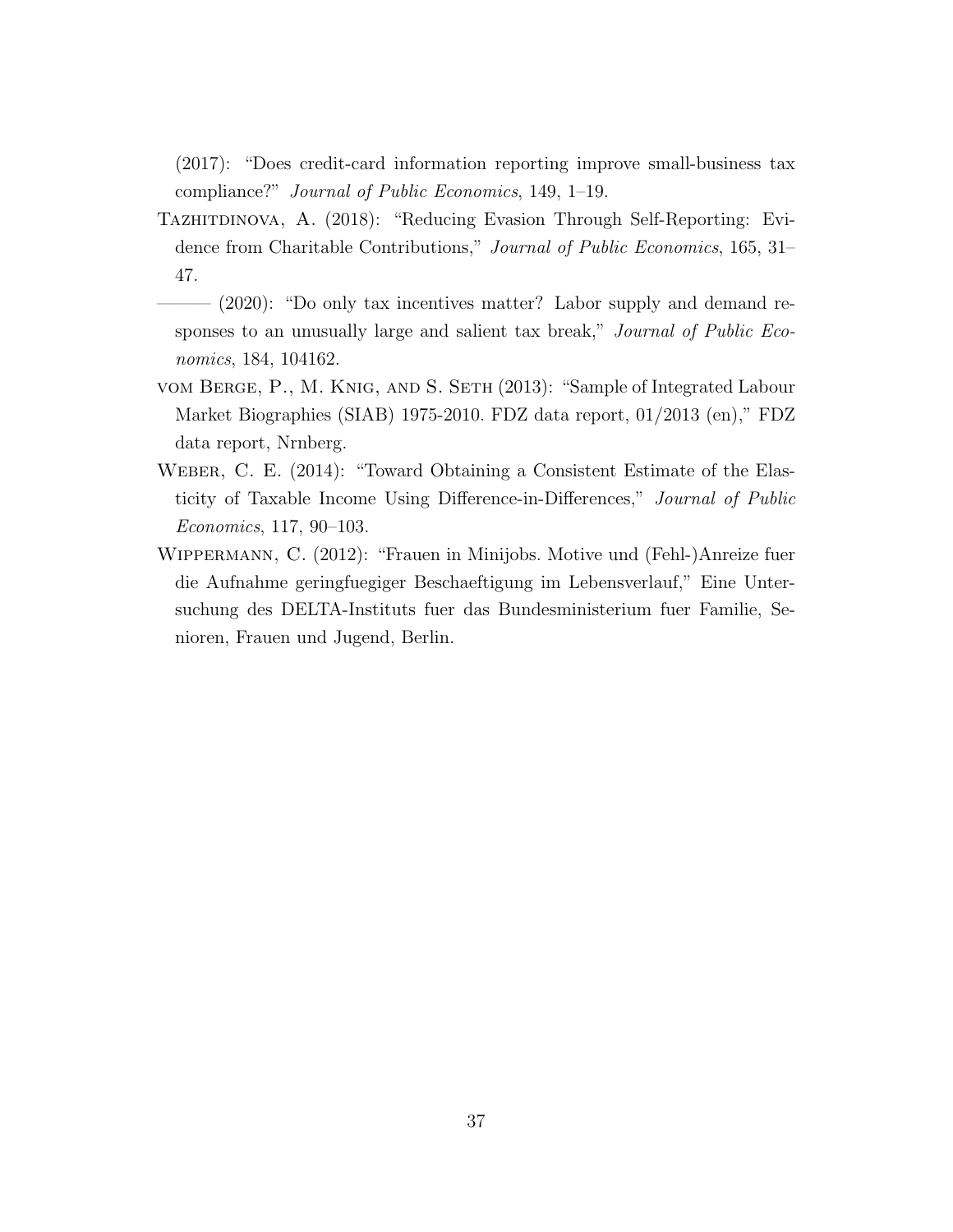(2017): "Does credit-card information reporting improve small-business tax compliance?" *Journal of Public Economics*, 149, 1–19.

Tazhitdinova, A. (2018): "Reducing Evasion Through Self-Reporting: Evidence from Charitable Contributions," *Journal of Public Economics*, 165, 31–47.

——— (2020): "Do only tax incentives matter? Labor supply and demand responses to an unusually large and salient tax break," *Journal of Public Economics*, 184, 104162.

vom Berge, P., M. Knig, and S. Seth (2013): "Sample of Integrated Labour Market Biographies (SIAB) 1975-2010. FDZ data report, 01/2013 (en)," FDZ data report, Nrnberg.

Weber, C. E. (2014): "Toward Obtaining a Consistent Estimate of the Elasticity of Taxable Income Using Difference-in-Differences," *Journal of Public Economics*, 117, 90–103.

Wippermann, C. (2012): "Frauen in Minijobs. Motive und (Fehl-)Anreize fuer die Aufnahme geringfuegiger Beschaeftigung im Lebensverlauf," Eine Untersuchung des DELTA-Instituts fuer das Bundesministerium fuer Familie, Senioren, Frauen und Jugend, Berlin.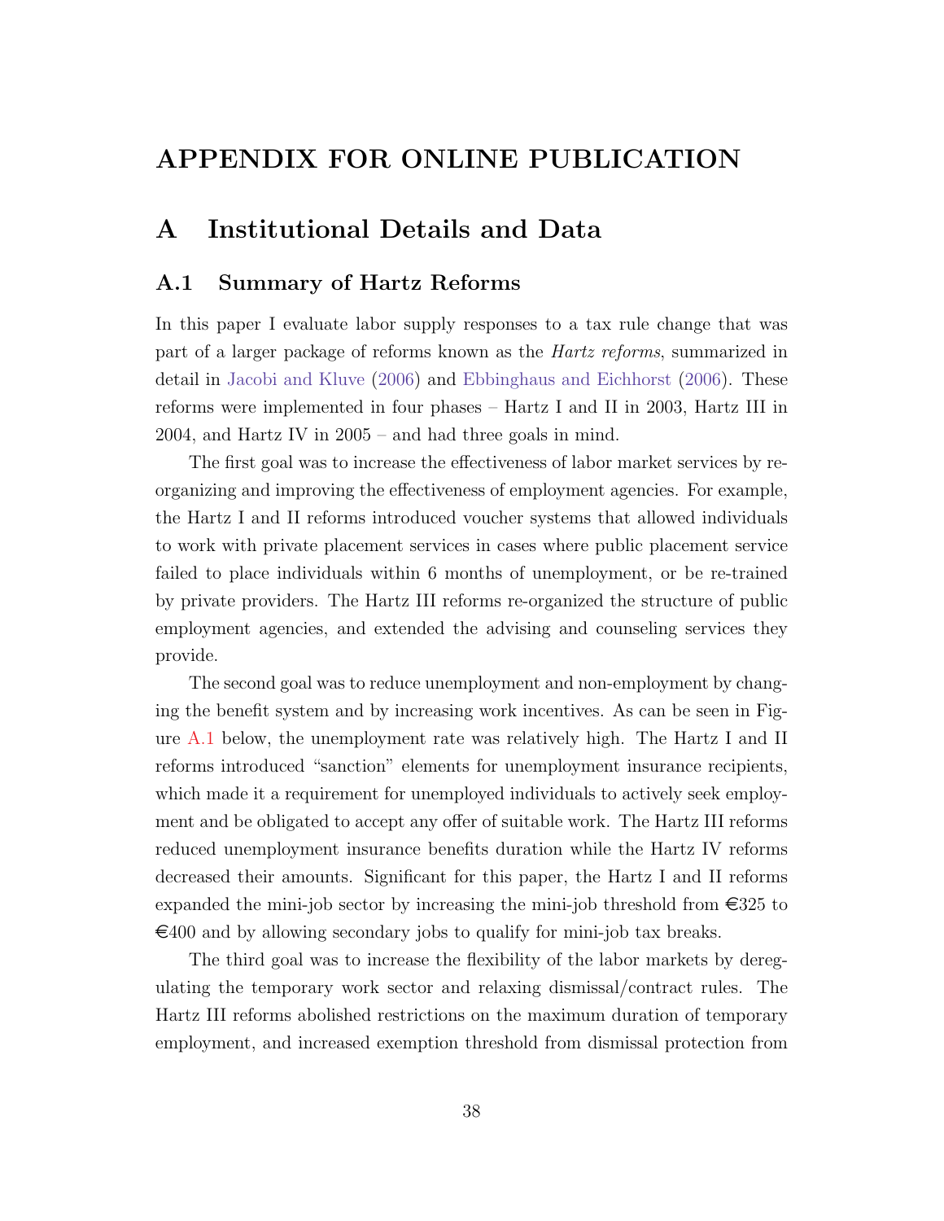# APPENDIX FOR ONLINE PUBLICATION

## A Institutional Details and Data

### A.1 Summary of Hartz Reforms

In this paper I evaluate labor supply responses to a tax rule change that was part of a larger package of reforms known as the *Hartz reforms*, summarized in detail in Jacobi and Kluve (2006) and Ebbinghaus and Eichhorst (2006). These reforms were implemented in four phases – Hartz I and II in 2003, Hartz III in 2004, and Hartz IV in 2005 – and had three goals in mind.

The first goal was to increase the effectiveness of labor market services by re-organizing and improving the effectiveness of employment agencies. For example, the Hartz I and II reforms introduced voucher systems that allowed individuals to work with private placement services in cases where public placement service failed to place individuals within 6 months of unemployment, or be re-trained by private providers. The Hartz III reforms re-organized the structure of public employment agencies, and extended the advising and counseling services they provide.

The second goal was to reduce unemployment and non-employment by changing the benefit system and by increasing work incentives. As can be seen in Figure A.1 below, the unemployment rate was relatively high. The Hartz I and II reforms introduced "sanction" elements for unemployment insurance recipients, which made it a requirement for unemployed individuals to actively seek employment and be obligated to accept any offer of suitable work. The Hartz III reforms reduced unemployment insurance benefits duration while the Hartz IV reforms decreased their amounts. Significant for this paper, the Hartz I and II reforms expanded the mini-job sector by increasing the mini-job threshold from €325 to €400 and by allowing secondary jobs to qualify for mini-job tax breaks.

The third goal was to increase the flexibility of the labor markets by deregulating the temporary work sector and relaxing dismissal/contract rules. The Hartz III reforms abolished restrictions on the maximum duration of temporary employment, and increased exemption threshold from dismissal protection from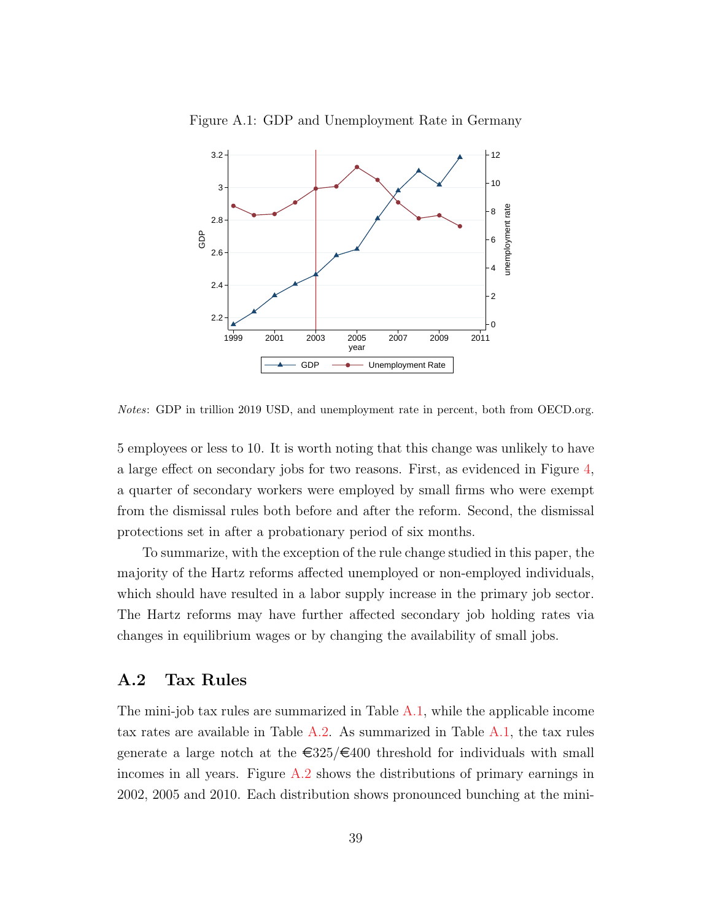Figure A.1: GDP and Unemployment Rate in Germany

*Notes*: GDP in trillion 2019 USD, and unemployment rate in percent, both from OECD.org.

5 employees or less to 10. It is worth noting that this change was unlikely to have a large effect on secondary jobs for two reasons. First, as evidenced in Figure 4, a quarter of secondary workers were employed by small firms who were exempt from the dismissal rules both before and after the reform. Second, the dismissal protections set in after a probationary period of six months.

To summarize, with the exception of the rule change studied in this paper, the majority of the Hartz reforms affected unemployed or non-employed individuals, which should have resulted in a labor supply increase in the primary job sector. The Hartz reforms may have further affected secondary job holding rates via changes in equilibrium wages or by changing the availability of small jobs.

## A.2 Tax Rules

The mini-job tax rules are summarized in Table A.1, while the applicable income tax rates are available in Table A.2. As summarized in Table A.1, the tax rules generate a large notch at the €325/€400 threshold for individuals with small incomes in all years. Figure A.2 shows the distributions of primary earnings in 2002, 2005 and 2010. Each distribution shows pronounced bunching at the mini-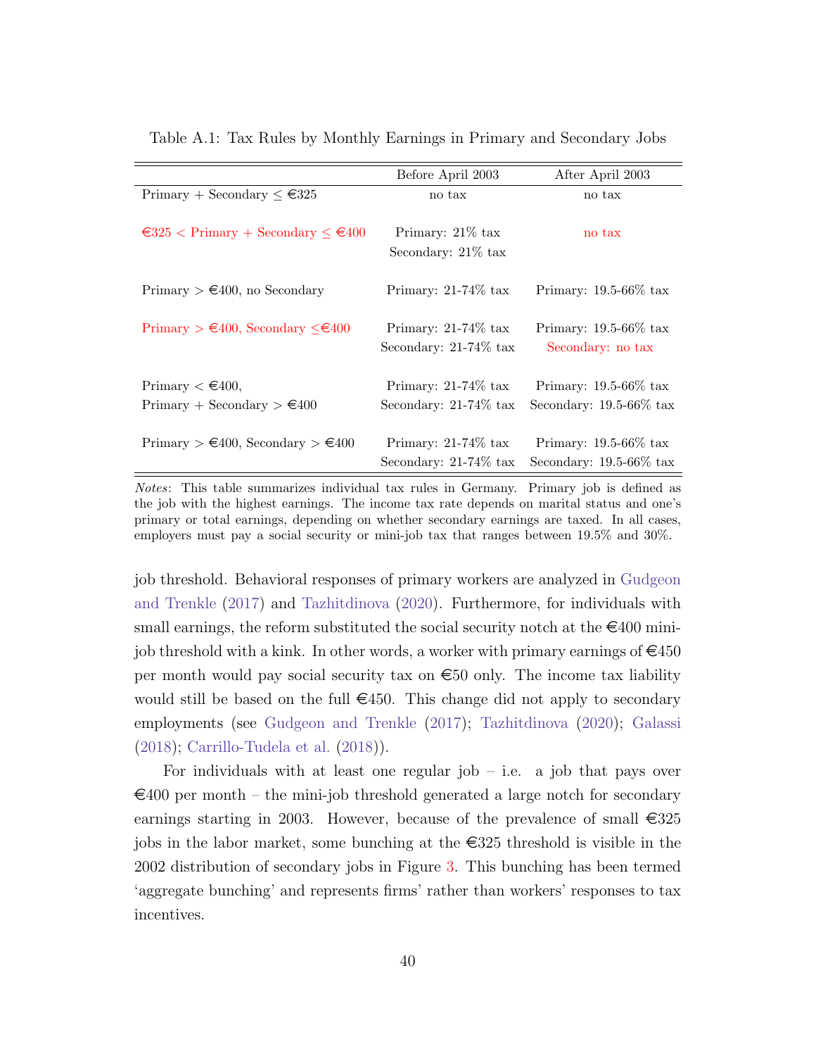Table A.1: Tax Rules by Monthly Earnings in Primary and Secondary Jobs

| | Before April 2003 | After April 2003 |
|---|---|---|
| Primary + Secondary ≤ €325 | no tax | no tax |
| €325 < Primary + Secondary ≤ €400 | Primary: 21% tax<br>Secondary: 21% tax | no tax |
| Primary > €400, no Secondary | Primary: 21-74% tax | Primary: 19.5-66% tax |
| Primary > €400, Secondary ≤€400 | Primary: 21-74% tax<br>Secondary: 21-74% tax | Primary: 19.5-66% tax<br>Secondary: no tax |
| Primary < €400,<br>Primary + Secondary > €400 | Primary: 21-74% tax<br>Secondary: 21-74% tax | Primary: 19.5-66% tax<br>Secondary: 19.5-66% tax |
| Primary > €400, Secondary > €400 | Primary: 21-74% tax<br>Secondary: 21-74% tax | Primary: 19.5-66% tax<br>Secondary: 19.5-66% tax |

*Notes*: This table summarizes individual tax rules in Germany. Primary job is defined as the job with the highest earnings. The income tax rate depends on marital status and one's primary or total earnings, depending on whether secondary earnings are taxed. In all cases, employers must pay a social security or mini-job tax that ranges between 19.5% and 30%.

job threshold. Behavioral responses of primary workers are analyzed in Gudgeon and Trenkle (2017) and Tazhitdinova (2020). Furthermore, for individuals with small earnings, the reform substituted the social security notch at the €400 mini-job threshold with a kink. In other words, a worker with primary earnings of €450 per month would pay social security tax on €50 only. The income tax liability would still be based on the full €450. This change did not apply to secondary employments (see Gudgeon and Trenkle (2017); Tazhitdinova (2020); Galassi (2018); Carrillo-Tudela et al. (2018)).

For individuals with at least one regular job – i.e. a job that pays over €400 per month – the mini-job threshold generated a large notch for secondary earnings starting in 2003. However, because of the prevalence of small €325 jobs in the labor market, some bunching at the €325 threshold is visible in the 2002 distribution of secondary jobs in Figure 3. This bunching has been termed 'aggregate bunching' and represents firms' rather than workers' responses to tax incentives.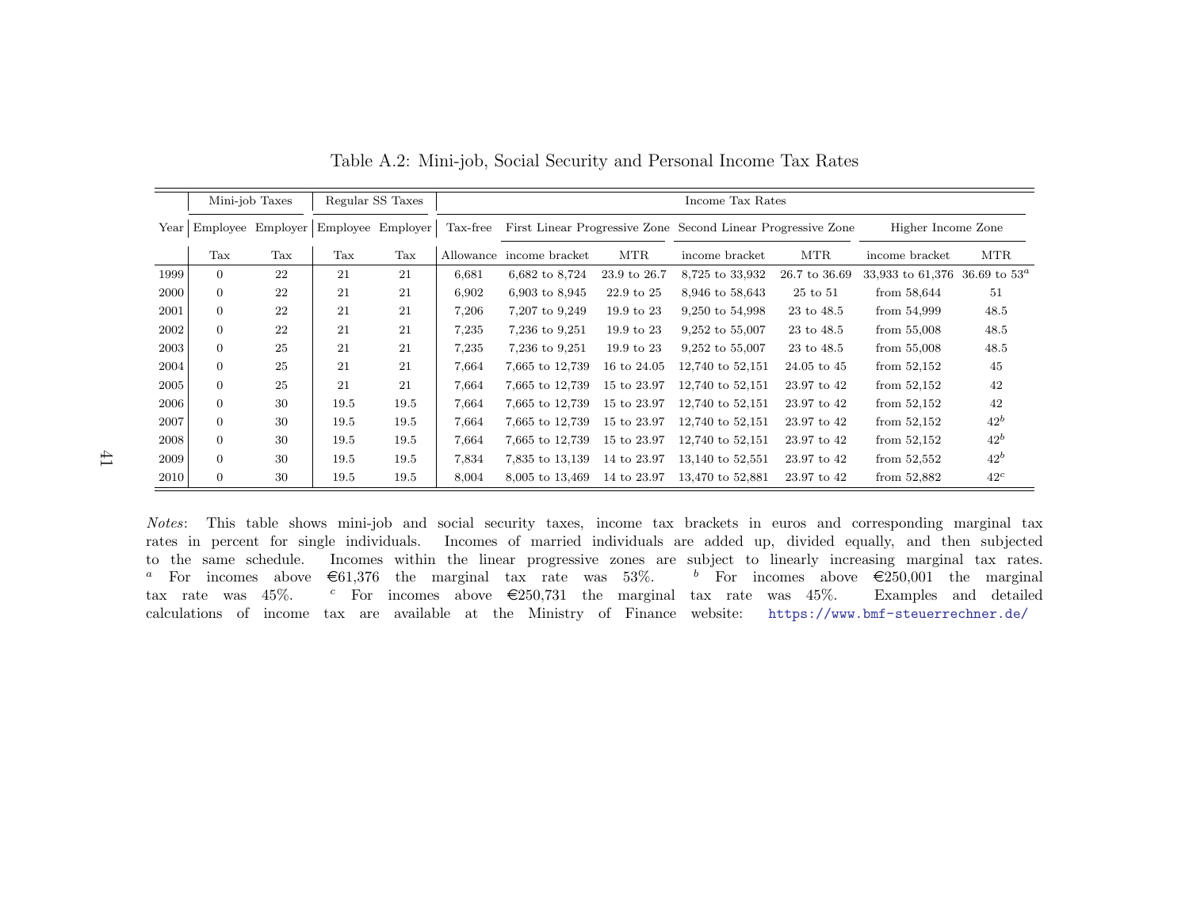Table A.2: Mini-job, Social Security and Personal Income Tax Rates

| | Mini-job Taxes | | Regular SS Taxes | | Income Tax Rates | | | | | | |
|---|---|---|---|---|---|---|---|---|---|---|---|
| Year | Employee Tax | Employer Tax | Employee Tax | Employer Tax | Tax-free Allowance | First Linear Progressive Zone income bracket | First Linear Progressive Zone MTR | Second Linear Progressive Zone income bracket | Second Linear Progressive Zone MTR | Higher Income Zone income bracket | Higher Income Zone MTR |
| 1999 | 0 | 22 | 21 | 21 | 6,681 | 6,682 to 8,724 | 23.9 to 26.7 | 8,725 to 33,932 | 26.7 to 36.69 | 33,933 to 61,376 | 36.69 to 53[a] |
| 2000 | 0 | 22 | 21 | 21 | 6,902 | 6,903 to 8,945 | 22.9 to 25 | 8,946 to 58,643 | 25 to 51 | from 58,644 | 51 |
| 2001 | 0 | 22 | 21 | 21 | 7,206 | 7,207 to 9,249 | 19.9 to 23 | 9,250 to 54,998 | 23 to 48.5 | from 54,999 | 48.5 |
| 2002 | 0 | 22 | 21 | 21 | 7,235 | 7,236 to 9,251 | 19.9 to 23 | 9,252 to 55,007 | 23 to 48.5 | from 55,008 | 48.5 |
| 2003 | 0 | 25 | 21 | 21 | 7,235 | 7,236 to 9,251 | 19.9 to 23 | 9,252 to 55,007 | 23 to 48.5 | from 55,008 | 48.5 |
| 2004 | 0 | 25 | 21 | 21 | 7,664 | 7,665 to 12,739 | 16 to 24.05 | 12,740 to 52,151 | 24.05 to 45 | from 52,152 | 45 |
| 2005 | 0 | 25 | 21 | 21 | 7,664 | 7,665 to 12,739 | 15 to 23.97 | 12,740 to 52,151 | 23.97 to 42 | from 52,152 | 42 |
| 2006 | 0 | 30 | 19.5 | 19.5 | 7,664 | 7,665 to 12,739 | 15 to 23.97 | 12,740 to 52,151 | 23.97 to 42 | from 52,152 | 42 |
| 2007 | 0 | 30 | 19.5 | 19.5 | 7,664 | 7,665 to 12,739 | 15 to 23.97 | 12,740 to 52,151 | 23.97 to 42 | from 52,152 | 42[b] |
| 2008 | 0 | 30 | 19.5 | 19.5 | 7,664 | 7,665 to 12,739 | 15 to 23.97 | 12,740 to 52,151 | 23.97 to 42 | from 52,152 | 42[b] |
| 2009 | 0 | 30 | 19.5 | 19.5 | 7,834 | 7,835 to 13,139 | 14 to 23.97 | 13,140 to 52,551 | 23.97 to 42 | from 52,552 | 42[b] |
| 2010 | 0 | 30 | 19.5 | 19.5 | 8,004 | 8,005 to 13,469 | 14 to 23.97 | 13,470 to 52,881 | 23.97 to 42 | from 52,882 | 42[c] |

*Notes*: This table shows mini-job and social security taxes, income tax brackets in euros and corresponding marginal tax rates in percent for single individuals. Incomes of married individuals are added up, divided equally, and then subjected to the same schedule. Incomes within the linear progressive zones are subject to linearly increasing marginal tax rates. [a] For incomes above €61,376 the marginal tax rate was 53%. [b] For incomes above €250,001 the marginal tax rate was 45%. [c] For incomes above €250,731 the marginal tax rate was 45%. Examples and detailed calculations of income tax are available at the Ministry of Finance website: https://www.bmf-steuerrechner.de/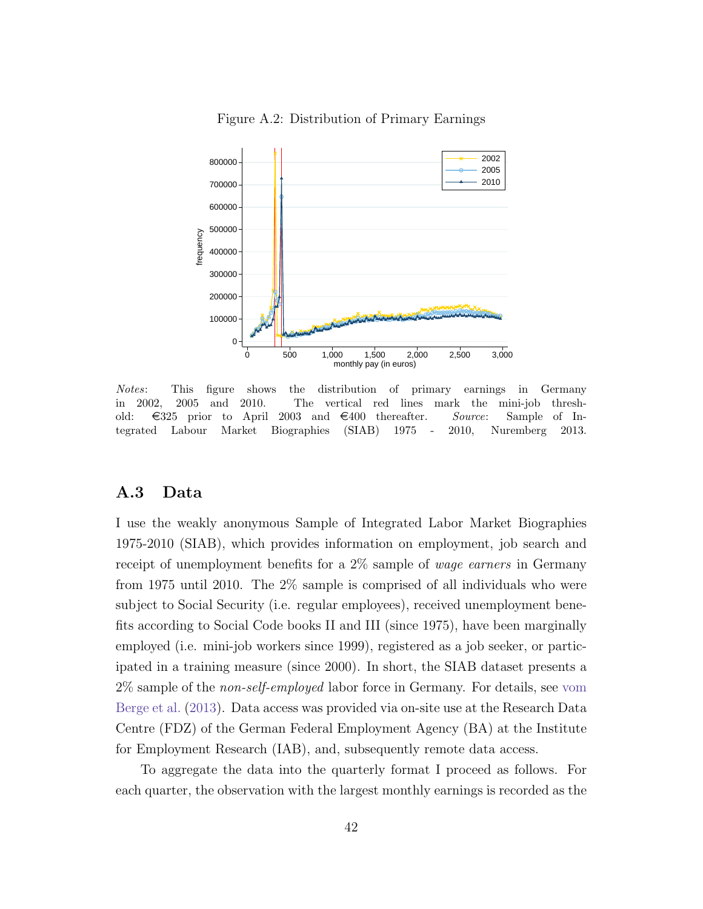Figure A.2: Distribution of Primary Earnings

*Notes*: This figure shows the distribution of primary earnings in Germany in 2002, 2005 and 2010. The vertical red lines mark the mini-job threshold: €325 prior to April 2003 and €400 thereafter. *Source*: Sample of Integrated Labour Market Biographies (SIAB) 1975 - 2010, Nuremberg 2013.

## A.3 Data

I use the weakly anonymous Sample of Integrated Labor Market Biographies 1975-2010 (SIAB), which provides information on employment, job search and receipt of unemployment benefits for a 2% sample of *wage earners* in Germany from 1975 until 2010. The 2% sample is comprised of all individuals who were subject to Social Security (i.e. regular employees), received unemployment benefits according to Social Code books II and III (since 1975), have been marginally employed (i.e. mini-job workers since 1999), registered as a job seeker, or participated in a training measure (since 2000). In short, the SIAB dataset presents a 2% sample of the *non-self-employed* labor force in Germany. For details, see vom Berge et al. (2013). Data access was provided via on-site use at the Research Data Centre (FDZ) of the German Federal Employment Agency (BA) at the Institute for Employment Research (IAB), and, subsequently remote data access.

To aggregate the data into the quarterly format I proceed as follows. For each quarter, the observation with the largest monthly earnings is recorded as the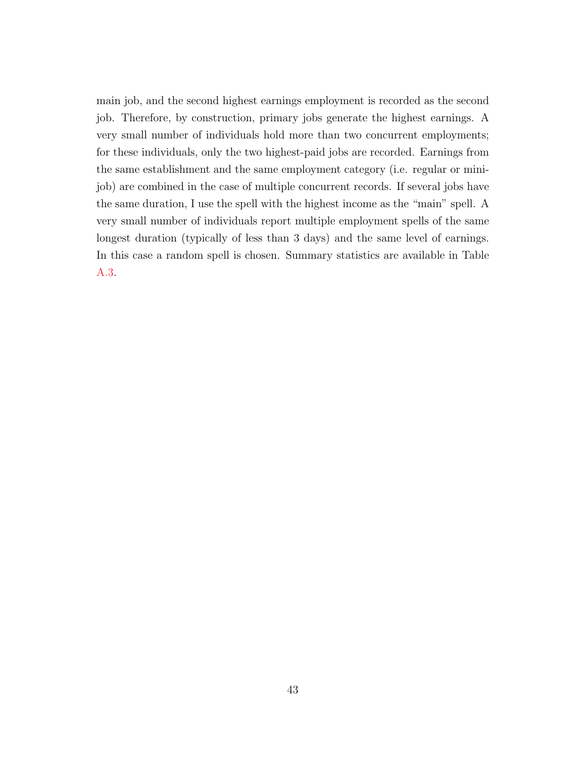main job, and the second highest earnings employment is recorded as the second job. Therefore, by construction, primary jobs generate the highest earnings. A very small number of individuals hold more than two concurrent employments; for these individuals, only the two highest-paid jobs are recorded. Earnings from the same establishment and the same employment category (i.e. regular or mini-job) are combined in the case of multiple concurrent records. If several jobs have the same duration, I use the spell with the highest income as the "main" spell. A very small number of individuals report multiple employment spells of the same longest duration (typically of less than 3 days) and the same level of earnings. In this case a random spell is chosen. Summary statistics are available in Table A.3.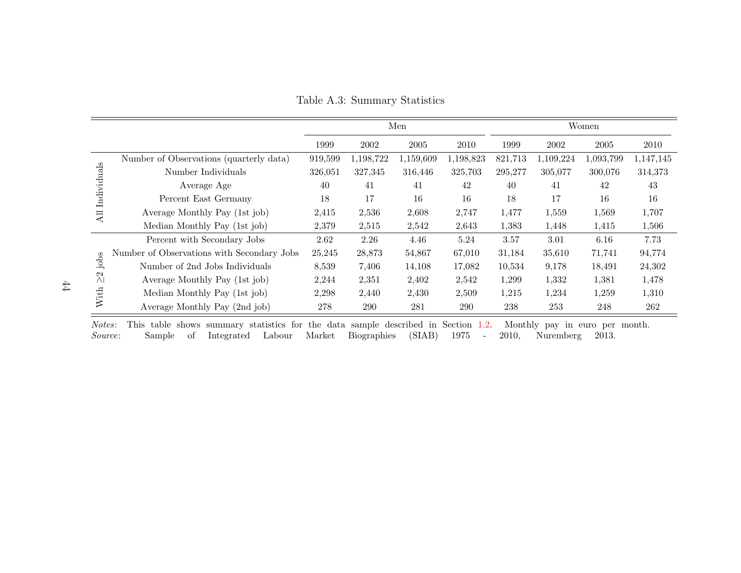Table A.3: Summary Statistics

| | | Men | | | | Women | | | |
|---|---|---|---|---|---|---|---|---|---|
| | | 1999 | 2002 | 2005 | 2010 | 1999 | 2002 | 2005 | 2010 |
| All Individuals | Number of Observations (quarterly data) | 919,599 | 1,198,722 | 1,159,609 | 1,198,823 | 821,713 | 1,109,224 | 1,093,799 | 1,147,145 |
| | Number Individuals | 326,051 | 327,345 | 316,446 | 325,703 | 295,277 | 305,077 | 300,076 | 314,373 |
| | Average Age | 40 | 41 | 41 | 42 | 40 | 41 | 42 | 43 |
| | Percent East Germany | 18 | 17 | 16 | 16 | 18 | 17 | 16 | 16 |
| | Average Monthly Pay (1st job) | 2,415 | 2,536 | 2,608 | 2,747 | 1,477 | 1,559 | 1,569 | 1,707 |
| | Median Monthly Pay (1st job) | 2,379 | 2,515 | 2,542 | 2,643 | 1,383 | 1,448 | 1,415 | 1,506 |
| With ≥2 jobs | Percent with Secondary Jobs | 2.62 | 2.26 | 4.46 | 5.24 | 3.57 | 3.01 | 6.16 | 7.73 |
| | Number of Observations with Secondary Jobs | 25,245 | 28,873 | 54,867 | 67,010 | 31,184 | 35,610 | 71,741 | 94,774 |
| | Number of 2nd Jobs Individuals | 8,539 | 7,406 | 14,108 | 17,082 | 10,534 | 9,178 | 18,491 | 24,302 |
| | Average Monthly Pay (1st job) | 2,244 | 2,351 | 2,402 | 2,542 | 1,299 | 1,332 | 1,381 | 1,478 |
| | Median Monthly Pay (1st job) | 2,298 | 2,440 | 2,430 | 2,509 | 1,215 | 1,234 | 1,259 | 1,310 |
| | Average Monthly Pay (2nd job) | 278 | 290 | 281 | 290 | 238 | 253 | 248 | 262 |

*Notes*: This table shows summary statistics for the data sample described in Section 1.2. Monthly pay in euro per month.
*Source*: Sample of Integrated Labour Market Biographies (SIAB) 1975 - 2010, Nuremberg 2013.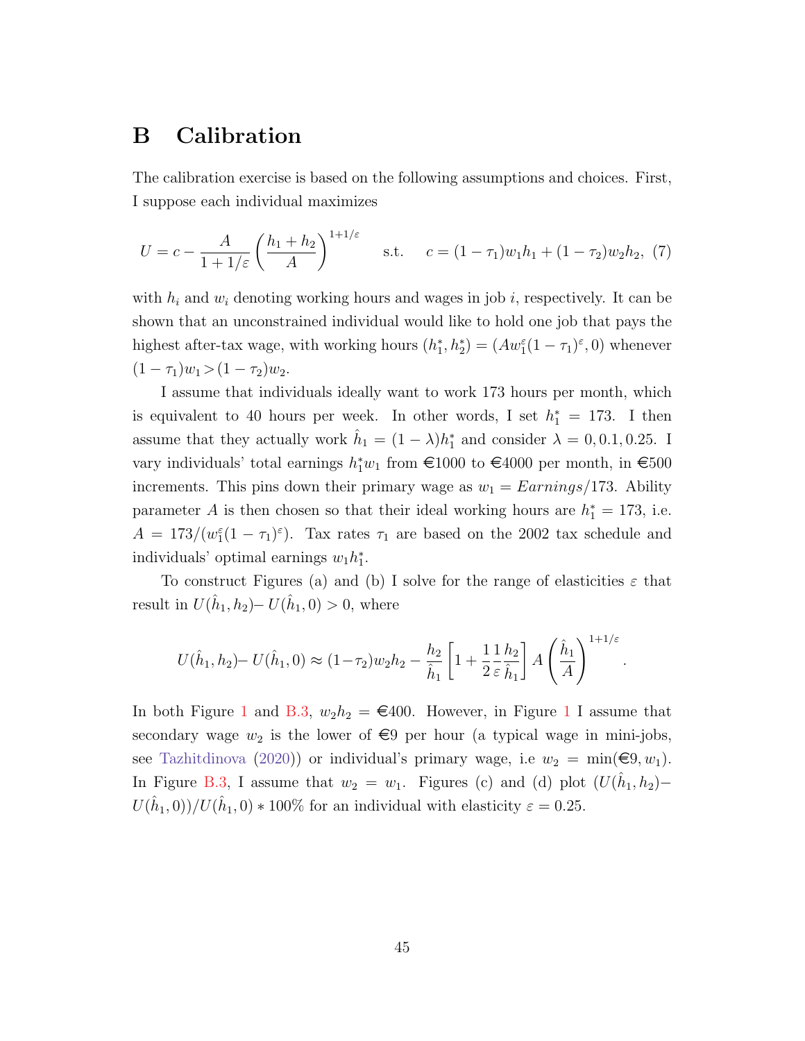# B Calibration

The calibration exercise is based on the following assumptions and choices. First, I suppose each individual maximizes

$$U = c - \frac{A}{1+1/\varepsilon}\left(\frac{h_1+h_2}{A}\right)^{1+1/\varepsilon} \qquad \text{s.t.} \qquad c = (1-\tau_1)w_1h_1 + (1-\tau_2)w_2h_2, \tag{7}$$

with $h_i$ and $w_i$ denoting working hours and wages in job $i$, respectively. It can be shown that an unconstrained individual would like to hold one job that pays the highest after-tax wage, with working hours $(h_1^*, h_2^*) = (Aw_1^{\varepsilon}(1-\tau_1)^{\varepsilon}, 0)$ whenever $(1-\tau_1)w_1 > (1-\tau_2)w_2$.

I assume that individuals ideally want to work 173 hours per month, which is equivalent to 40 hours per week. In other words, I set $h_1^* = 173$. I then assume that they actually work $\hat{h}_1 = (1-\lambda)h_1^*$ and consider $\lambda = 0, 0.1, 0.25$. I vary individuals' total earnings $h_1^*w_1$ from €1000 to €4000 per month, in €500 increments. This pins down their primary wage as $w_1 = Earnings/173$. Ability parameter $A$ is then chosen so that their ideal working hours are $h_1^* = 173$, i.e. $A = 173/(w_1^{\varepsilon}(1-\tau_1)^{\varepsilon})$. Tax rates $\tau_1$ are based on the 2002 tax schedule and individuals' optimal earnings $w_1h_1^*$.

To construct Figures (a) and (b) I solve for the range of elasticities $\varepsilon$ that result in $U(\hat{h}_1, h_2) – U(\hat{h}_1, 0) > 0$, where

$$U(\hat{h}_1, h_2) – U(\hat{h}_1, 0) \approx (1-\tau_2)w_2h_2 - \frac{h_2}{\hat{h}_1}\left[1 + \frac{1}{2}\frac{1}{\varepsilon}\frac{h_2}{\hat{h}_1}\right] A \left(\frac{\hat{h}_1}{A}\right)^{1+1/\varepsilon}.$$

In both Figure 1 and B.3, $w_2h_2 =$ €400. However, in Figure 1 I assume that secondary wage $w_2$ is the lower of €9 per hour (a typical wage in mini-jobs, see Tazhitdinova (2020)) or individual's primary wage, i.e $w_2 = \min(€9, w_1)$. In Figure B.3, I assume that $w_2 = w_1$. Figures (c) and (d) plot $(U(\hat{h}_1, h_2) – U(\hat{h}_1, 0))/U(\hat{h}_1, 0) * 100\%$ for an individual with elasticity $\varepsilon = 0.25$.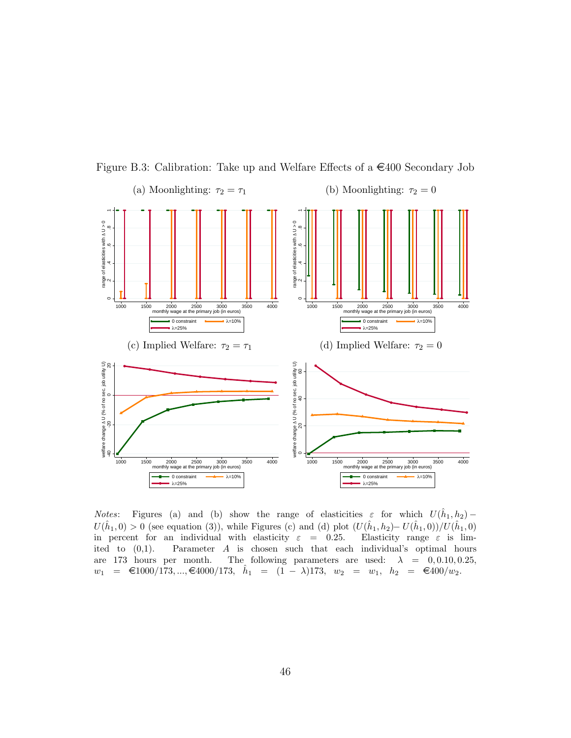Figure B.3: Calibration: Take up and Welfare Effects of a €400 Secondary Job

(a) Moonlighting: $\tau_2 = \tau_1$

(b) Moonlighting: $\tau_2 = 0$

(c) Implied Welfare: $\tau_2 = \tau_1$

(d) Implied Welfare: $\tau_2 = 0$

*Notes*: Figures (a) and (b) show the range of elasticities $\varepsilon$ for which $U(\hat{h}_1, h_2) - U(\hat{h}_1, 0) > 0$ (see equation (3)), while Figures (c) and (d) plot $(U(\hat{h}_1, h_2) - U(\hat{h}_1, 0))/U(\hat{h}_1, 0)$ in percent for an individual with elasticity $\varepsilon = 0.25$. Elasticity range $\varepsilon$ is limited to (0,1). Parameter $A$ is chosen such that each individual's optimal hours are 173 hours per month. The following parameters are used: $\lambda = 0, 0.10, 0.25$, $w_1 = €1000/173, ..., €4000/173$, $\hat{h}_1 = (1 - \lambda)173$, $w_2 = w_1$, $h_2 = €400/w_2$.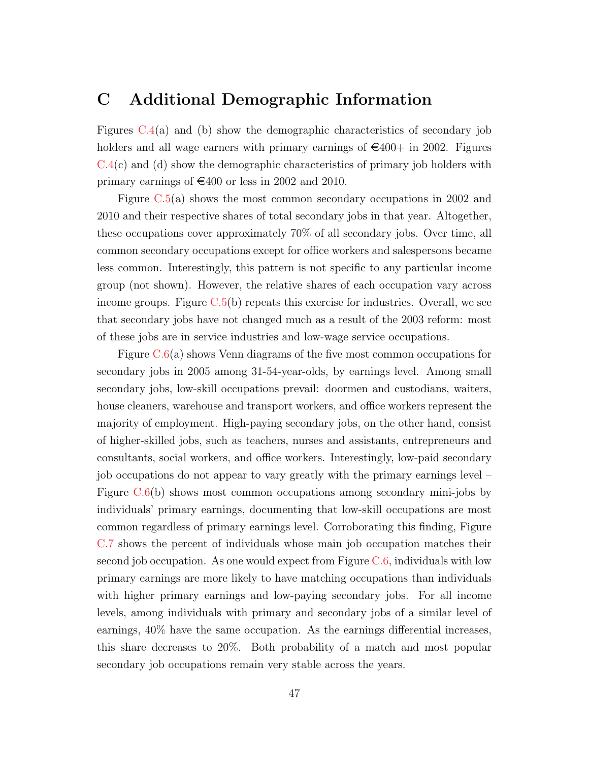# C Additional Demographic Information

Figures C.4(a) and (b) show the demographic characteristics of secondary job holders and all wage earners with primary earnings of €400+ in 2002. Figures C.4(c) and (d) show the demographic characteristics of primary job holders with primary earnings of €400 or less in 2002 and 2010.

Figure C.5(a) shows the most common secondary occupations in 2002 and 2010 and their respective shares of total secondary jobs in that year. Altogether, these occupations cover approximately 70% of all secondary jobs. Over time, all common secondary occupations except for office workers and salespersons became less common. Interestingly, this pattern is not specific to any particular income group (not shown). However, the relative shares of each occupation vary across income groups. Figure C.5(b) repeats this exercise for industries. Overall, we see that secondary jobs have not changed much as a result of the 2003 reform: most of these jobs are in service industries and low-wage service occupations.

Figure C.6(a) shows Venn diagrams of the five most common occupations for secondary jobs in 2005 among 31-54-year-olds, by earnings level. Among small secondary jobs, low-skill occupations prevail: doormen and custodians, waiters, house cleaners, warehouse and transport workers, and office workers represent the majority of employment. High-paying secondary jobs, on the other hand, consist of higher-skilled jobs, such as teachers, nurses and assistants, entrepreneurs and consultants, social workers, and office workers. Interestingly, low-paid secondary job occupations do not appear to vary greatly with the primary earnings level – Figure C.6(b) shows most common occupations among secondary mini-jobs by individuals' primary earnings, documenting that low-skill occupations are most common regardless of primary earnings level. Corroborating this finding, Figure C.7 shows the percent of individuals whose main job occupation matches their second job occupation. As one would expect from Figure C.6, individuals with low primary earnings are more likely to have matching occupations than individuals with higher primary earnings and low-paying secondary jobs. For all income levels, among individuals with primary and secondary jobs of a similar level of earnings, 40% have the same occupation. As the earnings differential increases, this share decreases to 20%. Both probability of a match and most popular secondary job occupations remain very stable across the years.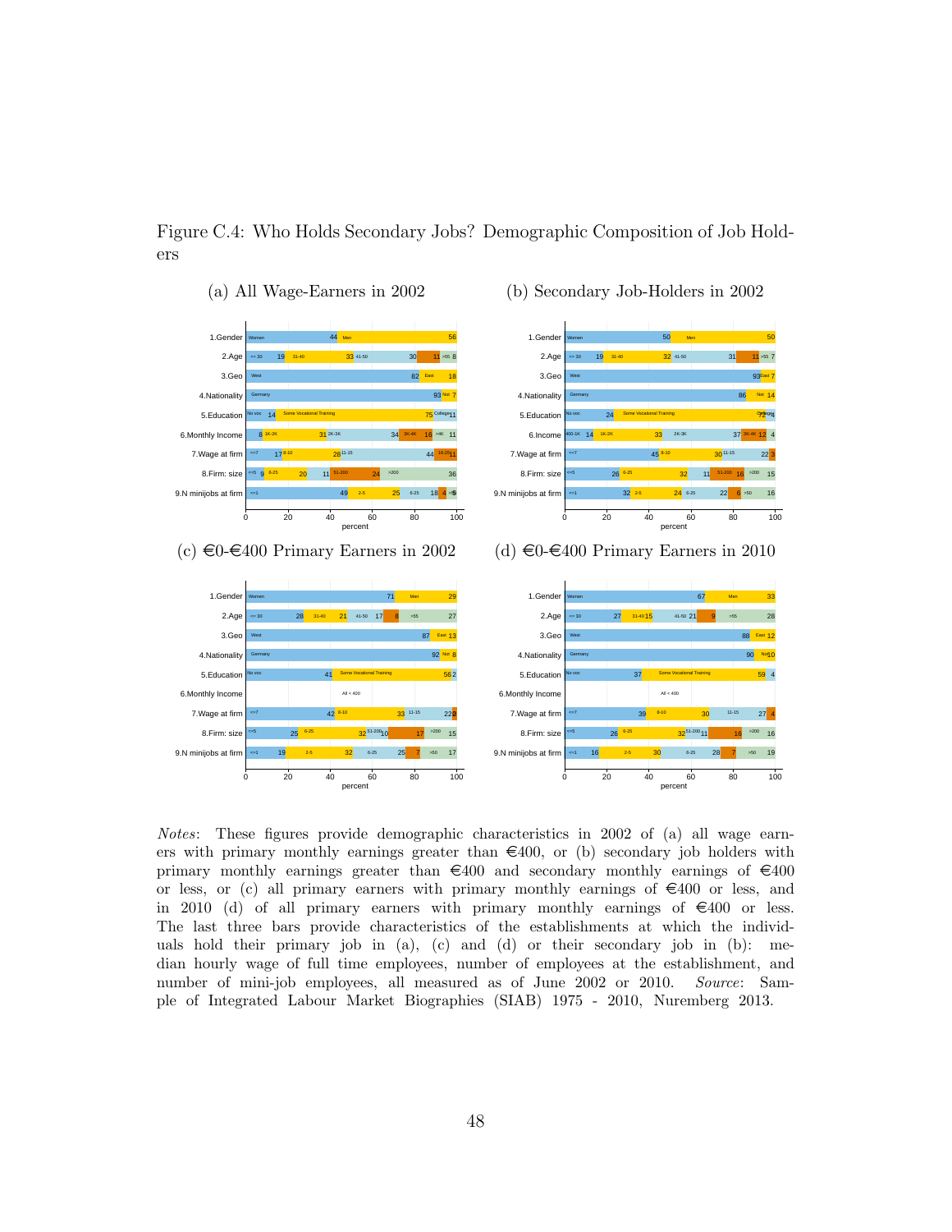Figure C.4: Who Holds Secondary Jobs? Demographic Composition of Job Holders

(a) All Wage-Earners in 2002

(b) Secondary Job-Holders in 2002

(c) €0-€400 Primary Earners in 2002

(d) €0-€400 Primary Earners in 2010

*Notes*: These figures provide demographic characteristics in 2002 of (a) all wage earners with primary monthly earnings greater than €400, or (b) secondary job holders with primary monthly earnings greater than €400 and secondary monthly earnings of €400 or less, or (c) all primary earners with primary monthly earnings of €400 or less, and in 2010 (d) of all primary earners with primary monthly earnings of €400 or less. The last three bars provide characteristics of the establishments at which the individuals hold their primary job in (a), (c) and (d) or their secondary job in (b): median hourly wage of full time employees, number of employees at the establishment, and number of mini-job employees, all measured as of June 2002 or 2010. *Source*: Sample of Integrated Labour Market Biographies (SIAB) 1975 - 2010, Nuremberg 2013.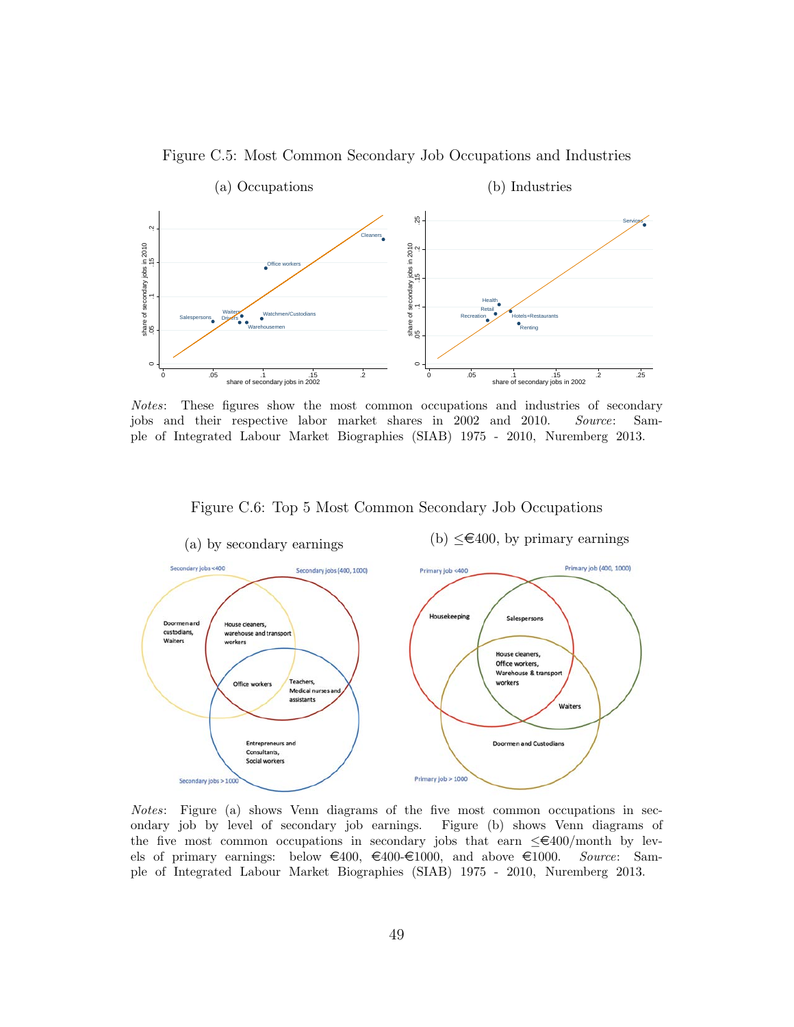Figure C.5: Most Common Secondary Job Occupations and Industries

(a) Occupations (b) Industries

*Notes*: These figures show the most common occupations and industries of secondary jobs and their respective labor market shares in 2002 and 2010. *Source*: Sample of Integrated Labour Market Biographies (SIAB) 1975 - 2010, Nuremberg 2013.

Figure C.6: Top 5 Most Common Secondary Job Occupations

(a) by secondary earnings (b) ≤€400, by primary earnings

*Notes*: Figure (a) shows Venn diagrams of the five most common occupations in secondary job by level of secondary job earnings. Figure (b) shows Venn diagrams of the five most common occupations in secondary jobs that earn ≤€400/month by levels of primary earnings: below €400, €400-€1000, and above €1000. *Source*: Sample of Integrated Labour Market Biographies (SIAB) 1975 - 2010, Nuremberg 2013.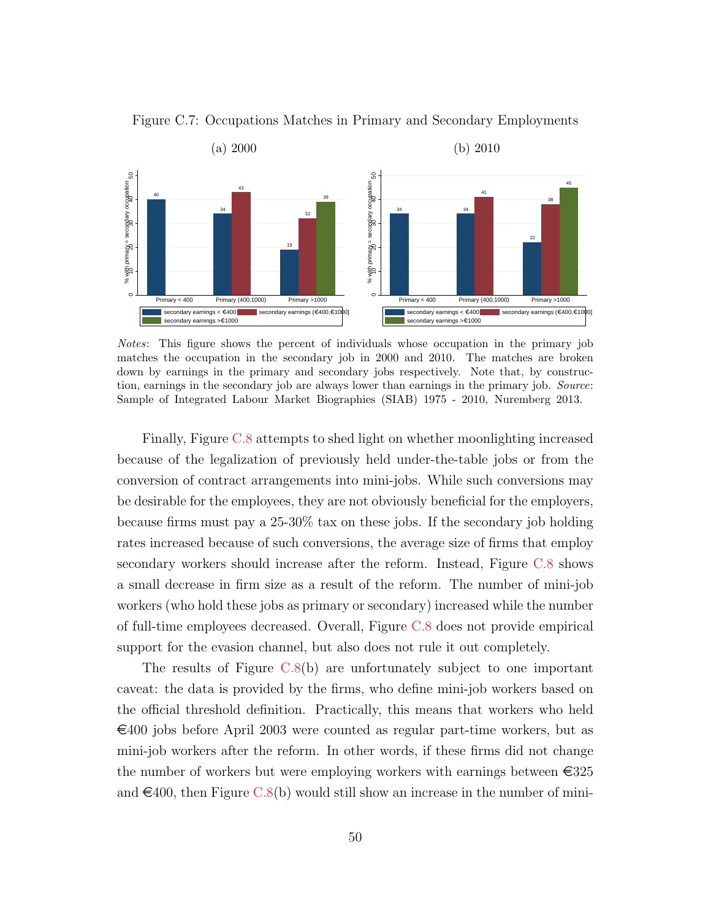Figure C.7: Occupations Matches in Primary and Secondary Employments

(a) 2000

(b) 2010

*Notes*: This figure shows the percent of individuals whose occupation in the primary job matches the occupation in the secondary job in 2000 and 2010. The matches are broken down by earnings in the primary and secondary jobs respectively. Note that, by construction, earnings in the secondary job are always lower than earnings in the primary job. *Source*: Sample of Integrated Labour Market Biographies (SIAB) 1975 - 2010, Nuremberg 2013.

Finally, Figure C.8 attempts to shed light on whether moonlighting increased because of the legalization of previously held under-the-table jobs or from the conversion of contract arrangements into mini-jobs. While such conversions may be desirable for the employees, they are not obviously beneficial for the employers, because firms must pay a 25-30% tax on these jobs. If the secondary job holding rates increased because of such conversions, the average size of firms that employ secondary workers should increase after the reform. Instead, Figure C.8 shows a small decrease in firm size as a result of the reform. The number of mini-job workers (who hold these jobs as primary or secondary) increased while the number of full-time employees decreased. Overall, Figure C.8 does not provide empirical support for the evasion channel, but also does not rule it out completely.

The results of Figure C.8(b) are unfortunately subject to one important caveat: the data is provided by the firms, who define mini-job workers based on the official threshold definition. Practically, this means that workers who held €400 jobs before April 2003 were counted as regular part-time workers, but as mini-job workers after the reform. In other words, if these firms did not change the number of workers but were employing workers with earnings between €325 and €400, then Figure C.8(b) would still show an increase in the number of mini-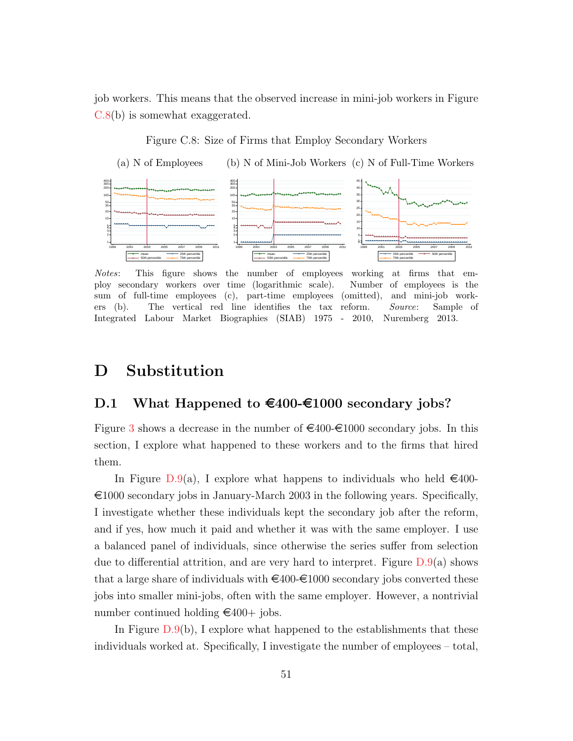job workers. This means that the observed increase in mini-job workers in Figure C.8(b) is somewhat exaggerated.

Figure C.8: Size of Firms that Employ Secondary Workers

(a) N of Employees (b) N of Mini-Job Workers (c) N of Full-Time Workers

*Notes*: This figure shows the number of employees working at firms that employ secondary workers over time (logarithmic scale). Number of employees is the sum of full-time employees (c), part-time employees (omitted), and mini-job workers (b). The vertical red line identifies the tax reform. *Source*: Sample of Integrated Labour Market Biographies (SIAB) 1975 - 2010, Nuremberg 2013.

# D Substitution

## D.1 What Happened to €400-€1000 secondary jobs?

Figure 3 shows a decrease in the number of €400-€1000 secondary jobs. In this section, I explore what happened to these workers and to the firms that hired them.

In Figure D.9(a), I explore what happens to individuals who held €400-€1000 secondary jobs in January-March 2003 in the following years. Specifically, I investigate whether these individuals kept the secondary job after the reform, and if yes, how much it paid and whether it was with the same employer. I use a balanced panel of individuals, since otherwise the series suffer from selection due to differential attrition, and are very hard to interpret. Figure D.9(a) shows that a large share of individuals with €400-€1000 secondary jobs converted these jobs into smaller mini-jobs, often with the same employer. However, a nontrivial number continued holding €400+ jobs.

In Figure D.9(b), I explore what happened to the establishments that these individuals worked at. Specifically, I investigate the number of employees – total,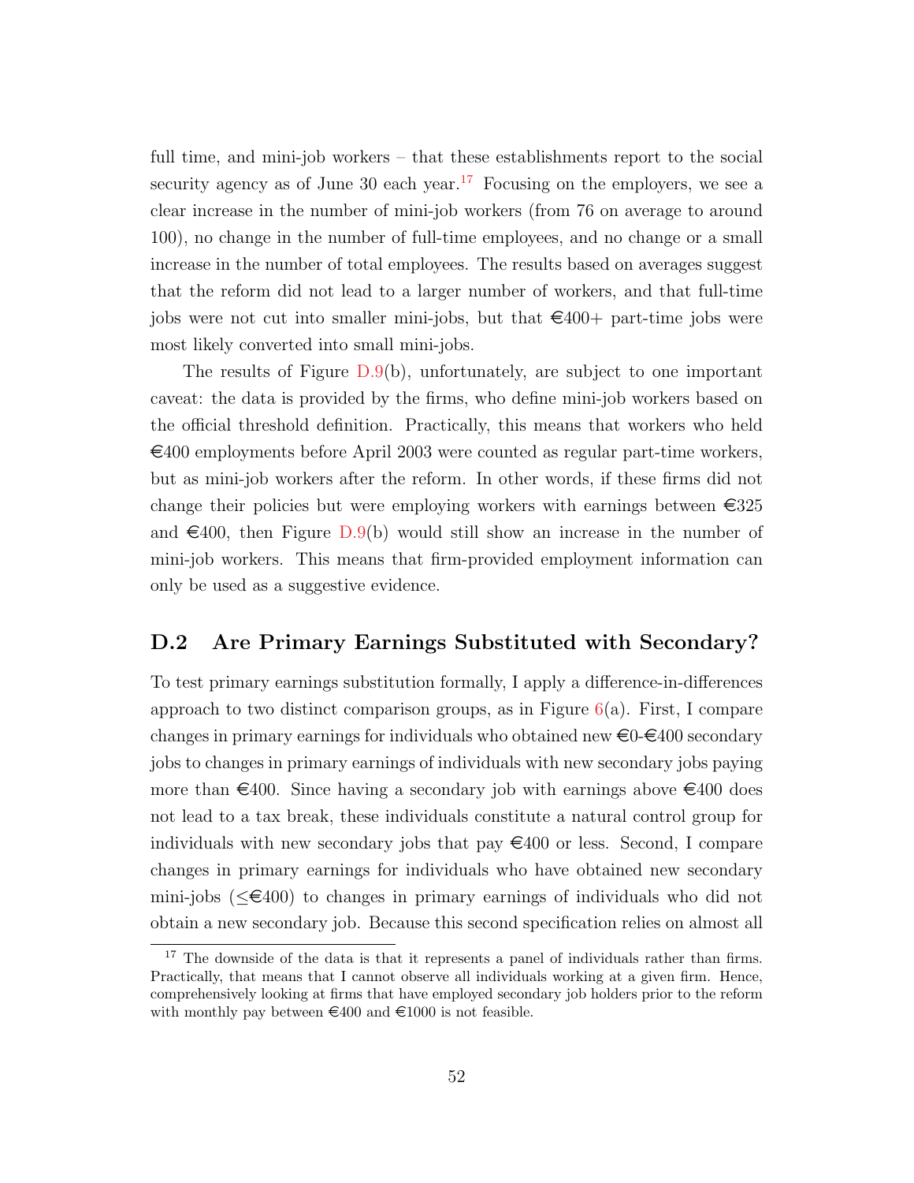full time, and mini-job workers – that these establishments report to the social security agency as of June 30 each year.[17] Focusing on the employers, we see a clear increase in the number of mini-job workers (from 76 on average to around 100), no change in the number of full-time employees, and no change or a small increase in the number of total employees. The results based on averages suggest that the reform did not lead to a larger number of workers, and that full-time jobs were not cut into smaller mini-jobs, but that €400+ part-time jobs were most likely converted into small mini-jobs.

The results of Figure D.9(b), unfortunately, are subject to one important caveat: the data is provided by the firms, who define mini-job workers based on the official threshold definition. Practically, this means that workers who held €400 employments before April 2003 were counted as regular part-time workers, but as mini-job workers after the reform. In other words, if these firms did not change their policies but were employing workers with earnings between €325 and €400, then Figure D.9(b) would still show an increase in the number of mini-job workers. This means that firm-provided employment information can only be used as a suggestive evidence.

## D.2 Are Primary Earnings Substituted with Secondary?

To test primary earnings substitution formally, I apply a difference-in-differences approach to two distinct comparison groups, as in Figure 6(a). First, I compare changes in primary earnings for individuals who obtained new €0-€400 secondary jobs to changes in primary earnings of individuals with new secondary jobs paying more than €400. Since having a secondary job with earnings above €400 does not lead to a tax break, these individuals constitute a natural control group for individuals with new secondary jobs that pay €400 or less. Second, I compare changes in primary earnings for individuals who have obtained new secondary mini-jobs ($\leq$€400) to changes in primary earnings of individuals who did not obtain a new secondary job. Because this second specification relies on almost all

[17] The downside of the data is that it represents a panel of individuals rather than firms. Practically, that means that I cannot observe all individuals working at a given firm. Hence, comprehensively looking at firms that have employed secondary job holders prior to the reform with monthly pay between €400 and €1000 is not feasible.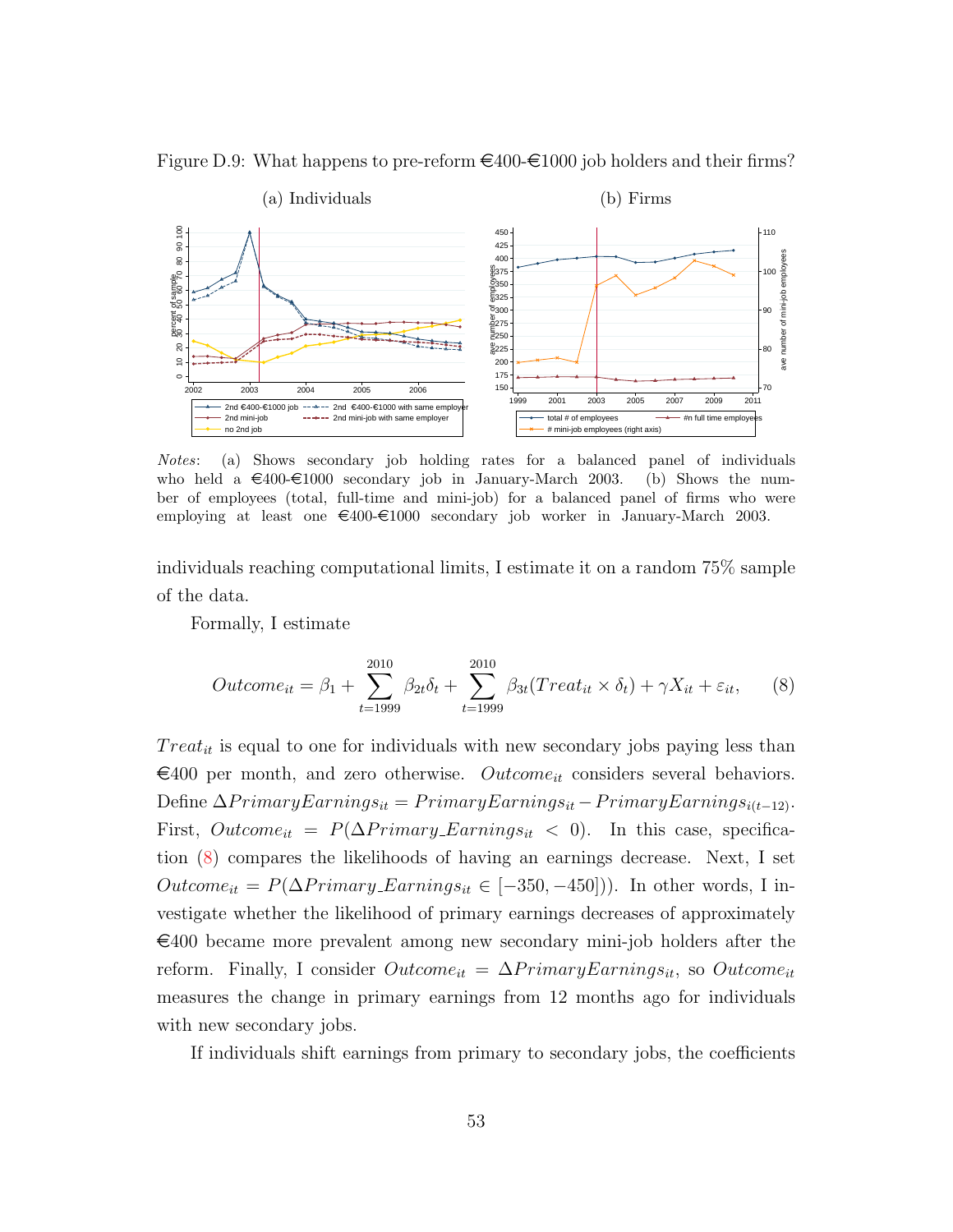Figure D.9: What happens to pre-reform €400-€1000 job holders and their firms?

(a) Individuals (b) Firms

*Notes*: (a) Shows secondary job holding rates for a balanced panel of individuals who held a €400-€1000 secondary job in January-March 2003. (b) Shows the number of employees (total, full-time and mini-job) for a balanced panel of firms who were employing at least one €400-€1000 secondary job worker in January-March 2003.

individuals reaching computational limits, I estimate it on a random 75% sample of the data.

Formally, I estimate

$$Outcome_{it} = \beta_1 + \sum_{t=1999}^{2010} \beta_{2t}\delta_t + \sum_{t=1999}^{2010} \beta_{3t}(Treat_{it} \times \delta_t) + \gamma X_{it} + \varepsilon_{it}, \qquad (8)$$

$Treat_{it}$ is equal to one for individuals with new secondary jobs paying less than €400 per month, and zero otherwise. $Outcome_{it}$ considers several behaviors. Define $\Delta PrimaryEarnings_{it} = PrimaryEarnings_{it} - PrimaryEarnings_{i(t-12)}$. First, $Outcome_{it} = P(\Delta Primary\_Earnings_{it} < 0)$. In this case, specification (8) compares the likelihoods of having an earnings decrease. Next, I set $Outcome_{it} = P(\Delta Primary\_Earnings_{it} \in [-350, -450]))$. In other words, I investigate whether the likelihood of primary earnings decreases of approximately €400 became more prevalent among new secondary mini-job holders after the reform. Finally, I consider $Outcome_{it} = \Delta PrimaryEarnings_{it}$, so $Outcome_{it}$ measures the change in primary earnings from 12 months ago for individuals with new secondary jobs.

If individuals shift earnings from primary to secondary jobs, the coefficients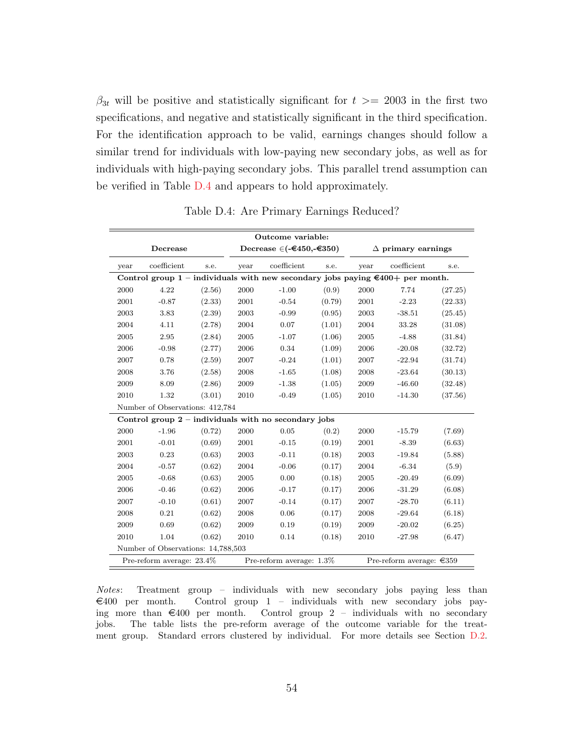$\beta_{3t}$ will be positive and statistically significant for $t >= 2003$ in the first two specifications, and negative and statistically significant in the third specification. For the identification approach to be valid, earnings changes should follow a similar trend for individuals with low-paying new secondary jobs, as well as for individuals with high-paying secondary jobs. This parallel trend assumption can be verified in Table D.4 and appears to hold approximately.

Table D.4: Are Primary Earnings Reduced?

| Outcome variable: | | | | | | | | |
|---|---|---|---|---|---|---|---|---|
| **Decrease** | | | **Decrease ∈(-€450,-€350)** | | | **Δ primary earnings** | | |
| year | coefficient | s.e. | year | coefficient | s.e. | year | coefficient | s.e. |
| **Control group 1 – individuals with new secondary jobs paying €400+ per month.** | | | | | | | | |
| 2000 | 4.22 | (2.56) | 2000 | -1.00 | (0.9) | 2000 | 7.74 | (27.25) |
| 2001 | -0.87 | (2.33) | 2001 | -0.54 | (0.79) | 2001 | -2.23 | (22.33) |
| 2003 | 3.83 | (2.39) | 2003 | -0.99 | (0.95) | 2003 | -38.51 | (25.45) |
| 2004 | 4.11 | (2.78) | 2004 | 0.07 | (1.01) | 2004 | 33.28 | (31.08) |
| 2005 | 2.95 | (2.84) | 2005 | -1.07 | (1.06) | 2005 | -4.88 | (31.84) |
| 2006 | -0.98 | (2.77) | 2006 | 0.34 | (1.09) | 2006 | -20.08 | (32.72) |
| 2007 | 0.78 | (2.59) | 2007 | -0.24 | (1.01) | 2007 | -22.94 | (31.74) |
| 2008 | 3.76 | (2.58) | 2008 | -1.65 | (1.08) | 2008 | -23.64 | (30.13) |
| 2009 | 8.09 | (2.86) | 2009 | -1.38 | (1.05) | 2009 | -46.60 | (32.48) |
| 2010 | 1.32 | (3.01) | 2010 | -0.49 | (1.05) | 2010 | -14.30 | (37.56) |
| Number of Observations: 412,784 | | | | | | | | |
| **Control group 2 – individuals with no secondary jobs** | | | | | | | | |
| 2000 | -1.96 | (0.72) | 2000 | 0.05 | (0.2) | 2000 | -15.79 | (7.69) |
| 2001 | -0.01 | (0.69) | 2001 | -0.15 | (0.19) | 2001 | -8.39 | (6.63) |
| 2003 | 0.23 | (0.63) | 2003 | -0.11 | (0.18) | 2003 | -19.84 | (5.88) |
| 2004 | -0.57 | (0.62) | 2004 | -0.06 | (0.17) | 2004 | -6.34 | (5.9) |
| 2005 | -0.68 | (0.63) | 2005 | 0.00 | (0.18) | 2005 | -20.49 | (6.09) |
| 2006 | -0.46 | (0.62) | 2006 | -0.17 | (0.17) | 2006 | -31.29 | (6.08) |
| 2007 | -0.10 | (0.61) | 2007 | -0.14 | (0.17) | 2007 | -28.70 | (6.11) |
| 2008 | 0.21 | (0.62) | 2008 | 0.06 | (0.17) | 2008 | -29.64 | (6.18) |
| 2009 | 0.69 | (0.62) | 2009 | 0.19 | (0.19) | 2009 | -20.02 | (6.25) |
| 2010 | 1.04 | (0.62) | 2010 | 0.14 | (0.18) | 2010 | -27.98 | (6.47) |
| Number of Observations: 14,788,503 | | | | | | | | |
| Pre-reform average: 23.4% | | | Pre-reform average: 1.3% | | | Pre-reform average: €359 | | |

*Notes*: Treatment group – individuals with new secondary jobs paying less than €400 per month. Control group 1 – individuals with new secondary jobs paying more than €400 per month. Control group 2 – individuals with no secondary jobs. The table lists the pre-reform average of the outcome variable for the treatment group. Standard errors clustered by individual. For more details see Section D.2.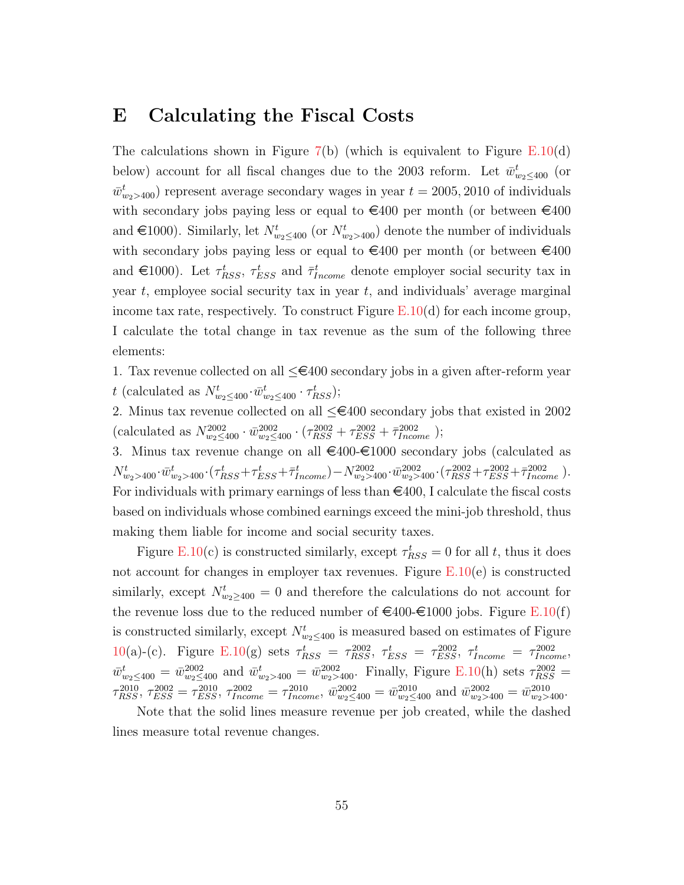# E Calculating the Fiscal Costs

The calculations shown in Figure 7(b) (which is equivalent to Figure E.10(d) below) account for all fiscal changes due to the 2003 reform. Let $\bar{w}^t_{w_2 \leq 400}$ (or $\bar{w}^t_{w_2 > 400}$) represent average secondary wages in year $t = 2005, 2010$ of individuals with secondary jobs paying less or equal to €400 per month (or between €400 and €1000). Similarly, let $N^t_{w_2 \leq 400}$ (or $N^t_{w_2 > 400}$) denote the number of individuals with secondary jobs paying less or equal to €400 per month (or between €400 and €1000). Let $\tau^t_{RSS}$, $\tau^t_{ESS}$ and $\bar{\tau}^t_{Income}$ denote employer social security tax in year $t$, employee social security tax in year $t$, and individuals' average marginal income tax rate, respectively. To construct Figure E.10(d) for each income group, I calculate the total change in tax revenue as the sum of the following three elements:

1. Tax revenue collected on all ≤€400 secondary jobs in a given after-reform year $t$ (calculated as $N^t_{w_2 \leq 400} \cdot \bar{w}^t_{w_2 \leq 400} \cdot \tau^t_{RSS}$);
2. Minus tax revenue collected on all ≤€400 secondary jobs that existed in 2002 (calculated as $N^{2002}_{w_2 \leq 400} \cdot \bar{w}^{2002}_{w_2 \leq 400} \cdot (\tau^{2002}_{RSS} + \tau^{2002}_{ESS} + \bar{\tau}^{2002}_{Income})$);
3. Minus tax revenue change on all €400-€1000 secondary jobs (calculated as $N^t_{w_2 > 400} \cdot \bar{w}^t_{w_2 > 400} \cdot (\tau^t_{RSS} + \tau^t_{ESS} + \bar{\tau}^t_{Income}) - N^{2002}_{w_2 > 400} \cdot \bar{w}^{2002}_{w_2 > 400} \cdot (\tau^{2002}_{RSS} + \tau^{2002}_{ESS} + \bar{\tau}^{2002}_{Income})$).

For individuals with primary earnings of less than €400, I calculate the fiscal costs based on individuals whose combined earnings exceed the mini-job threshold, thus making them liable for income and social security taxes.

Figure E.10(c) is constructed similarly, except $\tau^t_{RSS} = 0$ for all $t$, thus it does not account for changes in employer tax revenues. Figure E.10(e) is constructed similarly, except $N^t_{w_2 \geq 400} = 0$ and therefore the calculations do not account for the revenue loss due to the reduced number of €400-€1000 jobs. Figure E.10(f) is constructed similarly, except $N^t_{w_2 \leq 400}$ is measured based on estimates of Figure 10(a)-(c). Figure E.10(g) sets $\tau^t_{RSS} = \tau^{2002}_{RSS}$, $\tau^t_{ESS} = \tau^{2002}_{ESS}$, $\tau^t_{Income} = \tau^{2002}_{Income}$, $\bar{w}^t_{w_2 \leq 400} = \bar{w}^{2002}_{w_2 \leq 400}$ and $\bar{w}^t_{w_2 > 400} = \bar{w}^{2002}_{w_2 > 400}$. Finally, Figure E.10(h) sets $\tau^{2002}_{RSS} = \tau^{2010}_{RSS}$, $\tau^{2002}_{ESS} = \tau^{2010}_{ESS}$, $\tau^{2002}_{Income} = \tau^{2010}_{Income}$, $\bar{w}^{2002}_{w_2 \leq 400} = \bar{w}^{2010}_{w_2 \leq 400}$ and $\bar{w}^{2002}_{w_2 > 400} = \bar{w}^{2010}_{w_2 > 400}$.

Note that the solid lines measure revenue per job created, while the dashed lines measure total revenue changes.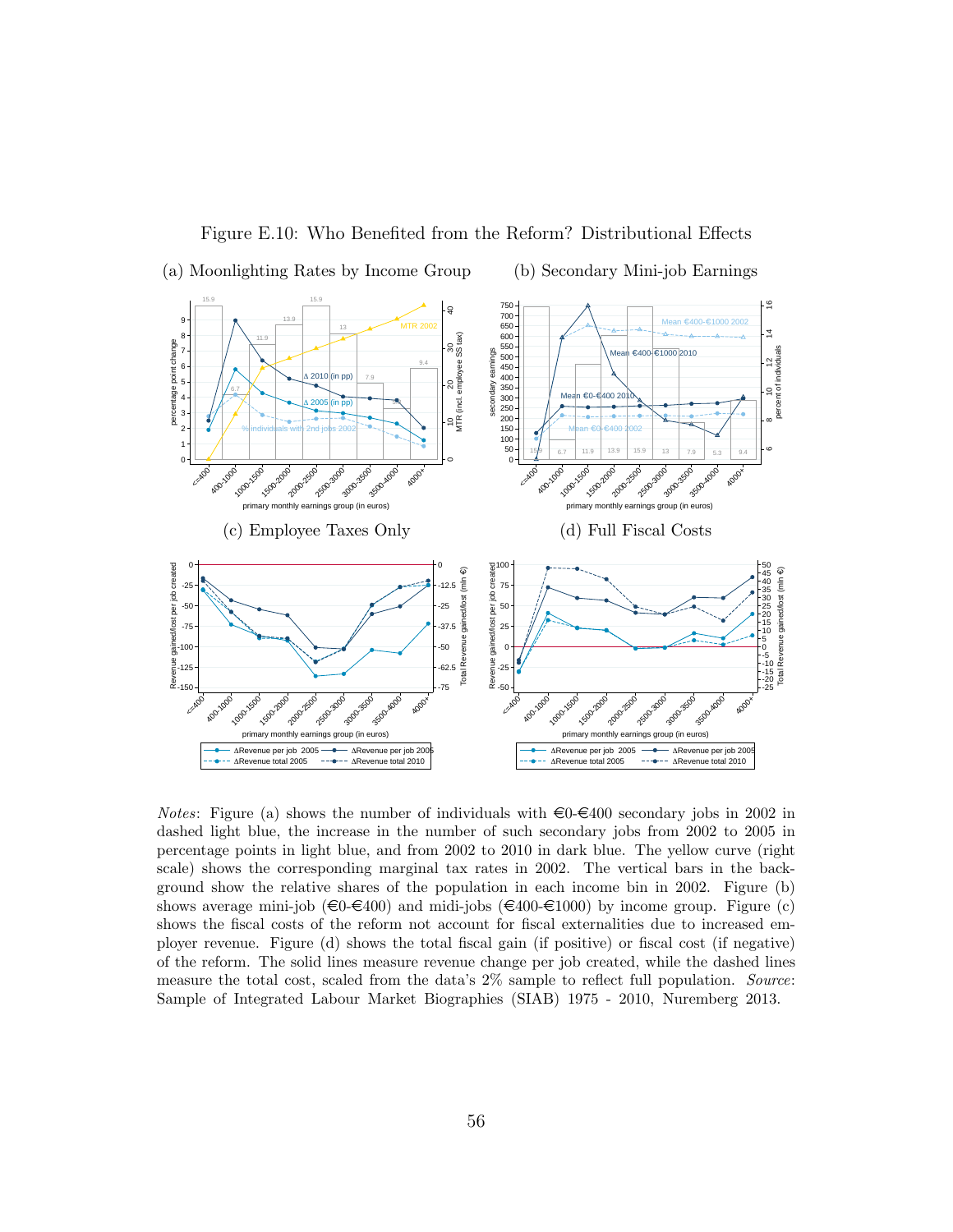Figure E.10: Who Benefited from the Reform? Distributional Effects

(a) Moonlighting Rates by Income Group

(b) Secondary Mini-job Earnings

(c) Employee Taxes Only

(d) Full Fiscal Costs

*Notes*: Figure (a) shows the number of individuals with €0-€400 secondary jobs in 2002 in dashed light blue, the increase in the number of such secondary jobs from 2002 to 2005 in percentage points in light blue, and from 2002 to 2010 in dark blue. The yellow curve (right scale) shows the corresponding marginal tax rates in 2002. The vertical bars in the background show the relative shares of the population in each income bin in 2002. Figure (b) shows average mini-job (€0-€400) and midi-jobs (€400-€1000) by income group. Figure (c) shows the fiscal costs of the reform not account for fiscal externalities due to increased employer revenue. Figure (d) shows the total fiscal gain (if positive) or fiscal cost (if negative) of the reform. The solid lines measure revenue change per job created, while the dashed lines measure the total cost, scaled from the data's 2% sample to reflect full population. *Source*: Sample of Integrated Labour Market Biographies (SIAB) 1975 - 2010, Nuremberg 2013.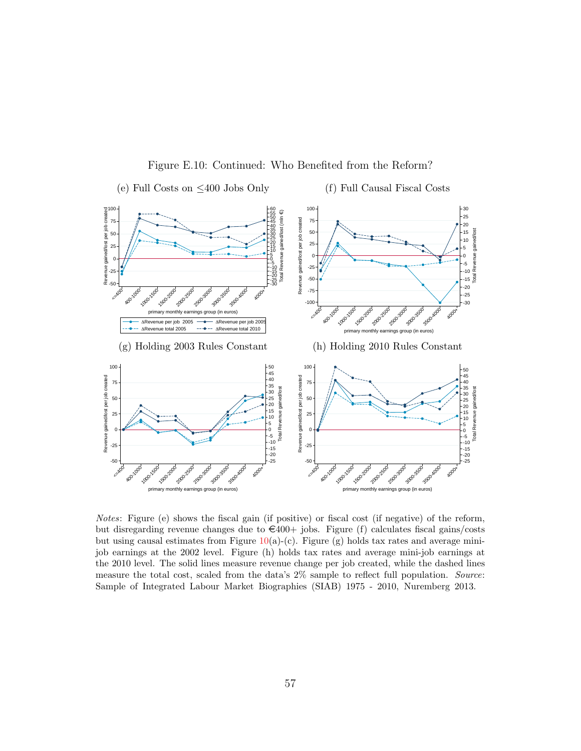Figure E.10: Continued: Who Benefited from the Reform?

(e) Full Costs on ≤400 Jobs Only

(f) Full Causal Fiscal Costs

(g) Holding 2003 Rules Constant

(h) Holding 2010 Rules Constant

*Notes*: Figure (e) shows the fiscal gain (if positive) or fiscal cost (if negative) of the reform, but disregarding revenue changes due to €400+ jobs. Figure (f) calculates fiscal gains/costs but using causal estimates from Figure 10(a)-(c). Figure (g) holds tax rates and average mini-job earnings at the 2002 level. Figure (h) holds tax rates and average mini-job earnings at the 2010 level. The solid lines measure revenue change per job created, while the dashed lines measure the total cost, scaled from the data's 2% sample to reflect full population. *Source*: Sample of Integrated Labour Market Biographies (SIAB) 1975 - 2010, Nuremberg 2013.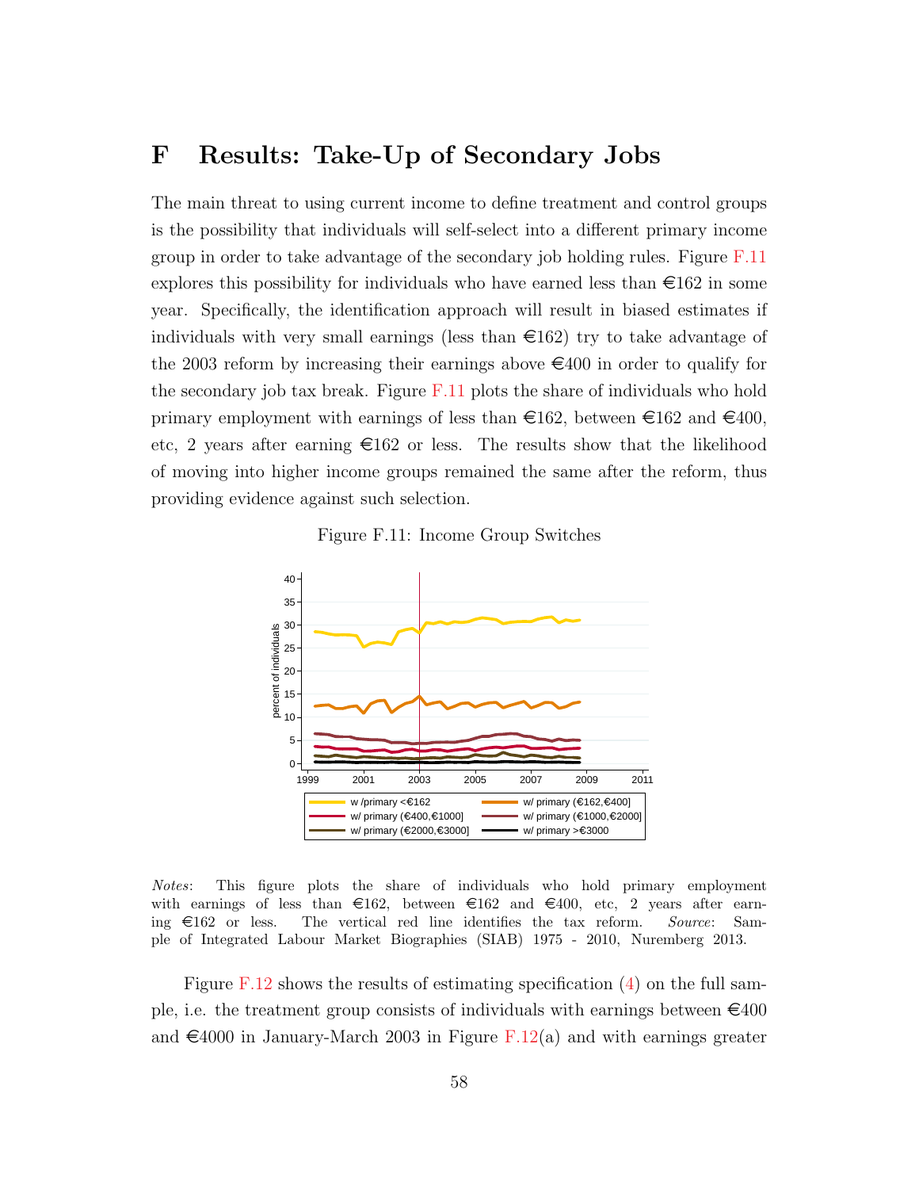# F Results: Take-Up of Secondary Jobs

The main threat to using current income to define treatment and control groups is the possibility that individuals will self-select into a different primary income group in order to take advantage of the secondary job holding rules. Figure F.11 explores this possibility for individuals who have earned less than €162 in some year. Specifically, the identification approach will result in biased estimates if individuals with very small earnings (less than €162) try to take advantage of the 2003 reform by increasing their earnings above €400 in order to qualify for the secondary job tax break. Figure F.11 plots the share of individuals who hold primary employment with earnings of less than €162, between €162 and €400, etc, 2 years after earning €162 or less. The results show that the likelihood of moving into higher income groups remained the same after the reform, thus providing evidence against such selection.

Figure F.11: Income Group Switches

*Notes*: This figure plots the share of individuals who hold primary employment with earnings of less than €162, between €162 and €400, etc, 2 years after earning €162 or less. The vertical red line identifies the tax reform. *Source*: Sample of Integrated Labour Market Biographies (SIAB) 1975 - 2010, Nuremberg 2013.

Figure F.12 shows the results of estimating specification (4) on the full sample, i.e. the treatment group consists of individuals with earnings between €400 and €4000 in January-March 2003 in Figure F.12(a) and with earnings greater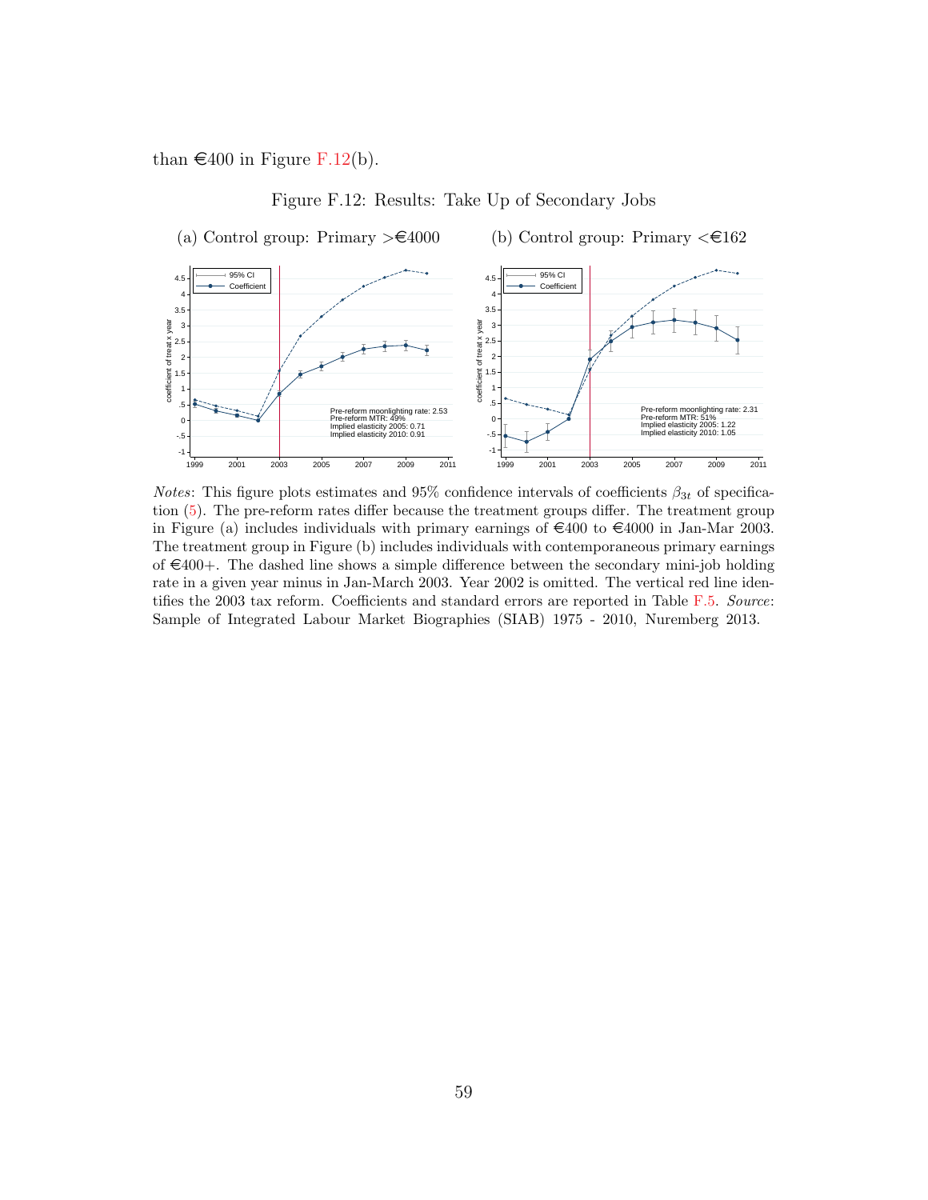than €400 in Figure F.12(b).

Figure F.12: Results: Take Up of Secondary Jobs

(a) Control group: Primary >€4000

(b) Control group: Primary <€162

*Notes*: This figure plots estimates and 95% confidence intervals of coefficients $\beta_{3t}$ of specification (5). The pre-reform rates differ because the treatment groups differ. The treatment group in Figure (a) includes individuals with primary earnings of €400 to €4000 in Jan-Mar 2003. The treatment group in Figure (b) includes individuals with contemporaneous primary earnings of €400+. The dashed line shows a simple difference between the secondary mini-job holding rate in a given year minus in Jan-March 2003. Year 2002 is omitted. The vertical red line identifies the 2003 tax reform. Coefficients and standard errors are reported in Table F.5. *Source*: Sample of Integrated Labour Market Biographies (SIAB) 1975 - 2010, Nuremberg 2013.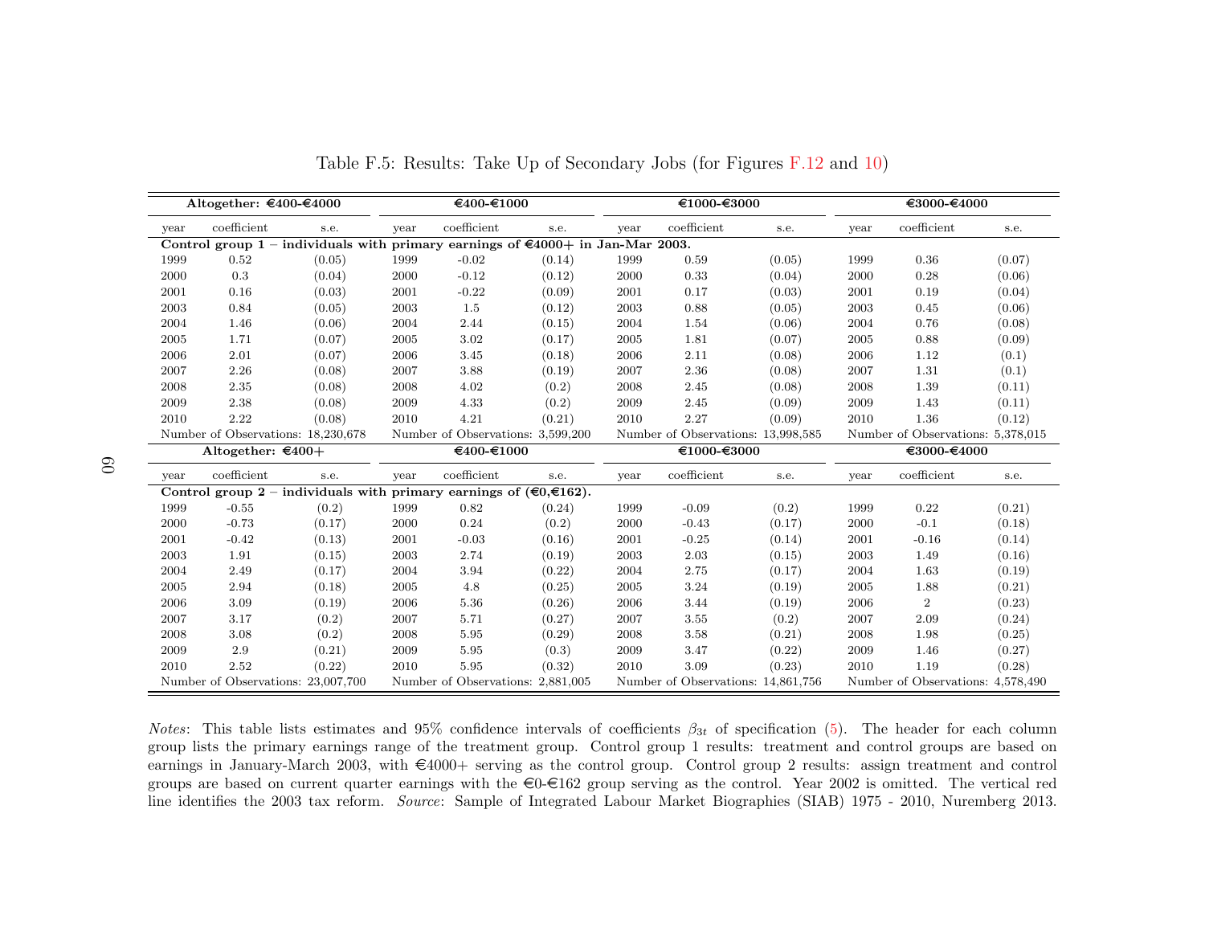Table F.5: Results: Take Up of Secondary Jobs (for Figures F.12 and 10)

| **Altogether: €400-€4000** | | | **€400-€1000** | | | **€1000-€3000** | | | **€3000-€4000** | | |
|---|---|---|---|---|---|---|---|---|---|---|---|
| year | coefficient | s.e. | year | coefficient | s.e. | year | coefficient | s.e. | year | coefficient | s.e. |
| **Control group 1 – individuals with primary earnings of €4000+ in Jan-Mar 2003.** | | | | | | | | | | | |
| 1999 | 0.52 | (0.05) | 1999 | -0.02 | (0.14) | 1999 | 0.59 | (0.05) | 1999 | 0.36 | (0.07) |
| 2000 | 0.3 | (0.04) | 2000 | -0.12 | (0.12) | 2000 | 0.33 | (0.04) | 2000 | 0.28 | (0.06) |
| 2001 | 0.16 | (0.03) | 2001 | -0.22 | (0.09) | 2001 | 0.17 | (0.03) | 2001 | 0.19 | (0.04) |
| 2003 | 0.84 | (0.05) | 2003 | 1.5 | (0.12) | 2003 | 0.88 | (0.05) | 2003 | 0.45 | (0.06) |
| 2004 | 1.46 | (0.06) | 2004 | 2.44 | (0.15) | 2004 | 1.54 | (0.06) | 2004 | 0.76 | (0.08) |
| 2005 | 1.71 | (0.07) | 2005 | 3.02 | (0.17) | 2005 | 1.81 | (0.07) | 2005 | 0.88 | (0.09) |
| 2006 | 2.01 | (0.07) | 2006 | 3.45 | (0.18) | 2006 | 2.11 | (0.08) | 2006 | 1.12 | (0.1) |
| 2007 | 2.26 | (0.08) | 2007 | 3.88 | (0.19) | 2007 | 2.36 | (0.08) | 2007 | 1.31 | (0.1) |
| 2008 | 2.35 | (0.08) | 2008 | 4.02 | (0.2) | 2008 | 2.45 | (0.08) | 2008 | 1.39 | (0.11) |
| 2009 | 2.38 | (0.08) | 2009 | 4.33 | (0.2) | 2009 | 2.45 | (0.09) | 2009 | 1.43 | (0.11) |
| 2010 | 2.22 | (0.08) | 2010 | 4.21 | (0.21) | 2010 | 2.27 | (0.09) | 2010 | 1.36 | (0.12) |
| Number of Observations: 18,230,678 | | | Number of Observations: 3,599,200 | | | Number of Observations: 13,998,585 | | | Number of Observations: 5,378,015 | | |
| **Altogether: €400+** | | | **€400-€1000** | | | **€1000-€3000** | | | **€3000-€4000** | | |
| year | coefficient | s.e. | year | coefficient | s.e. | year | coefficient | s.e. | year | coefficient | s.e. |
| **Control group 2 – individuals with primary earnings of (€0,€162).** | | | | | | | | | | | |
| 1999 | -0.55 | (0.2) | 1999 | 0.82 | (0.24) | 1999 | -0.09 | (0.2) | 1999 | 0.22 | (0.21) |
| 2000 | -0.73 | (0.17) | 2000 | 0.24 | (0.2) | 2000 | -0.43 | (0.17) | 2000 | -0.1 | (0.18) |
| 2001 | -0.42 | (0.13) | 2001 | -0.03 | (0.16) | 2001 | -0.25 | (0.14) | 2001 | -0.16 | (0.14) |
| 2003 | 1.91 | (0.15) | 2003 | 2.74 | (0.19) | 2003 | 2.03 | (0.15) | 2003 | 1.49 | (0.16) |
| 2004 | 2.49 | (0.17) | 2004 | 3.94 | (0.22) | 2004 | 2.75 | (0.17) | 2004 | 1.63 | (0.19) |
| 2005 | 2.94 | (0.18) | 2005 | 4.8 | (0.25) | 2005 | 3.24 | (0.19) | 2005 | 1.88 | (0.21) |
| 2006 | 3.09 | (0.19) | 2006 | 5.36 | (0.26) | 2006 | 3.44 | (0.19) | 2006 | 2 | (0.23) |
| 2007 | 3.17 | (0.2) | 2007 | 5.71 | (0.27) | 2007 | 3.55 | (0.2) | 2007 | 2.09 | (0.24) |
| 2008 | 3.08 | (0.2) | 2008 | 5.95 | (0.29) | 2008 | 3.58 | (0.21) | 2008 | 1.98 | (0.25) |
| 2009 | 2.9 | (0.21) | 2009 | 5.95 | (0.3) | 2009 | 3.47 | (0.22) | 2009 | 1.46 | (0.27) |
| 2010 | 2.52 | (0.22) | 2010 | 5.95 | (0.32) | 2010 | 3.09 | (0.23) | 2010 | 1.19 | (0.28) |
| Number of Observations: 23,007,700 | | | Number of Observations: 2,881,005 | | | Number of Observations: 14,861,756 | | | Number of Observations: 4,578,490 | | |

*Notes*: This table lists estimates and 95% confidence intervals of coefficients $\beta_{3t}$ of specification (5). The header for each column group lists the primary earnings range of the treatment group. Control group 1 results: treatment and control groups are based on earnings in January-March 2003, with €4000+ serving as the control group. Control group 2 results: assign treatment and control groups are based on current quarter earnings with the €0-€162 group serving as the control. Year 2002 is omitted. The vertical red line identifies the 2003 tax reform. *Source*: Sample of Integrated Labour Market Biographies (SIAB) 1975 - 2010, Nuremberg 2013.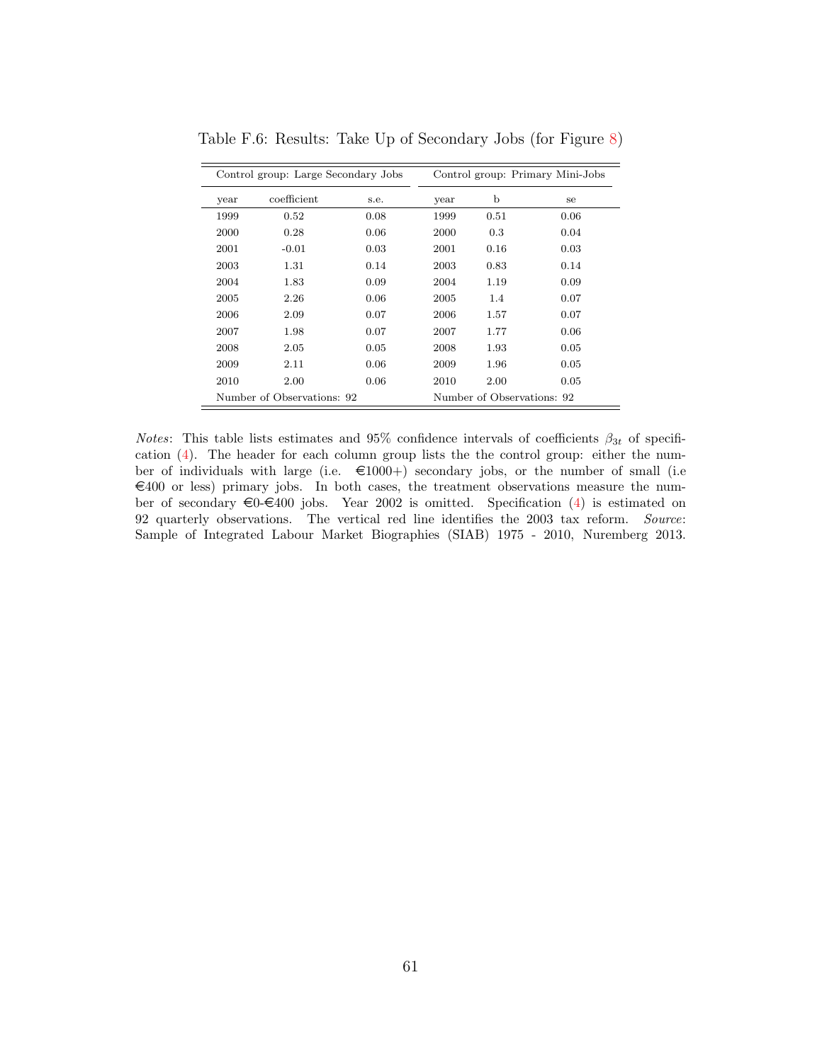Table F.6: Results: Take Up of Secondary Jobs (for Figure 8)

| Control group: Large Secondary Jobs | | | Control group: Primary Mini-Jobs | | |
|---|---|---|---|---|---|
| year | coefficient | s.e. | year | b | se |
| 1999 | 0.52 | 0.08 | 1999 | 0.51 | 0.06 |
| 2000 | 0.28 | 0.06 | 2000 | 0.3 | 0.04 |
| 2001 | -0.01 | 0.03 | 2001 | 0.16 | 0.03 |
| 2003 | 1.31 | 0.14 | 2003 | 0.83 | 0.14 |
| 2004 | 1.83 | 0.09 | 2004 | 1.19 | 0.09 |
| 2005 | 2.26 | 0.06 | 2005 | 1.4 | 0.07 |
| 2006 | 2.09 | 0.07 | 2006 | 1.57 | 0.07 |
| 2007 | 1.98 | 0.07 | 2007 | 1.77 | 0.06 |
| 2008 | 2.05 | 0.05 | 2008 | 1.93 | 0.05 |
| 2009 | 2.11 | 0.06 | 2009 | 1.96 | 0.05 |
| 2010 | 2.00 | 0.06 | 2010 | 2.00 | 0.05 |
| Number of Observations: 92 | | | Number of Observations: 92 | | |

*Notes*: This table lists estimates and 95% confidence intervals of coefficients $\beta_{3t}$ of specification (4). The header for each column group lists the the control group: either the number of individuals with large (i.e. €1000+) secondary jobs, or the number of small (i.e €400 or less) primary jobs. In both cases, the treatment observations measure the number of secondary €0-€400 jobs. Year 2002 is omitted. Specification (4) is estimated on 92 quarterly observations. The vertical red line identifies the 2003 tax reform. *Source*: Sample of Integrated Labour Market Biographies (SIAB) 1975 - 2010, Nuremberg 2013.